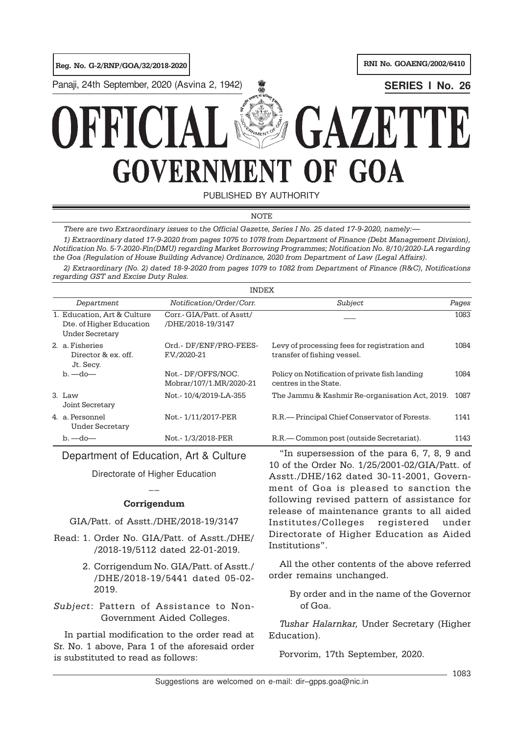Reg. No. G-2/RNP/GOA/32/2018-2020

RNI No. GOAENG/2002/6410

Panaji, 24th September, 2020 (Asvina 2, 1942)

**SERIES I No. 26**

# OFFICIAL GAZETTE
# GOVERNMENT OF GOA

PUBLISHED BY AUTHORITY

NOTE

*There are two Extraordinary issues to the Official Gazette, Series I No. 25 dated 17-9-2020, namely:—*

*1) Extraordinary dated 17-9-2020 from pages 1075 to 1078 from Department of Finance (Debt Management Division), Notification No. 5-7-2020-Fin(DMU) regarding Market Borrowing Programmes; Notification No. 8/10/2020-LA regarding the Goa (Regulation of House Building Advance) Ordinance, 2020 from Department of Law (Legal Affairs).*

*2) Extraordinary (No. 2) dated 18-9-2020 from pages 1079 to 1082 from Department of Finance (R&C), Notifications regarding GST and Excise Duty Rules.*

INDEX

| *Department* | *Notification/Order/Corr.* | *Subject* | *Pages* |
|---|---|---|---|
| 1. Education, Art & Culture Dte. of Higher Education Under Secretary | Corr.- GIA/Patt. of Asstt/ /DHE/2018-19/3147 | ___ | 1083 |
| 2. a. Fisheries Director & ex. off. Jt. Secy. | Ord.- DF/ENF/PRO-FEES-F.V./2020-21 | Levy of processing fees for registration and transfer of fishing vessel. | 1084 |
| b. —do— | Not.- DF/OFFS/NOC. Mobrar/107/1.MR/2020-21 | Policy on Notification of private fish landing centres in the State. | 1084 |
| 3. Law Joint Secretary | Not.- 10/4/2019-LA-355 | The Jammu & Kashmir Re-organisation Act, 2019. | 1087 |
| 4. a. Personnel Under Secretary | Not.- 1/11/2017-PER | R.R.— Principal Chief Conservator of Forests. | 1141 |
| b. —do— | Not.- 1/3/2018-PER | R.R.— Common post (outside Secretariat). | 1143 |

## Department of Education, Art & Culture

### Directorate of Higher Education

—

**Corrigendum**

GIA/Patt. of Asstt./DHE/2018-19/3147

Read: 1. Order No. GIA/Patt. of Asstt./DHE/ /2018-19/5112 dated 22-01-2019.

2. Corrigendum No. GIA/Patt. of Asstt./ /DHE/2018-19/5441 dated 05-02-2019.

*Subject*: Pattern of Assistance to Non-Government Aided Colleges.

In partial modification to the order read at Sr. No. 1 above, Para 1 of the aforesaid order is substituted to read as follows:

"In supersession of the para 6, 7, 8, 9 and 10 of the Order No. 1/25/2001-02/GIA/Patt. of Asstt./DHE/162 dated 30-11-2001, Government of Goa is pleased to sanction the following revised pattern of assistance for release of maintenance grants to all aided Institutes/Colleges registered under Directorate of Higher Education as Aided Institutions".

All the other contents of the above referred order remains unchanged.

By order and in the name of the Governor of Goa.

*Tushar Halarnkar,* Under Secretary (Higher Education).

Porvorim, 17th September, 2020.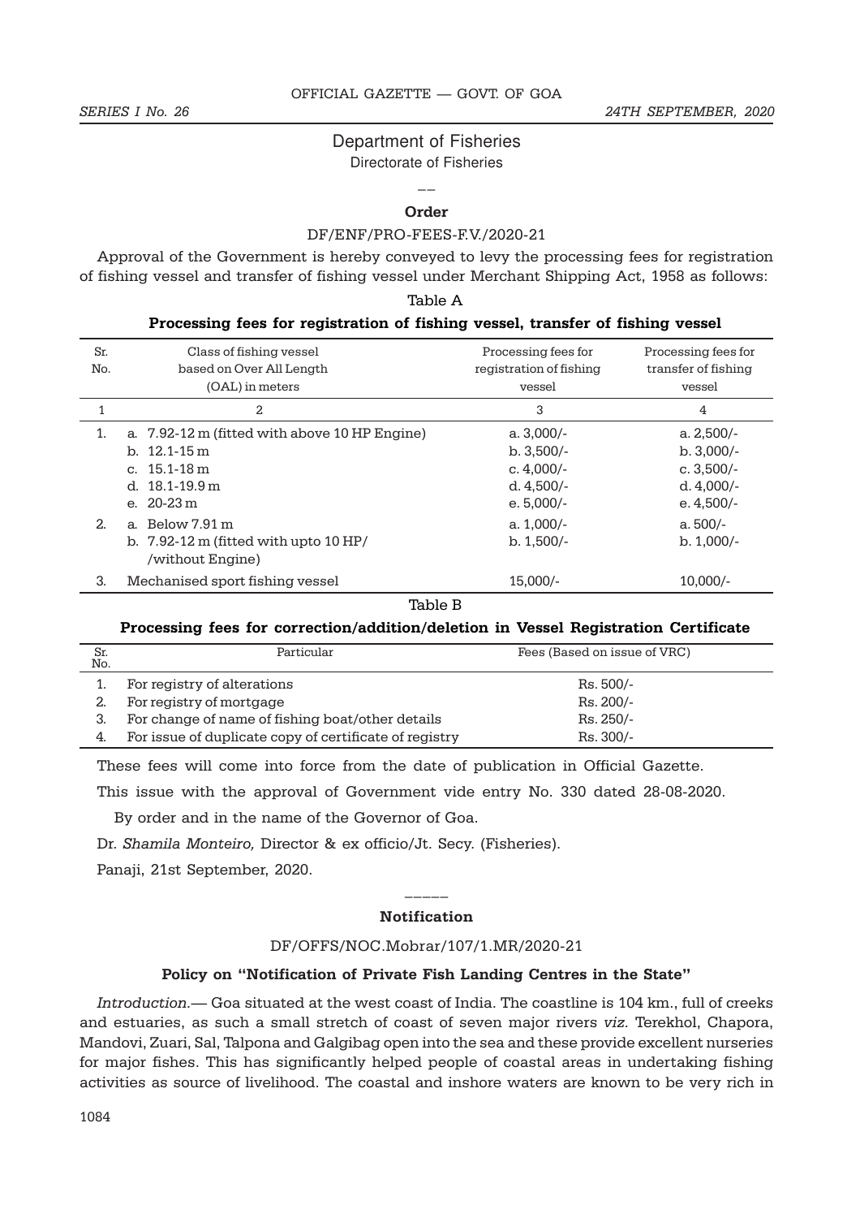## Department of Fisheries

### Directorate of Fisheries

---

**Order**

DF/ENF/PRO-FEES-F.V./2020-21

Approval of the Government is hereby conveyed to levy the processing fees for registration of fishing vessel and transfer of fishing vessel under Merchant Shipping Act, 1958 as follows:

Table A

**Processing fees for registration of fishing vessel, transfer of fishing vessel**

| Sr. No. | Class of fishing vessel based on Over All Length (OAL) in meters | Processing fees for registration of fishing vessel | Processing fees for transfer of fishing vessel |
|---|---|---|---|
| 1 | 2 | 3 | 4 |
| 1. | a. 7.92-12 m (fitted with above 10 HP Engine)<br>b. 12.1-15 m<br>c. 15.1-18 m<br>d. 18.1-19.9 m<br>e. 20-23 m | a. 3,000/-<br>b. 3,500/-<br>c. 4,000/-<br>d. 4,500/-<br>e. 5,000/- | a. 2,500/-<br>b. 3,000/-<br>c. 3,500/-<br>d. 4,000/-<br>e. 4,500/- |
| 2. | a. Below 7.91 m<br>b. 7.92-12 m (fitted with upto 10 HP/ /without Engine) | a. 1,000/-<br>b. 1,500/- | a. 500/-<br>b. 1,000/- |
| 3. | Mechanised sport fishing vessel | 15,000/- | 10,000/- |

Table B

**Processing fees for correction/addition/deletion in Vessel Registration Certificate**

| Sr. No. | Particular | Fees (Based on issue of VRC) |
|---|---|---|
| 1. | For registry of alterations | Rs. 500/- |
| 2. | For registry of mortgage | Rs. 200/- |
| 3. | For change of name of fishing boat/other details | Rs. 250/- |
| 4. | For issue of duplicate copy of certificate of registry | Rs. 300/- |

These fees will come into force from the date of publication in Official Gazette.

This issue with the approval of Government vide entry No. 330 dated 28-08-2020.

By order and in the name of the Governor of Goa.

Dr. *Shamila Monteiro,* Director & ex officio/Jt. Secy. (Fisheries).

Panaji, 21st September, 2020.

---

**Notification**

DF/OFFS/NOC.Mobrar/107/1.MR/2020-21

**Policy on "Notification of Private Fish Landing Centres in the State"**

*Introduction.*— Goa situated at the west coast of India. The coastline is 104 km., full of creeks and estuaries, as such a small stretch of coast of seven major rivers *viz.* Terekhol, Chapora, Mandovi, Zuari, Sal, Talpona and Galgibag open into the sea and these provide excellent nurseries for major fishes. This has significantly helped people of coastal areas in undertaking fishing activities as source of livelihood. The coastal and inshore waters are known to be very rich in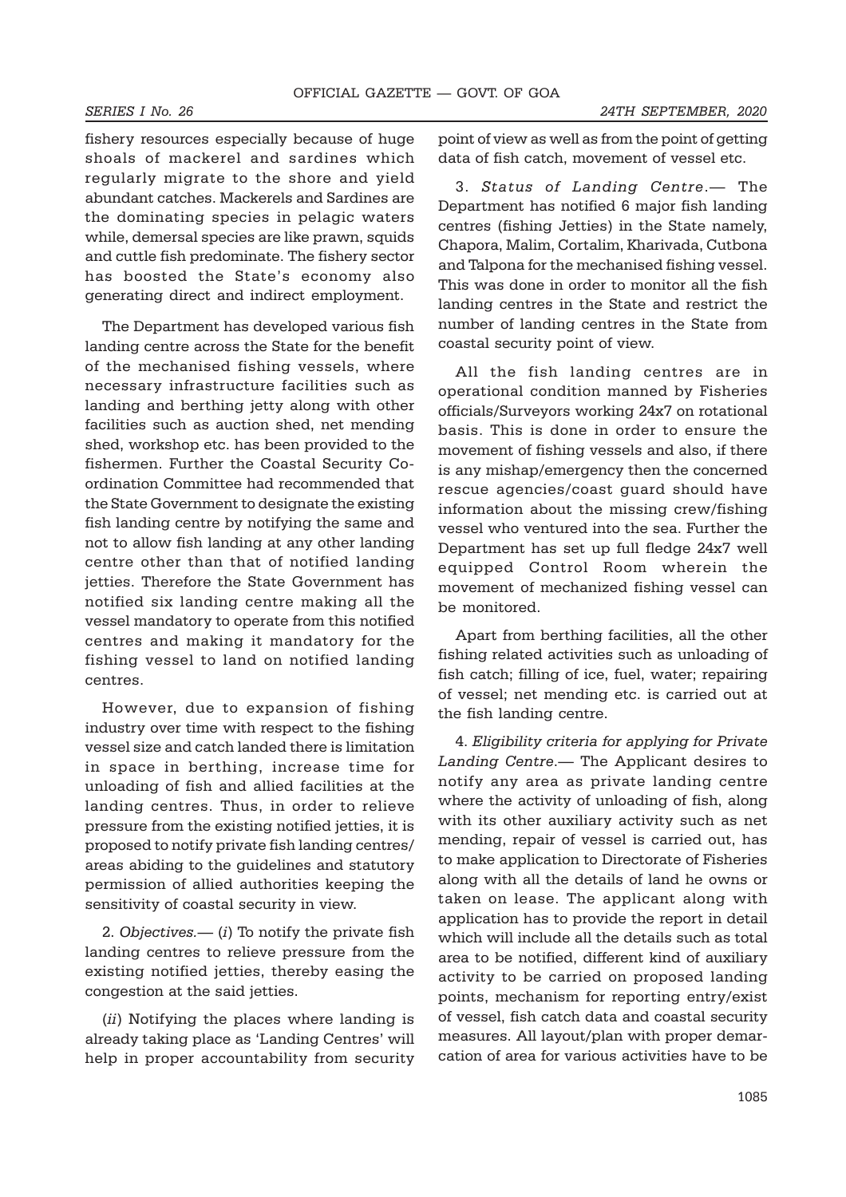fishery resources especially because of huge shoals of mackerel and sardines which regularly migrate to the shore and yield abundant catches. Mackerels and Sardines are the dominating species in pelagic waters while, demersal species are like prawn, squids and cuttle fish predominate. The fishery sector has boosted the State's economy also generating direct and indirect employment.

The Department has developed various fish landing centre across the State for the benefit of the mechanised fishing vessels, where necessary infrastructure facilities such as landing and berthing jetty along with other facilities such as auction shed, net mending shed, workshop etc. has been provided to the fishermen. Further the Coastal Security Co-ordination Committee had recommended that the State Government to designate the existing fish landing centre by notifying the same and not to allow fish landing at any other landing centre other than that of notified landing jetties. Therefore the State Government has notified six landing centre making all the vessel mandatory to operate from this notified centres and making it mandatory for the fishing vessel to land on notified landing centres.

However, due to expansion of fishing industry over time with respect to the fishing vessel size and catch landed there is limitation in space in berthing, increase time for unloading of fish and allied facilities at the landing centres. Thus, in order to relieve pressure from the existing notified jetties, it is proposed to notify private fish landing centres/areas abiding to the guidelines and statutory permission of allied authorities keeping the sensitivity of coastal security in view.

2. *Objectives.*— (*i*) To notify the private fish landing centres to relieve pressure from the existing notified jetties, thereby easing the congestion at the said jetties.

(*ii*) Notifying the places where landing is already taking place as 'Landing Centres' will help in proper accountability from security point of view as well as from the point of getting data of fish catch, movement of vessel etc.

3. *Status of Landing Centre.*— The Department has notified 6 major fish landing centres (fishing Jetties) in the State namely, Chapora, Malim, Cortalim, Kharivada, Cutbona and Talpona for the mechanised fishing vessel. This was done in order to monitor all the fish landing centres in the State and restrict the number of landing centres in the State from coastal security point of view.

All the fish landing centres are in operational condition manned by Fisheries officials/Surveyors working 24x7 on rotational basis. This is done in order to ensure the movement of fishing vessels and also, if there is any mishap/emergency then the concerned rescue agencies/coast guard should have information about the missing crew/fishing vessel who ventured into the sea. Further the Department has set up full fledge 24x7 well equipped Control Room wherein the movement of mechanized fishing vessel can be monitored.

Apart from berthing facilities, all the other fishing related activities such as unloading of fish catch; filling of ice, fuel, water; repairing of vessel; net mending etc. is carried out at the fish landing centre.

4. *Eligibility criteria for applying for Private Landing Centre.*— The Applicant desires to notify any area as private landing centre where the activity of unloading of fish, along with its other auxiliary activity such as net mending, repair of vessel is carried out, has to make application to Directorate of Fisheries along with all the details of land he owns or taken on lease. The applicant along with application has to provide the report in detail which will include all the details such as total area to be notified, different kind of auxiliary activity to be carried on proposed landing points, mechanism for reporting entry/exist of vessel, fish catch data and coastal security measures. All layout/plan with proper demarcation of area for various activities have to be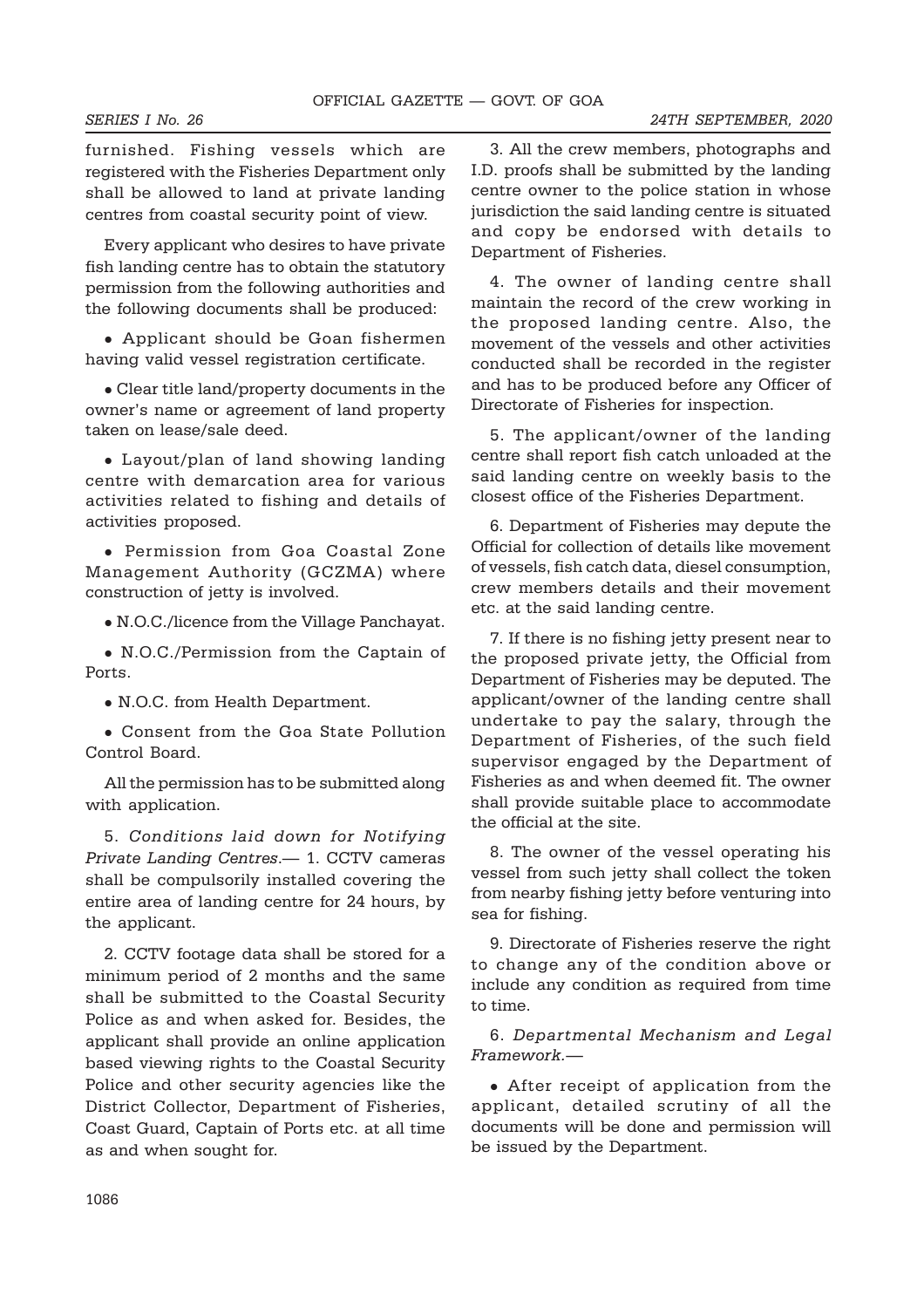furnished. Fishing vessels which are registered with the Fisheries Department only shall be allowed to land at private landing centres from coastal security point of view.

Every applicant who desires to have private fish landing centre has to obtain the statutory permission from the following authorities and the following documents shall be produced:

- Applicant should be Goan fishermen having valid vessel registration certificate.
- Clear title land/property documents in the owner's name or agreement of land property taken on lease/sale deed.
- Layout/plan of land showing landing centre with demarcation area for various activities related to fishing and details of activities proposed.
- Permission from Goa Coastal Zone Management Authority (GCZMA) where construction of jetty is involved.
- N.O.C./licence from the Village Panchayat.
- N.O.C./Permission from the Captain of Ports.
- N.O.C. from Health Department.
- Consent from the Goa State Pollution Control Board.

All the permission has to be submitted along with application.

5. *Conditions laid down for Notifying Private Landing Centres.*— 1. CCTV cameras shall be compulsorily installed covering the entire area of landing centre for 24 hours, by the applicant.

2. CCTV footage data shall be stored for a minimum period of 2 months and the same shall be submitted to the Coastal Security Police as and when asked for. Besides, the applicant shall provide an online application based viewing rights to the Coastal Security Police and other security agencies like the District Collector, Department of Fisheries, Coast Guard, Captain of Ports etc. at all time as and when sought for.

3. All the crew members, photographs and I.D. proofs shall be submitted by the landing centre owner to the police station in whose jurisdiction the said landing centre is situated and copy be endorsed with details to Department of Fisheries.

4. The owner of landing centre shall maintain the record of the crew working in the proposed landing centre. Also, the movement of the vessels and other activities conducted shall be recorded in the register and has to be produced before any Officer of Directorate of Fisheries for inspection.

5. The applicant/owner of the landing centre shall report fish catch unloaded at the said landing centre on weekly basis to the closest office of the Fisheries Department.

6. Department of Fisheries may depute the Official for collection of details like movement of vessels, fish catch data, diesel consumption, crew members details and their movement etc. at the said landing centre.

7. If there is no fishing jetty present near to the proposed private jetty, the Official from Department of Fisheries may be deputed. The applicant/owner of the landing centre shall undertake to pay the salary, through the Department of Fisheries, of the such field supervisor engaged by the Department of Fisheries as and when deemed fit. The owner shall provide suitable place to accommodate the official at the site.

8. The owner of the vessel operating his vessel from such jetty shall collect the token from nearby fishing jetty before venturing into sea for fishing.

9. Directorate of Fisheries reserve the right to change any of the condition above or include any condition as required from time to time.

6. *Departmental Mechanism and Legal Framework.*—

- After receipt of application from the applicant, detailed scrutiny of all the documents will be done and permission will be issued by the Department.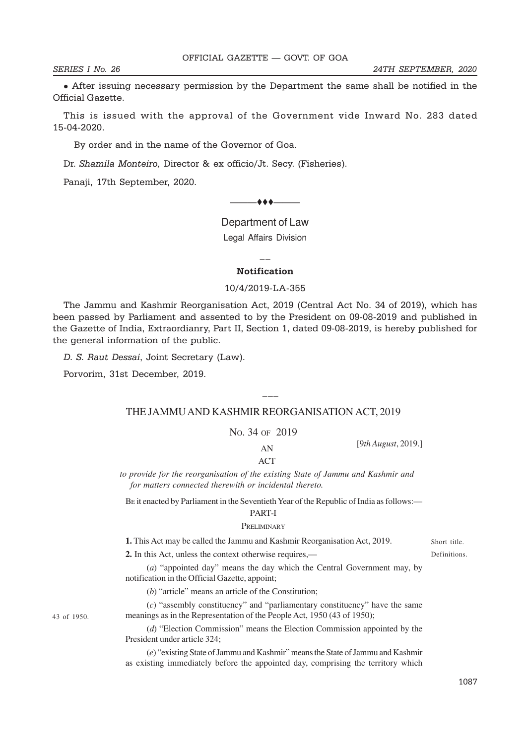• After issuing necessary permission by the Department the same shall be notified in the Official Gazette.

This is issued with the approval of the Government vide Inward No. 283 dated 15-04-2020.

By order and in the name of the Governor of Goa.

Dr. *Shamila Monteiro,* Director & ex officio/Jt. Secy. (Fisheries).

Panaji, 17th September, 2020.

———♦♦♦———

## Department of Law

### Legal Affairs Division

——

**Notification**

10/4/2019-LA-355

The Jammu and Kashmir Reorganisation Act, 2019 (Central Act No. 34 of 2019), which has been passed by Parliament and assented to by the President on 09-08-2019 and published in the Gazette of India, Extraordianry, Part II, Section 1, dated 09-08-2019, is hereby published for the general information of the public.

*D. S. Raut Dessai*, Joint Secretary (Law).

Porvorim, 31st December, 2019.

———

# THE JAMMU AND KASHMIR REORGANISATION ACT, 2019

NO. 34 OF 2019

[*9th August*, 2019.]

AN

ACT

*to provide for the reorganisation of the existing State of Jammu and Kashmir and for matters connected therewith or incidental thereto.*

BE it enacted by Parliament in the Seventieth Year of the Republic of India as follows:—

PART-I

PRELIMINARY

**1.** This Act may be called the Jammu and Kashmir Reorganisation Act, 2019. — Short title.

**2.** In this Act, unless the context otherwise requires,— — Definitions.

(*a*) "appointed day" means the day which the Central Government may, by notification in the Official Gazette, appoint;

(*b*) "article" means an article of the Constitution;

(*c*) "assembly constituency" and "parliamentary constituency" have the same meanings as in the Representation of the People Act, 1950 (43 of 1950); — 43 of 1950.

(*d*) "Election Commission" means the Election Commission appointed by the President under article 324;

(*e*) "existing State of Jammu and Kashmir" means the State of Jammu and Kashmir as existing immediately before the appointed day, comprising the territory which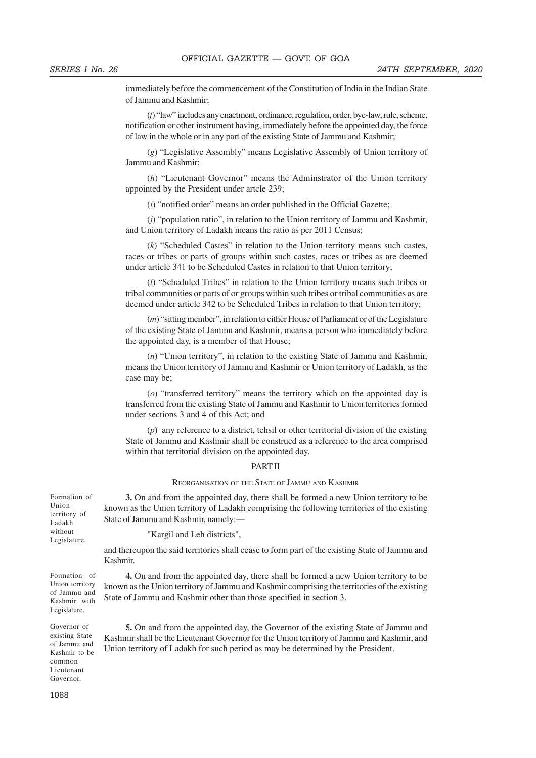immediately before the commencement of the Constitution of India in the Indian State of Jammu and Kashmir;

(*f*) "law" includes any enactment, ordinance, regulation, order, bye-law, rule, scheme, notification or other instrument having, immediately before the appointed day, the force of law in the whole or in any part of the existing State of Jammu and Kashmir;

(*g*) "Legislative Assembly" means Legislative Assembly of Union territory of Jammu and Kashmir;

(*h*) "Lieutenant Governor" means the Adminstrator of the Union territory appointed by the President under artcle 239;

(*i*) "notified order" means an order published in the Official Gazette;

(*j*) "population ratio", in relation to the Union territory of Jammu and Kashmir, and Union territory of Ladakh means the ratio as per 2011 Census;

(*k*) "Scheduled Castes" in relation to the Union territory means such castes, races or tribes or parts of groups within such castes, races or tribes as are deemed under article 341 to be Scheduled Castes in relation to that Union territory;

(*l*) "Scheduled Tribes" in relation to the Union territory means such tribes or tribal communities or parts of or groups within such tribes or tribal communities as are deemed under article 342 to be Scheduled Tribes in relation to that Union territory;

(*m*) "sitting member", in relation to either House of Parliament or of the Legislature of the existing State of Jammu and Kashmir, means a person who immediately before the appointed day, is a member of that House;

(*n*) "Union territory", in relation to the existing State of Jammu and Kashmir, means the Union territory of Jammu and Kashmir or Union territory of Ladakh, as the case may be;

(*o*) "transferred territory" means the territory which on the appointed day is transferred from the existing State of Jammu and Kashmir to Union territories formed under sections 3 and 4 of this Act; and

(*p*) any reference to a district, tehsil or other territorial division of the existing State of Jammu and Kashmir shall be construed as a reference to the area comprised within that territorial division on the appointed day.

## PART II

### REORGANISATION OF THE STATE OF JAMMU AND KASHMIR

*Formation of Union territory of Ladakh without Legislature.*

**3.** On and from the appointed day, there shall be formed a new Union territory to be known as the Union territory of Ladakh comprising the following territories of the existing State of Jammu and Kashmir, namely:—

"Kargil and Leh districts",

and thereupon the said territories shall cease to form part of the existing State of Jammu and Kashmir.

*Formation of Union territory of Jammu and Kashmir with Legislature.*

**4.** On and from the appointed day, there shall be formed a new Union territory to be known as the Union territory of Jammu and Kashmir comprising the territories of the existing State of Jammu and Kashmir other than those specified in section 3.

*Governor of existing State of Jammu and Kashmir to be common Lieutenant Governor.*

**5.** On and from the appointed day, the Governor of the existing State of Jammu and Kashmir shall be the Lieutenant Governor for the Union territory of Jammu and Kashmir, and Union territory of Ladakh for such period as may be determined by the President.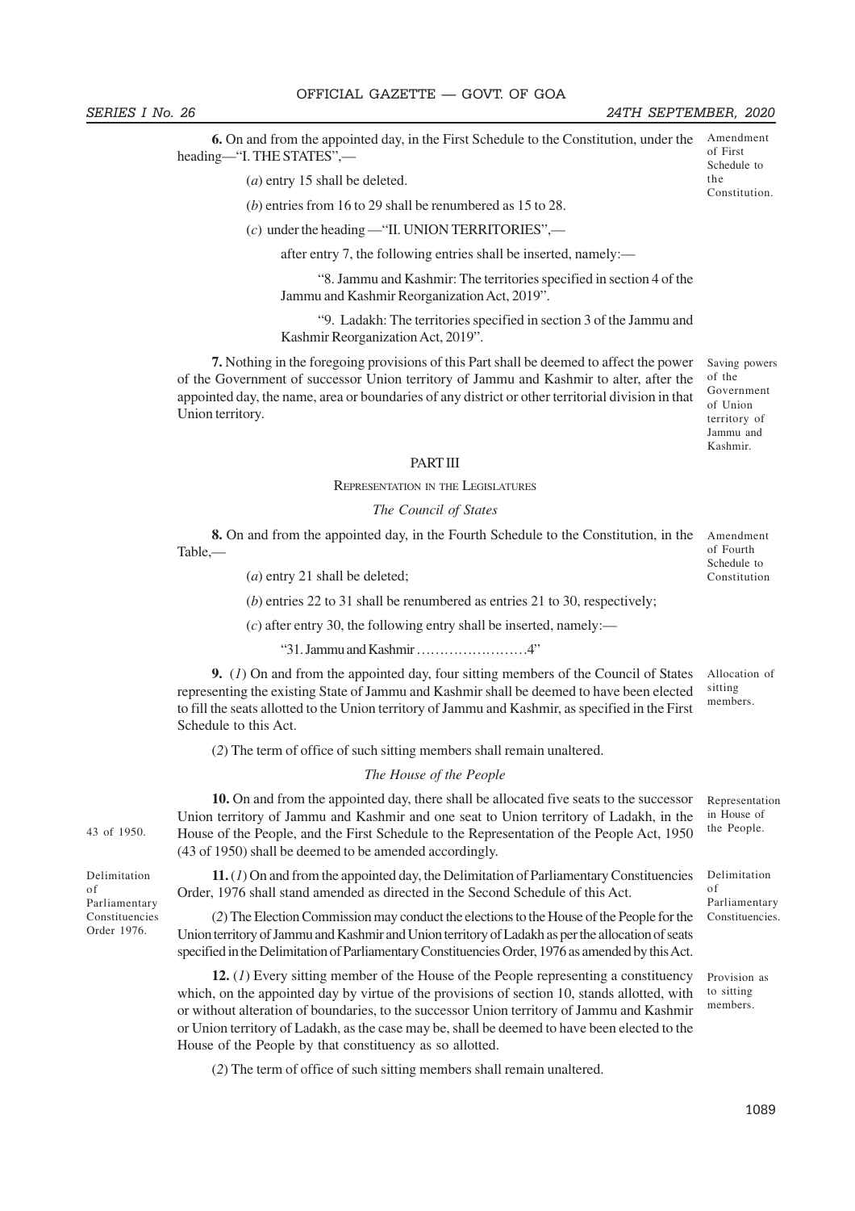**6.** On and from the appointed day, in the First Schedule to the Constitution, under the heading—"I. THE STATES",— *Amendment of First Schedule to the Constitution.*

(*a*) entry 15 shall be deleted.

(*b*) entries from 16 to 29 shall be renumbered as 15 to 28.

(*c*) under the heading —"II. UNION TERRITORIES",—

after entry 7, the following entries shall be inserted, namely:—

"8. Jammu and Kashmir: The territories specified in section 4 of the Jammu and Kashmir Reorganization Act, 2019".

"9. Ladakh: The territories specified in section 3 of the Jammu and Kashmir Reorganization Act, 2019".

**7.** Nothing in the foregoing provisions of this Part shall be deemed to affect the power of the Government of successor Union territory of Jammu and Kashmir to alter, after the appointed day, the name, area or boundaries of any district or other territorial division in that Union territory. *Saving powers of the Government of Union territory of Jammu and Kashmir.*

## PART III

### REPRESENTATION IN THE LEGISLATURES

*The Council of States*

**8.** On and from the appointed day, in the Fourth Schedule to the Constitution, in the Table,— *Amendment of Fourth Schedule to Constitution*

(*a*) entry 21 shall be deleted;

(*b*) entries 22 to 31 shall be renumbered as entries 21 to 30, respectively;

(*c*) after entry 30, the following entry shall be inserted, namely:—

"31. Jammu and Kashmir ……………………4"

**9.** (*1*) On and from the appointed day, four sitting members of the Council of States representing the existing State of Jammu and Kashmir shall be deemed to have been elected to fill the seats allotted to the Union territory of Jammu and Kashmir, as specified in the First Schedule to this Act. *Allocation of sitting members.*

(*2*) The term of office of such sitting members shall remain unaltered.

*The House of the People*

**10.** On and from the appointed day, there shall be allocated five seats to the successor Union territory of Jammu and Kashmir and one seat to Union territory of Ladakh, in the House of the People, and the First Schedule to the Representation of the People Act, 1950 (43 of 1950) shall be deemed to be amended accordingly. *Representation in House of the People.* *43 of 1950.*

**11.** (*1*) On and from the appointed day, the Delimitation of Parliamentary Constituencies Order, 1976 shall stand amended as directed in the Second Schedule of this Act. *Delimitation of Parliamentary Constituencies.* *Delimitation of Parliamentary Constituencies Order 1976.*

(*2*) The Election Commission may conduct the elections to the House of the People for the Union territory of Jammu and Kashmir and Union territory of Ladakh as per the allocation of seats specified in the Delimitation of Parliamentary Constituencies Order, 1976 as amended by this Act.

**12.** (*1*) Every sitting member of the House of the People representing a constituency which, on the appointed day by virtue of the provisions of section 10, stands allotted, with or without alteration of boundaries, to the successor Union territory of Jammu and Kashmir or Union territory of Ladakh, as the case may be, shall be deemed to have been elected to the House of the People by that constituency as so allotted. *Provision as to sitting members.*

(*2*) The term of office of such sitting members shall remain unaltered.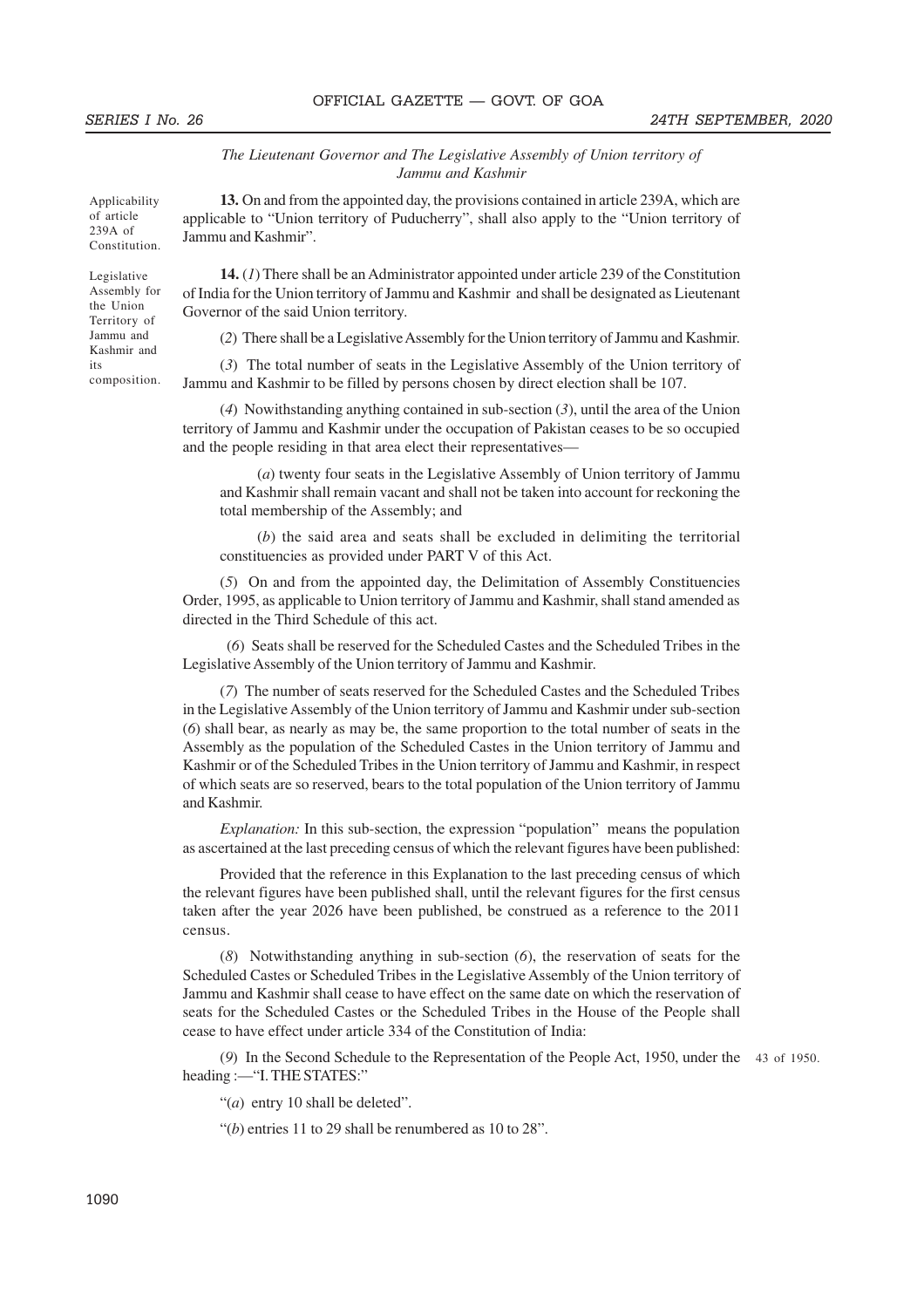*The Lieutenant Governor and The Legislative Assembly of Union territory of Jammu and Kashmir*

Applicability of article 239A of Constitution.

**13.** On and from the appointed day, the provisions contained in article 239A, which are applicable to "Union territory of Puducherry", shall also apply to the "Union territory of Jammu and Kashmir".

Legislative Assembly for the Union Territory of Jammu and Kashmir and its composition.

**14.** (*1*) There shall be an Administrator appointed under article 239 of the Constitution of India for the Union territory of Jammu and Kashmir and shall be designated as Lieutenant Governor of the said Union territory.

(*2*) There shall be a Legislative Assembly for the Union territory of Jammu and Kashmir.

(*3*) The total number of seats in the Legislative Assembly of the Union territory of Jammu and Kashmir to be filled by persons chosen by direct election shall be 107.

(*4*) Nowithstanding anything contained in sub-section (*3*), until the area of the Union territory of Jammu and Kashmir under the occupation of Pakistan ceases to be so occupied and the people residing in that area elect their representatives—

(*a*) twenty four seats in the Legislative Assembly of Union territory of Jammu and Kashmir shall remain vacant and shall not be taken into account for reckoning the total membership of the Assembly; and

(*b*) the said area and seats shall be excluded in delimiting the territorial constituencies as provided under PART V of this Act.

(*5*) On and from the appointed day, the Delimitation of Assembly Constituencies Order, 1995, as applicable to Union territory of Jammu and Kashmir, shall stand amended as directed in the Third Schedule of this act.

(*6*) Seats shall be reserved for the Scheduled Castes and the Scheduled Tribes in the Legislative Assembly of the Union territory of Jammu and Kashmir.

(*7*) The number of seats reserved for the Scheduled Castes and the Scheduled Tribes in the Legislative Assembly of the Union territory of Jammu and Kashmir under sub-section (*6*) shall bear, as nearly as may be, the same proportion to the total number of seats in the Assembly as the population of the Scheduled Castes in the Union territory of Jammu and Kashmir or of the Scheduled Tribes in the Union territory of Jammu and Kashmir, in respect of which seats are so reserved, bears to the total population of the Union territory of Jammu and Kashmir.

*Explanation:* In this sub-section, the expression "population" means the population as ascertained at the last preceding census of which the relevant figures have been published:

Provided that the reference in this Explanation to the last preceding census of which the relevant figures have been published shall, until the relevant figures for the first census taken after the year 2026 have been published, be construed as a reference to the 2011 census.

(*8*) Notwithstanding anything in sub-section (*6*), the reservation of seats for the Scheduled Castes or Scheduled Tribes in the Legislative Assembly of the Union territory of Jammu and Kashmir shall cease to have effect on the same date on which the reservation of seats for the Scheduled Castes or the Scheduled Tribes in the House of the People shall cease to have effect under article 334 of the Constitution of India:

(*9*) In the Second Schedule to the Representation of the People Act, 1950, under the heading :—"I. THE STATES:"

43 of 1950.

"(*a*) entry 10 shall be deleted".

"(*b*) entries 11 to 29 shall be renumbered as 10 to 28".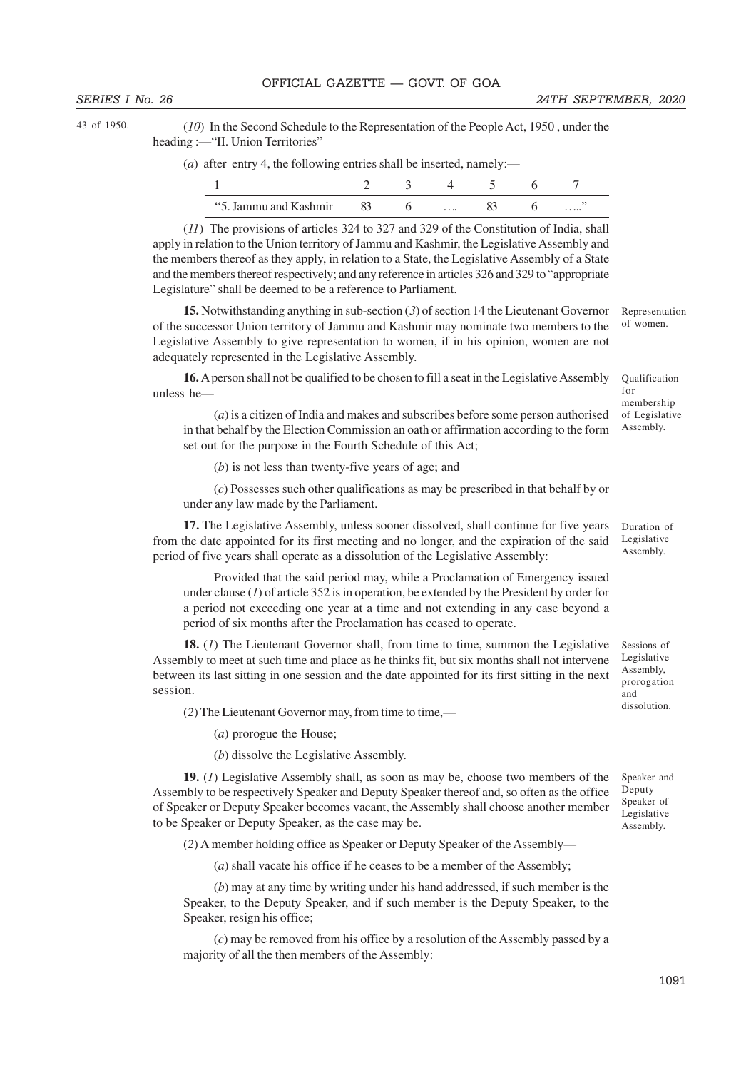43 of 1950.

(*10*) In the Second Schedule to the Representation of the People Act, 1950 , under the heading :—"II. Union Territories"

(*a*) after entry 4, the following entries shall be inserted, namely:—

| 1 | 2 | 3 | 4 | 5 | 6 | 7 |
|---|---|---|---|---|---|---|
| "5. Jammu and Kashmir | 83 | 6 | …. | 83 | 6 | ….." |

(*11*) The provisions of articles 324 to 327 and 329 of the Constitution of India, shall apply in relation to the Union territory of Jammu and Kashmir, the Legislative Assembly and the members thereof as they apply, in relation to a State, the Legislative Assembly of a State and the members thereof respectively; and any reference in articles 326 and 329 to "appropriate Legislature" shall be deemed to be a reference to Parliament.

*Representation of women.*

**15.** Notwithstanding anything in sub-section (*3*) of section 14 the Lieutenant Governor of the successor Union territory of Jammu and Kashmir may nominate two members to the Legislative Assembly to give representation to women, if in his opinion, women are not adequately represented in the Legislative Assembly.

*Qualification for membership of Legislative Assembly.*

**16.** A person shall not be qualified to be chosen to fill a seat in the Legislative Assembly unless he—

(*a*) is a citizen of India and makes and subscribes before some person authorised in that behalf by the Election Commission an oath or affirmation according to the form set out for the purpose in the Fourth Schedule of this Act;

(*b*) is not less than twenty-five years of age; and

(*c*) Possesses such other qualifications as may be prescribed in that behalf by or under any law made by the Parliament.

*Duration of Legislative Assembly.*

**17.** The Legislative Assembly, unless sooner dissolved, shall continue for five years from the date appointed for its first meeting and no longer, and the expiration of the said period of five years shall operate as a dissolution of the Legislative Assembly:

Provided that the said period may, while a Proclamation of Emergency issued under clause (*1*) of article 352 is in operation, be extended by the President by order for a period not exceeding one year at a time and not extending in any case beyond a period of six months after the Proclamation has ceased to operate.

*Sessions of Legislative Assembly, prorogation and dissolution.*

**18.** (*1*) The Lieutenant Governor shall, from time to time, summon the Legislative Assembly to meet at such time and place as he thinks fit, but six months shall not intervene between its last sitting in one session and the date appointed for its first sitting in the next session.

(*2*) The Lieutenant Governor may, from time to time,—

(*a*) prorogue the House;

(*b*) dissolve the Legislative Assembly.

*Speaker and Deputy Speaker of Legislative Assembly.*

**19.** (*1*) Legislative Assembly shall, as soon as may be, choose two members of the Assembly to be respectively Speaker and Deputy Speaker thereof and, so often as the office of Speaker or Deputy Speaker becomes vacant, the Assembly shall choose another member to be Speaker or Deputy Speaker, as the case may be.

(*2*) A member holding office as Speaker or Deputy Speaker of the Assembly—

(*a*) shall vacate his office if he ceases to be a member of the Assembly;

(*b*) may at any time by writing under his hand addressed, if such member is the Speaker, to the Deputy Speaker, and if such member is the Deputy Speaker, to the Speaker, resign his office;

(*c*) may be removed from his office by a resolution of the Assembly passed by a majority of all the then members of the Assembly: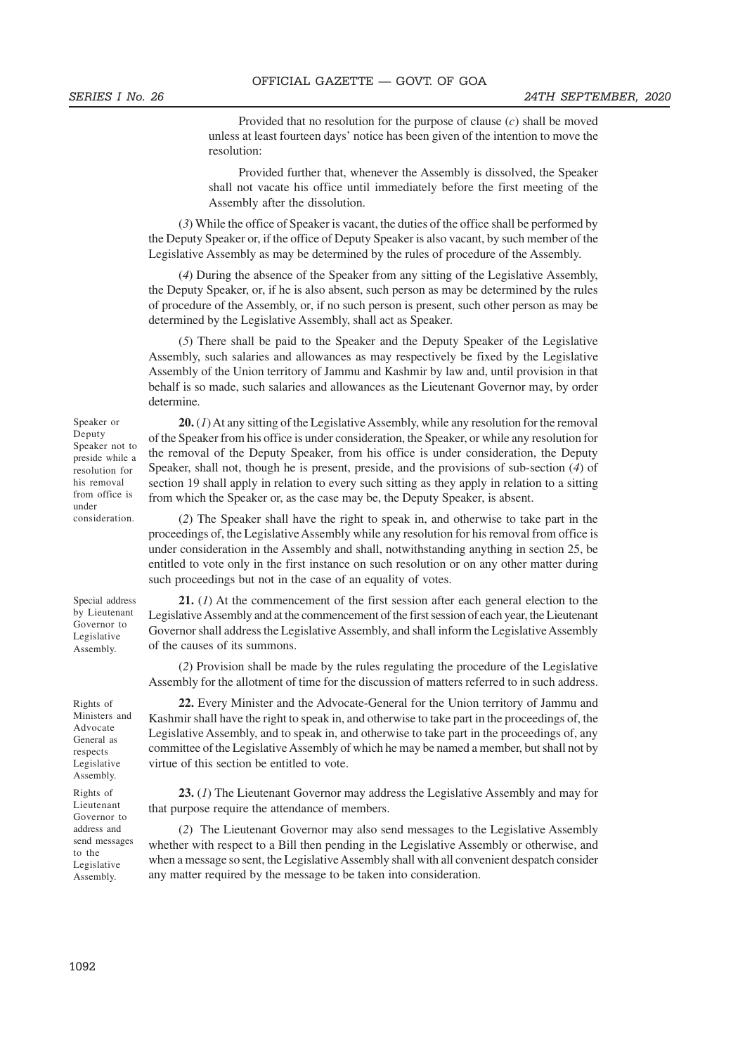Provided that no resolution for the purpose of clause (*c*) shall be moved unless at least fourteen days' notice has been given of the intention to move the resolution:

Provided further that, whenever the Assembly is dissolved, the Speaker shall not vacate his office until immediately before the first meeting of the Assembly after the dissolution.

(*3*) While the office of Speaker is vacant, the duties of the office shall be performed by the Deputy Speaker or, if the office of Deputy Speaker is also vacant, by such member of the Legislative Assembly as may be determined by the rules of procedure of the Assembly.

(*4*) During the absence of the Speaker from any sitting of the Legislative Assembly, the Deputy Speaker, or, if he is also absent, such person as may be determined by the rules of procedure of the Assembly, or, if no such person is present, such other person as may be determined by the Legislative Assembly, shall act as Speaker.

(*5*) There shall be paid to the Speaker and the Deputy Speaker of the Legislative Assembly, such salaries and allowances as may respectively be fixed by the Legislative Assembly of the Union territory of Jammu and Kashmir by law and, until provision in that behalf is so made, such salaries and allowances as the Lieutenant Governor may, by order determine.

*Speaker or Deputy Speaker not to preside while a resolution for his removal from office is under consideration.*

**20.** (*1*) At any sitting of the Legislative Assembly, while any resolution for the removal of the Speaker from his office is under consideration, the Speaker, or while any resolution for the removal of the Deputy Speaker, from his office is under consideration, the Deputy Speaker, shall not, though he is present, preside, and the provisions of sub-section (*4*) of section 19 shall apply in relation to every such sitting as they apply in relation to a sitting from which the Speaker or, as the case may be, the Deputy Speaker, is absent.

(*2*) The Speaker shall have the right to speak in, and otherwise to take part in the proceedings of, the Legislative Assembly while any resolution for his removal from office is under consideration in the Assembly and shall, notwithstanding anything in section 25, be entitled to vote only in the first instance on such resolution or on any other matter during such proceedings but not in the case of an equality of votes.

*Special address by Lieutenant Governor to Legislative Assembly.*

**21.** (*1*) At the commencement of the first session after each general election to the Legislative Assembly and at the commencement of the first session of each year, the Lieutenant Governor shall address the Legislative Assembly, and shall inform the Legislative Assembly of the causes of its summons.

(*2*) Provision shall be made by the rules regulating the procedure of the Legislative Assembly for the allotment of time for the discussion of matters referred to in such address.

*Rights of Ministers and Advocate General as respects Legislative Assembly.*

**22.** Every Minister and the Advocate-General for the Union territory of Jammu and Kashmir shall have the right to speak in, and otherwise to take part in the proceedings of, the Legislative Assembly, and to speak in, and otherwise to take part in the proceedings of, any committee of the Legislative Assembly of which he may be named a member, but shall not by virtue of this section be entitled to vote.

*Rights of Lieutenant Governor to address and send messages to the Legislative Assembly.*

**23.** (*1*) The Lieutenant Governor may address the Legislative Assembly and may for that purpose require the attendance of members.

(*2*) The Lieutenant Governor may also send messages to the Legislative Assembly whether with respect to a Bill then pending in the Legislative Assembly or otherwise, and when a message so sent, the Legislative Assembly shall with all convenient despatch consider any matter required by the message to be taken into consideration.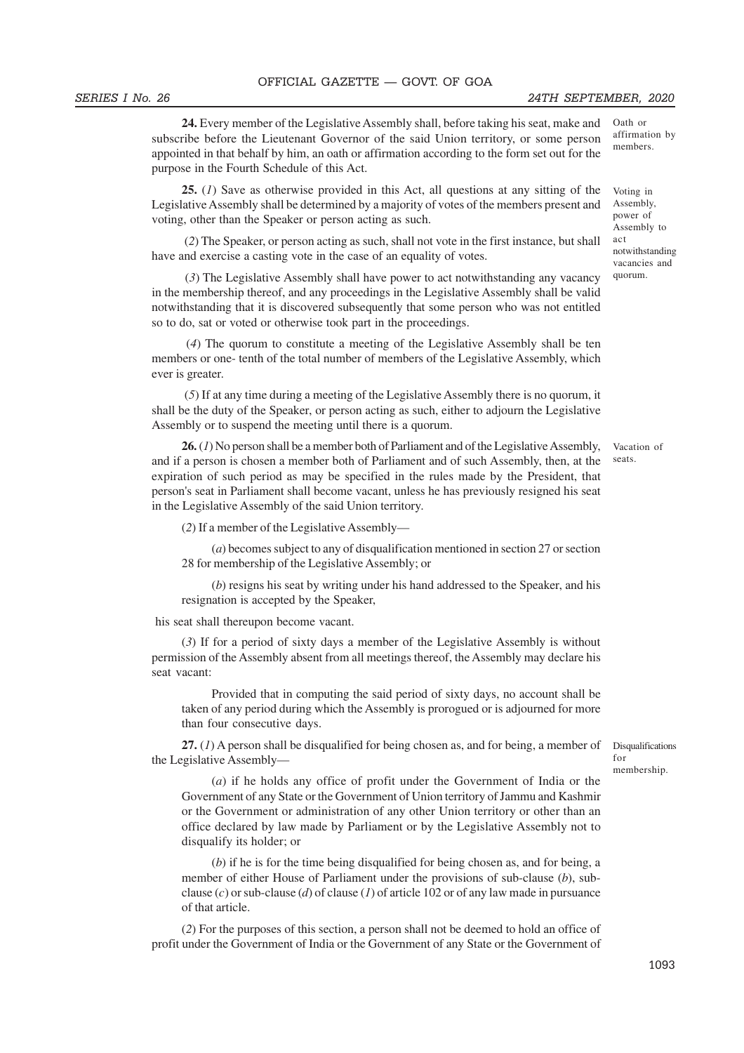**24.** Every member of the Legislative Assembly shall, before taking his seat, make and subscribe before the Lieutenant Governor of the said Union territory, or some person appointed in that behalf by him, an oath or affirmation according to the form set out for the purpose in the Fourth Schedule of this Act.

Oath or affirmation by members.

**25.** (*1*) Save as otherwise provided in this Act, all questions at any sitting of the Legislative Assembly shall be determined by a majority of votes of the members present and voting, other than the Speaker or person acting as such.

Voting in Assembly, power of Assembly to act notwithstanding vacancies and quorum.

(*2*) The Speaker, or person acting as such, shall not vote in the first instance, but shall have and exercise a casting vote in the case of an equality of votes.

(*3*) The Legislative Assembly shall have power to act notwithstanding any vacancy in the membership thereof, and any proceedings in the Legislative Assembly shall be valid notwithstanding that it is discovered subsequently that some person who was not entitled so to do, sat or voted or otherwise took part in the proceedings.

(*4*) The quorum to constitute a meeting of the Legislative Assembly shall be ten members or one- tenth of the total number of members of the Legislative Assembly, which ever is greater.

(*5*) If at any time during a meeting of the Legislative Assembly there is no quorum, it shall be the duty of the Speaker, or person acting as such, either to adjourn the Legislative Assembly or to suspend the meeting until there is a quorum.

**26.** (*1*) No person shall be a member both of Parliament and of the Legislative Assembly, and if a person is chosen a member both of Parliament and of such Assembly, then, at the expiration of such period as may be specified in the rules made by the President, that person's seat in Parliament shall become vacant, unless he has previously resigned his seat in the Legislative Assembly of the said Union territory.

Vacation of seats.

(*2*) If a member of the Legislative Assembly—

(*a*) becomes subject to any of disqualification mentioned in section 27 or section 28 for membership of the Legislative Assembly; or

(*b*) resigns his seat by writing under his hand addressed to the Speaker, and his resignation is accepted by the Speaker,

his seat shall thereupon become vacant.

(*3*) If for a period of sixty days a member of the Legislative Assembly is without permission of the Assembly absent from all meetings thereof, the Assembly may declare his seat vacant:

Provided that in computing the said period of sixty days, no account shall be taken of any period during which the Assembly is prorogued or is adjourned for more than four consecutive days.

**27.** (*1*) A person shall be disqualified for being chosen as, and for being, a member of the Legislative Assembly—

Disqualifications for membership.

(*a*) if he holds any office of profit under the Government of India or the Government of any State or the Government of Union territory of Jammu and Kashmir or the Government or administration of any other Union territory or other than an office declared by law made by Parliament or by the Legislative Assembly not to disqualify its holder; or

(*b*) if he is for the time being disqualified for being chosen as, and for being, a member of either House of Parliament under the provisions of sub-clause (*b*), sub-clause (*c*) or sub-clause (*d*) of clause (*1*) of article 102 or of any law made in pursuance of that article.

(*2*) For the purposes of this section, a person shall not be deemed to hold an office of profit under the Government of India or the Government of any State or the Government of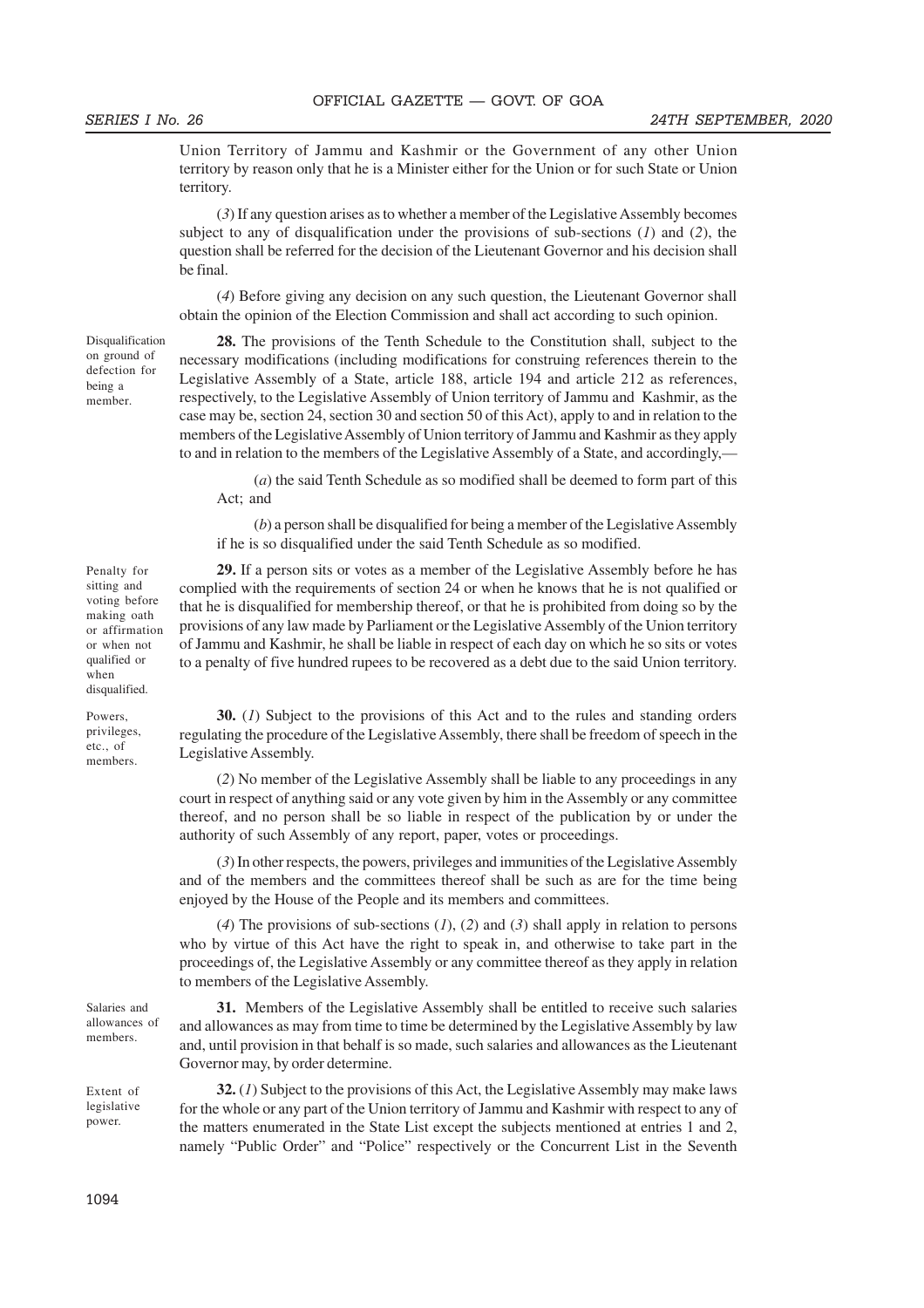Union Territory of Jammu and Kashmir or the Government of any other Union territory by reason only that he is a Minister either for the Union or for such State or Union territory.

(*3*) If any question arises as to whether a member of the Legislative Assembly becomes subject to any of disqualification under the provisions of sub-sections (*1*) and (*2*), the question shall be referred for the decision of the Lieutenant Governor and his decision shall be final.

(*4*) Before giving any decision on any such question, the Lieutenant Governor shall obtain the opinion of the Election Commission and shall act according to such opinion.

*Disqualification on ground of defection for being a member.*

**28.** The provisions of the Tenth Schedule to the Constitution shall, subject to the necessary modifications (including modifications for construing references therein to the Legislative Assembly of a State, article 188, article 194 and article 212 as references, respectively, to the Legislative Assembly of Union territory of Jammu and Kashmir, as the case may be, section 24, section 30 and section 50 of this Act), apply to and in relation to the members of the Legislative Assembly of Union territory of Jammu and Kashmir as they apply to and in relation to the members of the Legislative Assembly of a State, and accordingly,—

(*a*) the said Tenth Schedule as so modified shall be deemed to form part of this Act; and

(*b*) a person shall be disqualified for being a member of the Legislative Assembly if he is so disqualified under the said Tenth Schedule as so modified.

*Penalty for sitting and voting before making oath or affirmation or when not qualified or when disqualified.*

**29.** If a person sits or votes as a member of the Legislative Assembly before he has complied with the requirements of section 24 or when he knows that he is not qualified or that he is disqualified for membership thereof, or that he is prohibited from doing so by the provisions of any law made by Parliament or the Legislative Assembly of the Union territory of Jammu and Kashmir, he shall be liable in respect of each day on which he so sits or votes to a penalty of five hundred rupees to be recovered as a debt due to the said Union territory.

*Powers, privileges, etc., of members.*

**30.** (*1*) Subject to the provisions of this Act and to the rules and standing orders regulating the procedure of the Legislative Assembly, there shall be freedom of speech in the Legislative Assembly.

(*2*) No member of the Legislative Assembly shall be liable to any proceedings in any court in respect of anything said or any vote given by him in the Assembly or any committee thereof, and no person shall be so liable in respect of the publication by or under the authority of such Assembly of any report, paper, votes or proceedings.

(*3*) In other respects, the powers, privileges and immunities of the Legislative Assembly and of the members and the committees thereof shall be such as are for the time being enjoyed by the House of the People and its members and committees.

(*4*) The provisions of sub-sections (*1*), (*2*) and (*3*) shall apply in relation to persons who by virtue of this Act have the right to speak in, and otherwise to take part in the proceedings of, the Legislative Assembly or any committee thereof as they apply in relation to members of the Legislative Assembly.

*Salaries and allowances of members.*

**31.** Members of the Legislative Assembly shall be entitled to receive such salaries and allowances as may from time to time be determined by the Legislative Assembly by law and, until provision in that behalf is so made, such salaries and allowances as the Lieutenant Governor may, by order determine.

*Extent of legislative power.*

**32.** (*1*) Subject to the provisions of this Act, the Legislative Assembly may make laws for the whole or any part of the Union territory of Jammu and Kashmir with respect to any of the matters enumerated in the State List except the subjects mentioned at entries 1 and 2, namely "Public Order" and "Police" respectively or the Concurrent List in the Seventh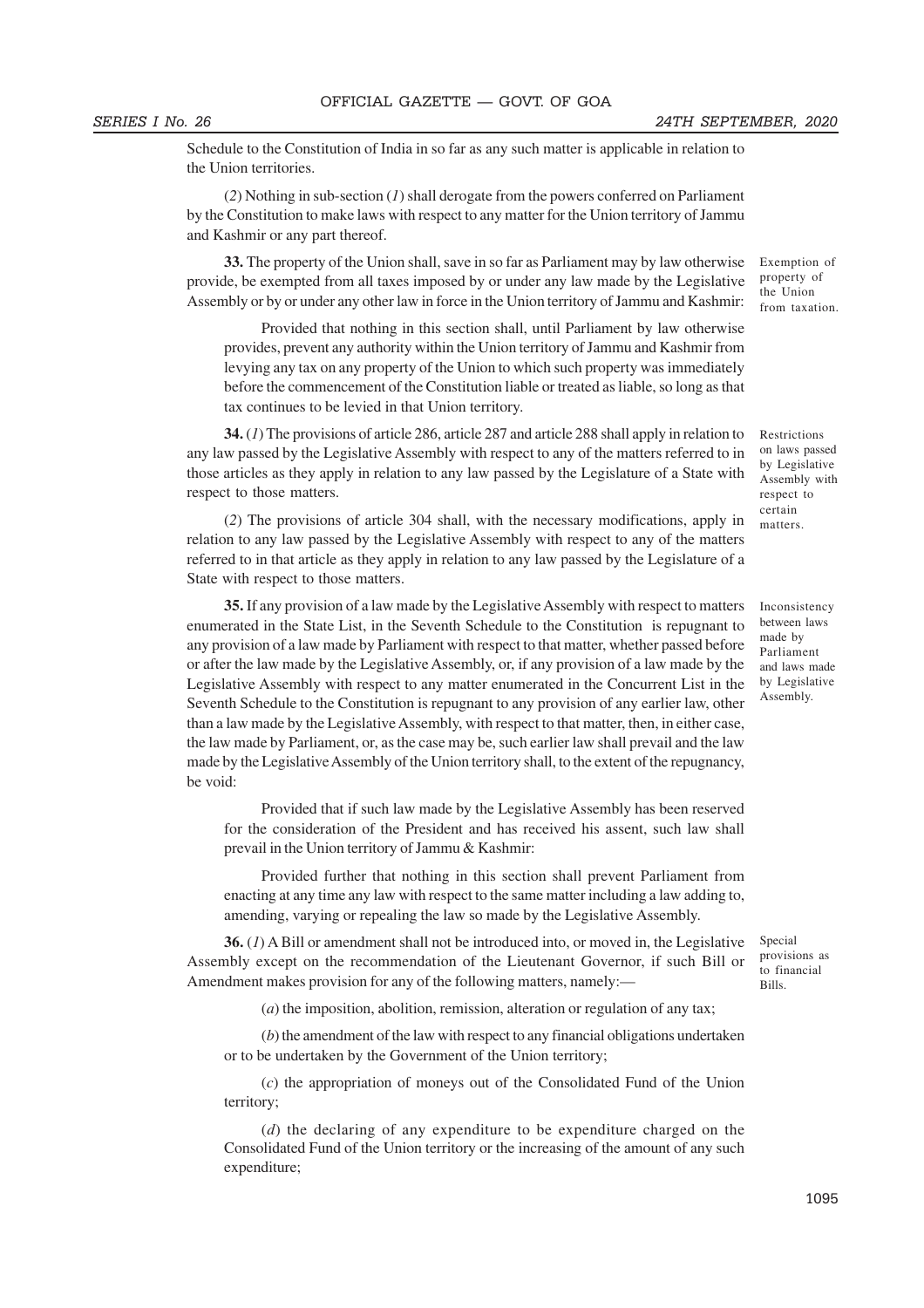Schedule to the Constitution of India in so far as any such matter is applicable in relation to the Union territories.

(*2*) Nothing in sub-section (*1*) shall derogate from the powers conferred on Parliament by the Constitution to make laws with respect to any matter for the Union territory of Jammu and Kashmir or any part thereof.

Exemption of property of the Union from taxation.

**33.** The property of the Union shall, save in so far as Parliament may by law otherwise provide, be exempted from all taxes imposed by or under any law made by the Legislative Assembly or by or under any other law in force in the Union territory of Jammu and Kashmir:

Provided that nothing in this section shall, until Parliament by law otherwise provides, prevent any authority within the Union territory of Jammu and Kashmir from levying any tax on any property of the Union to which such property was immediately before the commencement of the Constitution liable or treated as liable, so long as that tax continues to be levied in that Union territory.

Restrictions on laws passed by Legislative Assembly with respect to certain matters.

**34.** (*1*) The provisions of article 286, article 287 and article 288 shall apply in relation to any law passed by the Legislative Assembly with respect to any of the matters referred to in those articles as they apply in relation to any law passed by the Legislature of a State with respect to those matters.

(*2*) The provisions of article 304 shall, with the necessary modifications, apply in relation to any law passed by the Legislative Assembly with respect to any of the matters referred to in that article as they apply in relation to any law passed by the Legislature of a State with respect to those matters.

Inconsistency between laws made by Parliament and laws made by Legislative Assembly.

**35.** If any provision of a law made by the Legislative Assembly with respect to matters enumerated in the State List, in the Seventh Schedule to the Constitution is repugnant to any provision of a law made by Parliament with respect to that matter, whether passed before or after the law made by the Legislative Assembly, or, if any provision of a law made by the Legislative Assembly with respect to any matter enumerated in the Concurrent List in the Seventh Schedule to the Constitution is repugnant to any provision of any earlier law, other than a law made by the Legislative Assembly, with respect to that matter, then, in either case, the law made by Parliament, or, as the case may be, such earlier law shall prevail and the law made by the Legislative Assembly of the Union territory shall, to the extent of the repugnancy, be void:

Provided that if such law made by the Legislative Assembly has been reserved for the consideration of the President and has received his assent, such law shall prevail in the Union territory of Jammu & Kashmir:

Provided further that nothing in this section shall prevent Parliament from enacting at any time any law with respect to the same matter including a law adding to, amending, varying or repealing the law so made by the Legislative Assembly.

Special provisions as to financial Bills.

**36.** (*1*) A Bill or amendment shall not be introduced into, or moved in, the Legislative Assembly except on the recommendation of the Lieutenant Governor, if such Bill or Amendment makes provision for any of the following matters, namely:—

(*a*) the imposition, abolition, remission, alteration or regulation of any tax;

(*b*) the amendment of the law with respect to any financial obligations undertaken or to be undertaken by the Government of the Union territory;

(*c*) the appropriation of moneys out of the Consolidated Fund of the Union territory;

(*d*) the declaring of any expenditure to be expenditure charged on the Consolidated Fund of the Union territory or the increasing of the amount of any such expenditure;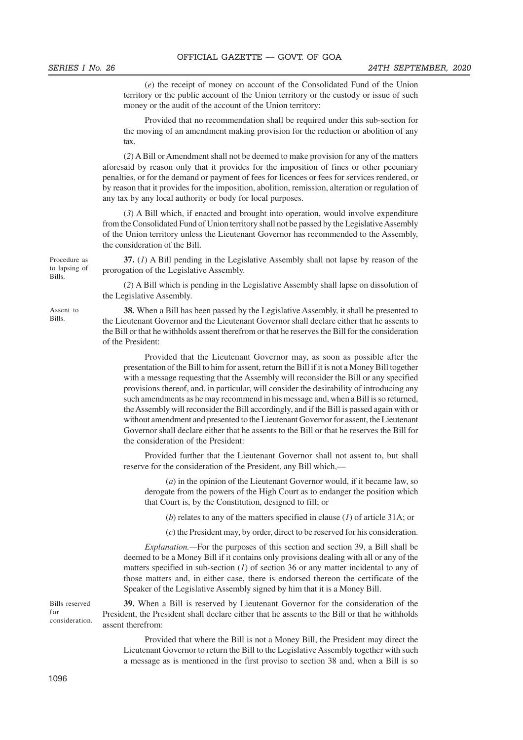(*e*) the receipt of money on account of the Consolidated Fund of the Union territory or the public account of the Union territory or the custody or issue of such money or the audit of the account of the Union territory:

Provided that no recommendation shall be required under this sub-section for the moving of an amendment making provision for the reduction or abolition of any tax.

(*2*) A Bill or Amendment shall not be deemed to make provision for any of the matters aforesaid by reason only that it provides for the imposition of fines or other pecuniary penalties, or for the demand or payment of fees for licences or fees for services rendered, or by reason that it provides for the imposition, abolition, remission, alteration or regulation of any tax by any local authority or body for local purposes.

(*3*) A Bill which, if enacted and brought into operation, would involve expenditure from the Consolidated Fund of Union territory shall not be passed by the Legislative Assembly of the Union territory unless the Lieutenant Governor has recommended to the Assembly, the consideration of the Bill.

*Procedure as to lapsing of Bills.*

**37.** (*1*) A Bill pending in the Legislative Assembly shall not lapse by reason of the prorogation of the Legislative Assembly.

(*2*) A Bill which is pending in the Legislative Assembly shall lapse on dissolution of the Legislative Assembly.

*Assent to Bills.*

**38.** When a Bill has been passed by the Legislative Assembly, it shall be presented to the Lieutenant Governor and the Lieutenant Governor shall declare either that he assents to the Bill or that he withholds assent therefrom or that he reserves the Bill for the consideration of the President:

Provided that the Lieutenant Governor may, as soon as possible after the presentation of the Bill to him for assent, return the Bill if it is not a Money Bill together with a message requesting that the Assembly will reconsider the Bill or any specified provisions thereof, and, in particular, will consider the desirability of introducing any such amendments as he may recommend in his message and, when a Bill is so returned, the Assembly will reconsider the Bill accordingly, and if the Bill is passed again with or without amendment and presented to the Lieutenant Governor for assent, the Lieutenant Governor shall declare either that he assents to the Bill or that he reserves the Bill for the consideration of the President:

Provided further that the Lieutenant Governor shall not assent to, but shall reserve for the consideration of the President, any Bill which,—

(*a*) in the opinion of the Lieutenant Governor would, if it became law, so derogate from the powers of the High Court as to endanger the position which that Court is, by the Constitution, designed to fill; or

(*b*) relates to any of the matters specified in clause (*1*) of article 31A; or

(*c*) the President may, by order, direct to be reserved for his consideration.

*Explanation.*—For the purposes of this section and section 39, a Bill shall be deemed to be a Money Bill if it contains only provisions dealing with all or any of the matters specified in sub-section (*1*) of section 36 or any matter incidental to any of those matters and, in either case, there is endorsed thereon the certificate of the Speaker of the Legislative Assembly signed by him that it is a Money Bill.

*Bills reserved for consideration.*

**39.** When a Bill is reserved by Lieutenant Governor for the consideration of the President, the President shall declare either that he assents to the Bill or that he withholds assent therefrom:

Provided that where the Bill is not a Money Bill, the President may direct the Lieutenant Governor to return the Bill to the Legislative Assembly together with such a message as is mentioned in the first proviso to section 38 and, when a Bill is so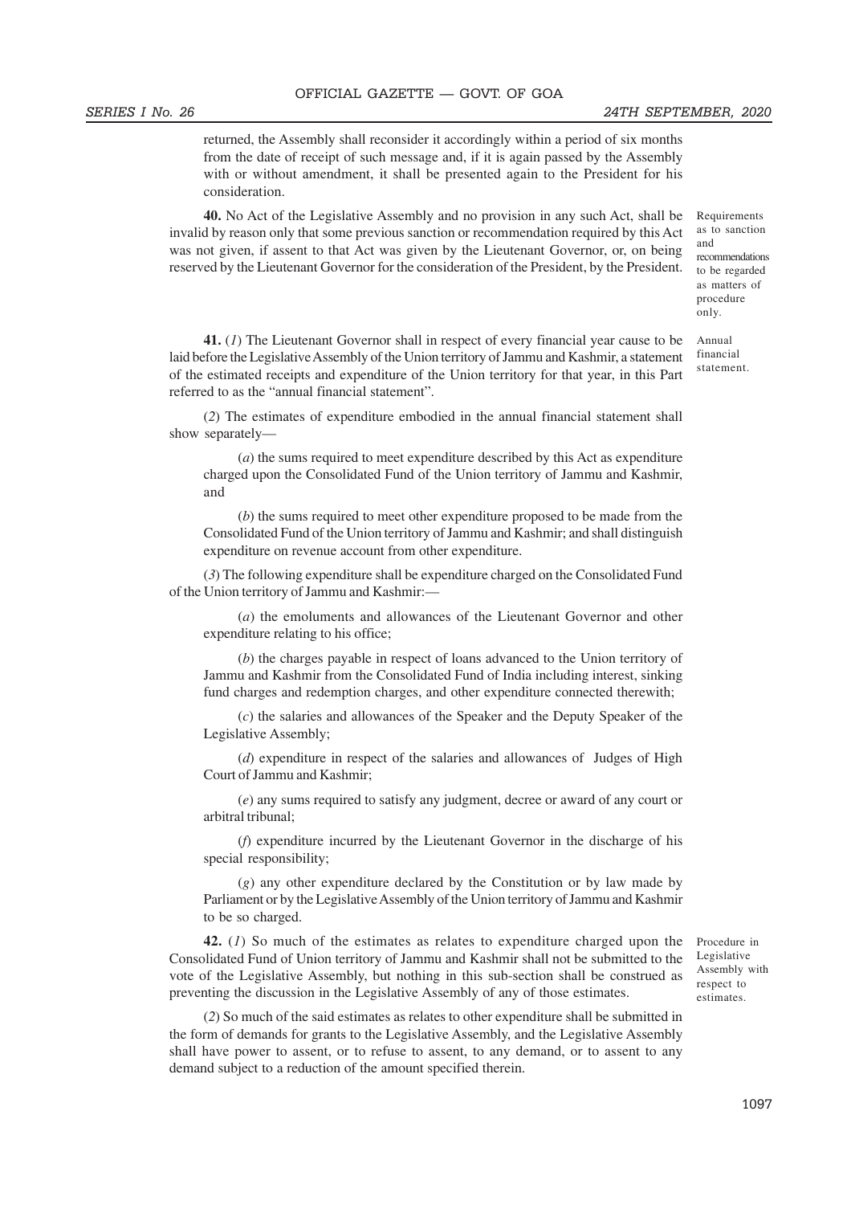returned, the Assembly shall reconsider it accordingly within a period of six months from the date of receipt of such message and, if it is again passed by the Assembly with or without amendment, it shall be presented again to the President for his consideration.

Requirements as to sanction and recommendations to be regarded as matters of procedure only.

**40.** No Act of the Legislative Assembly and no provision in any such Act, shall be invalid by reason only that some previous sanction or recommendation required by this Act was not given, if assent to that Act was given by the Lieutenant Governor, or, on being reserved by the Lieutenant Governor for the consideration of the President, by the President.

Annual financial statement.

**41.** (*1*) The Lieutenant Governor shall in respect of every financial year cause to be laid before the Legislative Assembly of the Union territory of Jammu and Kashmir, a statement of the estimated receipts and expenditure of the Union territory for that year, in this Part referred to as the "annual financial statement".

(*2*) The estimates of expenditure embodied in the annual financial statement shall show separately—

(*a*) the sums required to meet expenditure described by this Act as expenditure charged upon the Consolidated Fund of the Union territory of Jammu and Kashmir, and

(*b*) the sums required to meet other expenditure proposed to be made from the Consolidated Fund of the Union territory of Jammu and Kashmir; and shall distinguish expenditure on revenue account from other expenditure.

(*3*) The following expenditure shall be expenditure charged on the Consolidated Fund of the Union territory of Jammu and Kashmir:—

(*a*) the emoluments and allowances of the Lieutenant Governor and other expenditure relating to his office;

(*b*) the charges payable in respect of loans advanced to the Union territory of Jammu and Kashmir from the Consolidated Fund of India including interest, sinking fund charges and redemption charges, and other expenditure connected therewith;

(*c*) the salaries and allowances of the Speaker and the Deputy Speaker of the Legislative Assembly;

(*d*) expenditure in respect of the salaries and allowances of Judges of High Court of Jammu and Kashmir;

(*e*) any sums required to satisfy any judgment, decree or award of any court or arbitral tribunal;

(*f*) expenditure incurred by the Lieutenant Governor in the discharge of his special responsibility;

(*g*) any other expenditure declared by the Constitution or by law made by Parliament or by the Legislative Assembly of the Union territory of Jammu and Kashmir to be so charged.

Procedure in Legislative Assembly with respect to estimates.

**42.** (*1*) So much of the estimates as relates to expenditure charged upon the Consolidated Fund of Union territory of Jammu and Kashmir shall not be submitted to the vote of the Legislative Assembly, but nothing in this sub-section shall be construed as preventing the discussion in the Legislative Assembly of any of those estimates.

(*2*) So much of the said estimates as relates to other expenditure shall be submitted in the form of demands for grants to the Legislative Assembly, and the Legislative Assembly shall have power to assent, or to refuse to assent, to any demand, or to assent to any demand subject to a reduction of the amount specified therein.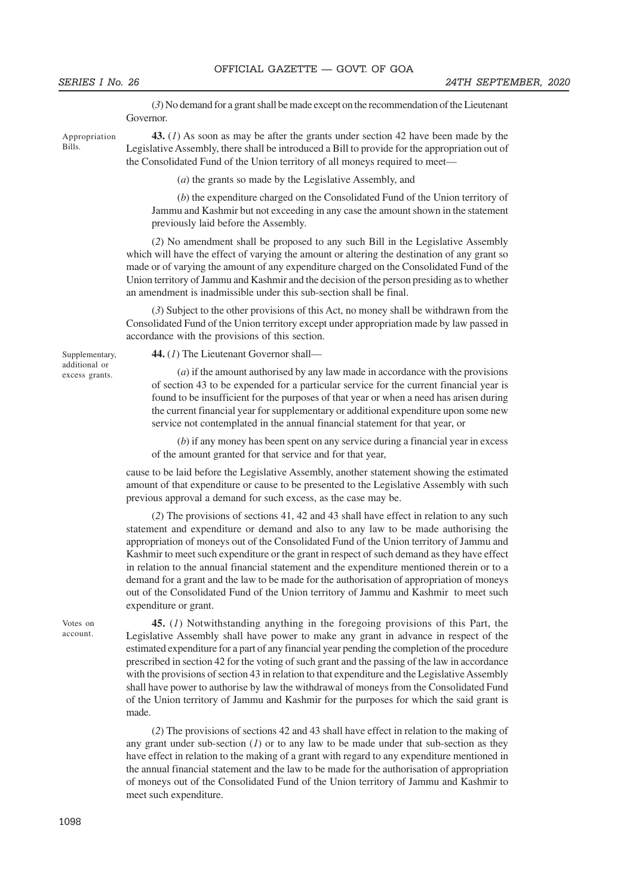(*3*) No demand for a grant shall be made except on the recommendation of the Lieutenant Governor.

Appropriation Bills.

**43.** (*1*) As soon as may be after the grants under section 42 have been made by the Legislative Assembly, there shall be introduced a Bill to provide for the appropriation out of the Consolidated Fund of the Union territory of all moneys required to meet—

(*a*) the grants so made by the Legislative Assembly, and

(*b*) the expenditure charged on the Consolidated Fund of the Union territory of Jammu and Kashmir but not exceeding in any case the amount shown in the statement previously laid before the Assembly.

(*2*) No amendment shall be proposed to any such Bill in the Legislative Assembly which will have the effect of varying the amount or altering the destination of any grant so made or of varying the amount of any expenditure charged on the Consolidated Fund of the Union territory of Jammu and Kashmir and the decision of the person presiding as to whether an amendment is inadmissible under this sub-section shall be final.

(*3*) Subject to the other provisions of this Act, no money shall be withdrawn from the Consolidated Fund of the Union territory except under appropriation made by law passed in accordance with the provisions of this section.

Supplementary, additional or excess grants.

**44.** (*1*) The Lieutenant Governor shall—

(*a*) if the amount authorised by any law made in accordance with the provisions of section 43 to be expended for a particular service for the current financial year is found to be insufficient for the purposes of that year or when a need has arisen during the current financial year for supplementary or additional expenditure upon some new service not contemplated in the annual financial statement for that year, or

(*b*) if any money has been spent on any service during a financial year in excess of the amount granted for that service and for that year,

cause to be laid before the Legislative Assembly, another statement showing the estimated amount of that expenditure or cause to be presented to the Legislative Assembly with such previous approval a demand for such excess, as the case may be.

(*2*) The provisions of sections 41, 42 and 43 shall have effect in relation to any such statement and expenditure or demand and also to any law to be made authorising the appropriation of moneys out of the Consolidated Fund of the Union territory of Jammu and Kashmir to meet such expenditure or the grant in respect of such demand as they have effect in relation to the annual financial statement and the expenditure mentioned therein or to a demand for a grant and the law to be made for the authorisation of appropriation of moneys out of the Consolidated Fund of the Union territory of Jammu and Kashmir to meet such expenditure or grant.

Votes on account.

**45.** (*1*) Notwithstanding anything in the foregoing provisions of this Part, the Legislative Assembly shall have power to make any grant in advance in respect of the estimated expenditure for a part of any financial year pending the completion of the procedure prescribed in section 42 for the voting of such grant and the passing of the law in accordance with the provisions of section 43 in relation to that expenditure and the Legislative Assembly shall have power to authorise by law the withdrawal of moneys from the Consolidated Fund of the Union territory of Jammu and Kashmir for the purposes for which the said grant is made.

(*2*) The provisions of sections 42 and 43 shall have effect in relation to the making of any grant under sub-section (*1*) or to any law to be made under that sub-section as they have effect in relation to the making of a grant with regard to any expenditure mentioned in the annual financial statement and the law to be made for the authorisation of appropriation of moneys out of the Consolidated Fund of the Union territory of Jammu and Kashmir to meet such expenditure.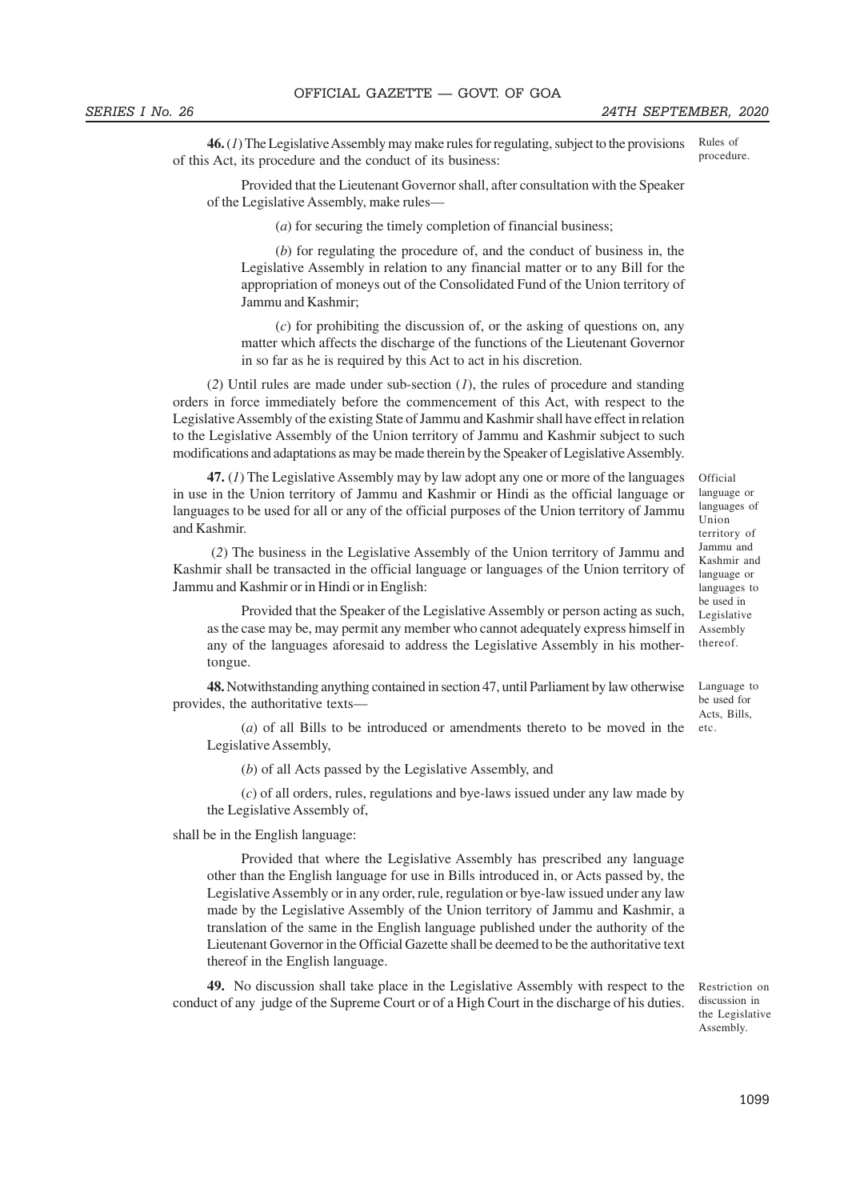**46.** (*1*) The Legislative Assembly may make rules for regulating, subject to the provisions of this Act, its procedure and the conduct of its business:

Rules of procedure.

Provided that the Lieutenant Governor shall, after consultation with the Speaker of the Legislative Assembly, make rules—

(*a*) for securing the timely completion of financial business;

(*b*) for regulating the procedure of, and the conduct of business in, the Legislative Assembly in relation to any financial matter or to any Bill for the appropriation of moneys out of the Consolidated Fund of the Union territory of Jammu and Kashmir;

(*c*) for prohibiting the discussion of, or the asking of questions on, any matter which affects the discharge of the functions of the Lieutenant Governor in so far as he is required by this Act to act in his discretion.

(*2*) Until rules are made under sub-section (*1*), the rules of procedure and standing orders in force immediately before the commencement of this Act, with respect to the Legislative Assembly of the existing State of Jammu and Kashmir shall have effect in relation to the Legislative Assembly of the Union territory of Jammu and Kashmir subject to such modifications and adaptations as may be made therein by the Speaker of Legislative Assembly.

**47.** (*1*) The Legislative Assembly may by law adopt any one or more of the languages in use in the Union territory of Jammu and Kashmir or Hindi as the official language or languages to be used for all or any of the official purposes of the Union territory of Jammu and Kashmir.

Official language or languages of Union territory of Jammu and Kashmir and language or languages to be used in Legislative Assembly thereof.

(*2*) The business in the Legislative Assembly of the Union territory of Jammu and Kashmir shall be transacted in the official language or languages of the Union territory of Jammu and Kashmir or in Hindi or in English:

Provided that the Speaker of the Legislative Assembly or person acting as such, as the case may be, may permit any member who cannot adequately express himself in any of the languages aforesaid to address the Legislative Assembly in his mother-tongue.

**48.** Notwithstanding anything contained in section 47, until Parliament by law otherwise provides, the authoritative texts—

Language to be used for Acts, Bills, etc.

(*a*) of all Bills to be introduced or amendments thereto to be moved in the Legislative Assembly,

(*b*) of all Acts passed by the Legislative Assembly, and

(*c*) of all orders, rules, regulations and bye-laws issued under any law made by the Legislative Assembly of,

shall be in the English language:

Provided that where the Legislative Assembly has prescribed any language other than the English language for use in Bills introduced in, or Acts passed by, the Legislative Assembly or in any order, rule, regulation or bye-law issued under any law made by the Legislative Assembly of the Union territory of Jammu and Kashmir, a translation of the same in the English language published under the authority of the Lieutenant Governor in the Official Gazette shall be deemed to be the authoritative text thereof in the English language.

**49.** No discussion shall take place in the Legislative Assembly with respect to the conduct of any judge of the Supreme Court or of a High Court in the discharge of his duties.

Restriction on discussion in the Legislative Assembly.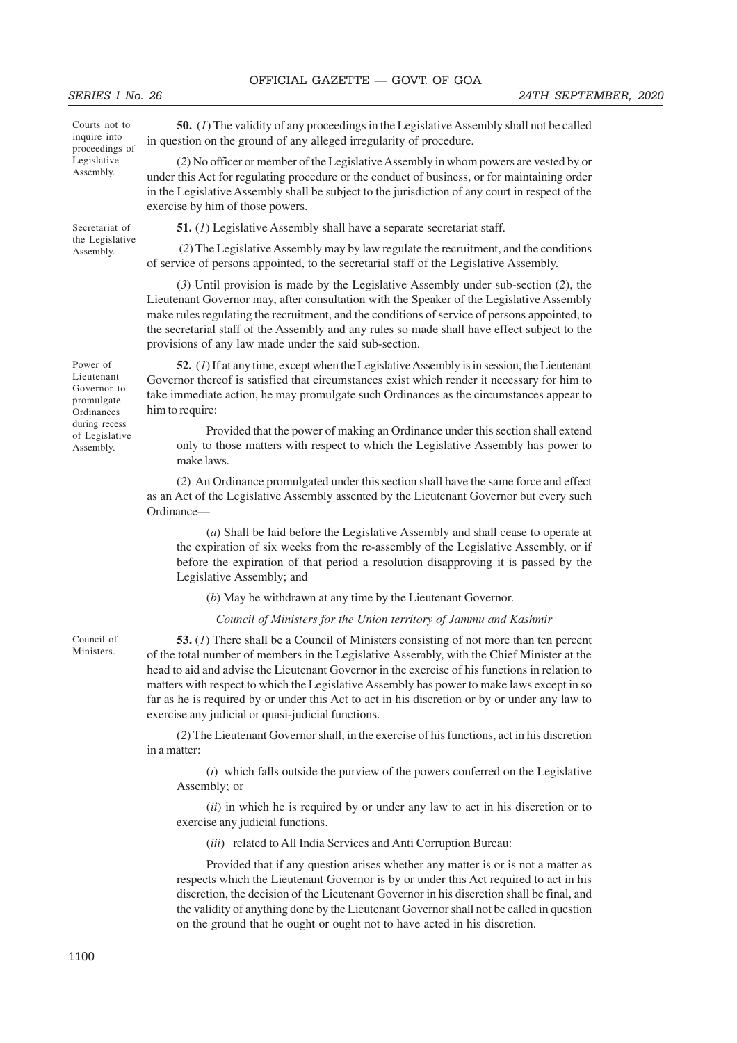**Courts not to inquire into proceedings of Legislative Assembly.**

**50.** (*1*) The validity of any proceedings in the Legislative Assembly shall not be called in question on the ground of any alleged irregularity of procedure.

(*2*) No officer or member of the Legislative Assembly in whom powers are vested by or under this Act for regulating procedure or the conduct of business, or for maintaining order in the Legislative Assembly shall be subject to the jurisdiction of any court in respect of the exercise by him of those powers.

**Secretariat of the Legislative Assembly.**

**51.** (*1*) Legislative Assembly shall have a separate secretariat staff.

(*2*) The Legislative Assembly may by law regulate the recruitment, and the conditions of service of persons appointed, to the secretarial staff of the Legislative Assembly.

(*3*) Until provision is made by the Legislative Assembly under sub-section (*2*), the Lieutenant Governor may, after consultation with the Speaker of the Legislative Assembly make rules regulating the recruitment, and the conditions of service of persons appointed, to the secretarial staff of the Assembly and any rules so made shall have effect subject to the provisions of any law made under the said sub-section.

**Power of Lieutenant Governor to promulgate Ordinances during recess of Legislative Assembly.**

**52.** (*1*) If at any time, except when the Legislative Assembly is in session, the Lieutenant Governor thereof is satisfied that circumstances exist which render it necessary for him to take immediate action, he may promulgate such Ordinances as the circumstances appear to him to require:

Provided that the power of making an Ordinance under this section shall extend only to those matters with respect to which the Legislative Assembly has power to make laws.

(*2*) An Ordinance promulgated under this section shall have the same force and effect as an Act of the Legislative Assembly assented by the Lieutenant Governor but every such Ordinance—

(*a*) Shall be laid before the Legislative Assembly and shall cease to operate at the expiration of six weeks from the re-assembly of the Legislative Assembly, or if before the expiration of that period a resolution disapproving it is passed by the Legislative Assembly; and

(*b*) May be withdrawn at any time by the Lieutenant Governor.

*Council of Ministers for the Union territory of Jammu and Kashmir*

**Council of Ministers.**

**53.** (*1*) There shall be a Council of Ministers consisting of not more than ten percent of the total number of members in the Legislative Assembly, with the Chief Minister at the head to aid and advise the Lieutenant Governor in the exercise of his functions in relation to matters with respect to which the Legislative Assembly has power to make laws except in so far as he is required by or under this Act to act in his discretion or by or under any law to exercise any judicial or quasi-judicial functions.

(*2*) The Lieutenant Governor shall, in the exercise of his functions, act in his discretion in a matter:

(*i*) which falls outside the purview of the powers conferred on the Legislative Assembly; or

(*ii*) in which he is required by or under any law to act in his discretion or to exercise any judicial functions.

(*iii*) related to All India Services and Anti Corruption Bureau:

Provided that if any question arises whether any matter is or is not a matter as respects which the Lieutenant Governor is by or under this Act required to act in his discretion, the decision of the Lieutenant Governor in his discretion shall be final, and the validity of anything done by the Lieutenant Governor shall not be called in question on the ground that he ought or ought not to have acted in his discretion.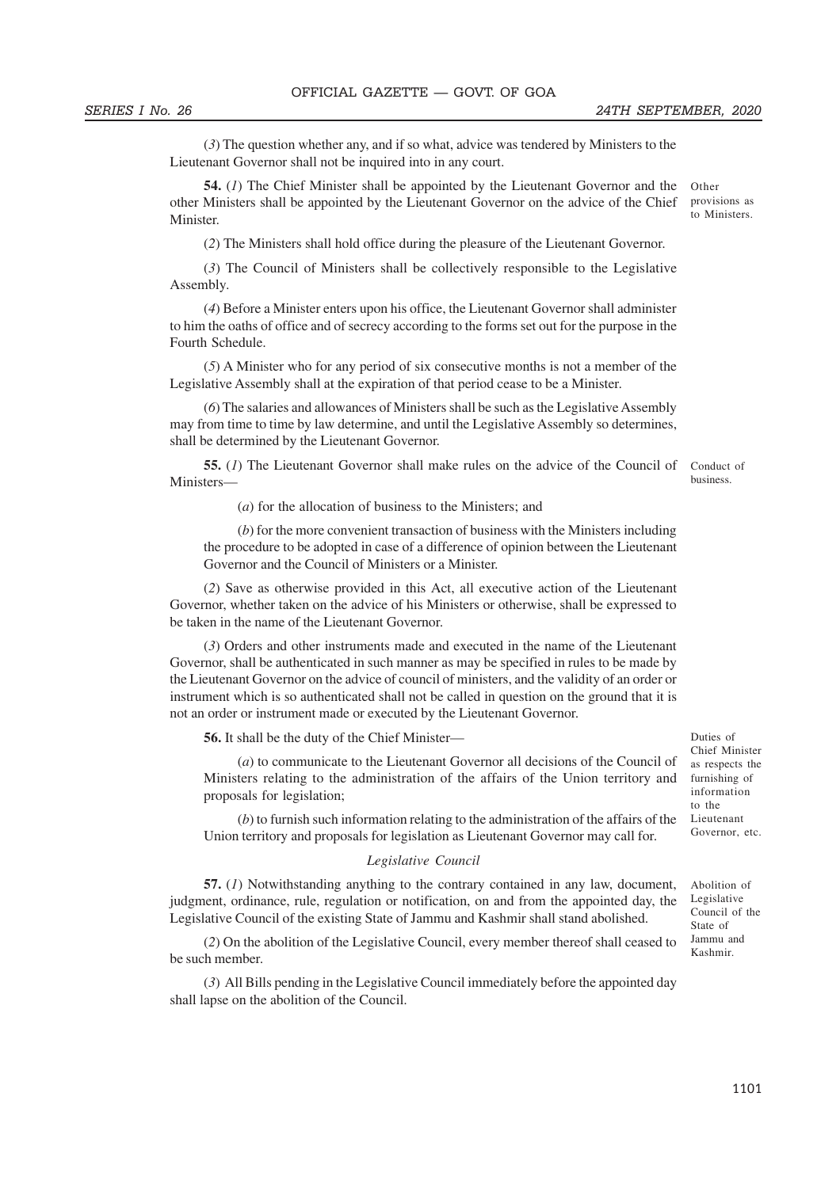(*3*) The question whether any, and if so what, advice was tendered by Ministers to the Lieutenant Governor shall not be inquired into in any court.

**54.** (*1*) The Chief Minister shall be appointed by the Lieutenant Governor and the other Ministers shall be appointed by the Lieutenant Governor on the advice of the Chief Minister.

*Other provisions as to Ministers.*

(*2*) The Ministers shall hold office during the pleasure of the Lieutenant Governor.

(*3*) The Council of Ministers shall be collectively responsible to the Legislative Assembly.

(*4*) Before a Minister enters upon his office, the Lieutenant Governor shall administer to him the oaths of office and of secrecy according to the forms set out for the purpose in the Fourth Schedule.

(*5*) A Minister who for any period of six consecutive months is not a member of the Legislative Assembly shall at the expiration of that period cease to be a Minister.

(*6*) The salaries and allowances of Ministers shall be such as the Legislative Assembly may from time to time by law determine, and until the Legislative Assembly so determines, shall be determined by the Lieutenant Governor.

**55.** (*1*) The Lieutenant Governor shall make rules on the advice of the Council of Ministers—

*Conduct of business.*

(*a*) for the allocation of business to the Ministers; and

(*b*) for the more convenient transaction of business with the Ministers including the procedure to be adopted in case of a difference of opinion between the Lieutenant Governor and the Council of Ministers or a Minister.

(*2*) Save as otherwise provided in this Act, all executive action of the Lieutenant Governor, whether taken on the advice of his Ministers or otherwise, shall be expressed to be taken in the name of the Lieutenant Governor.

(*3*) Orders and other instruments made and executed in the name of the Lieutenant Governor, shall be authenticated in such manner as may be specified in rules to be made by the Lieutenant Governor on the advice of council of ministers, and the validity of an order or instrument which is so authenticated shall not be called in question on the ground that it is not an order or instrument made or executed by the Lieutenant Governor.

**56.** It shall be the duty of the Chief Minister—

*Duties of Chief Minister as respects the furnishing of information to the Lieutenant Governor, etc.*

(*a*) to communicate to the Lieutenant Governor all decisions of the Council of Ministers relating to the administration of the affairs of the Union territory and proposals for legislation;

(*b*) to furnish such information relating to the administration of the affairs of the Union territory and proposals for legislation as Lieutenant Governor may call for.

*Legislative Council*

**57.** (*1*) Notwithstanding anything to the contrary contained in any law, document, judgment, ordinance, rule, regulation or notification, on and from the appointed day, the Legislative Council of the existing State of Jammu and Kashmir shall stand abolished.

*Abolition of Legislative Council of the State of Jammu and Kashmir.*

(*2*) On the abolition of the Legislative Council, every member thereof shall ceased to be such member.

(*3*) All Bills pending in the Legislative Council immediately before the appointed day shall lapse on the abolition of the Council.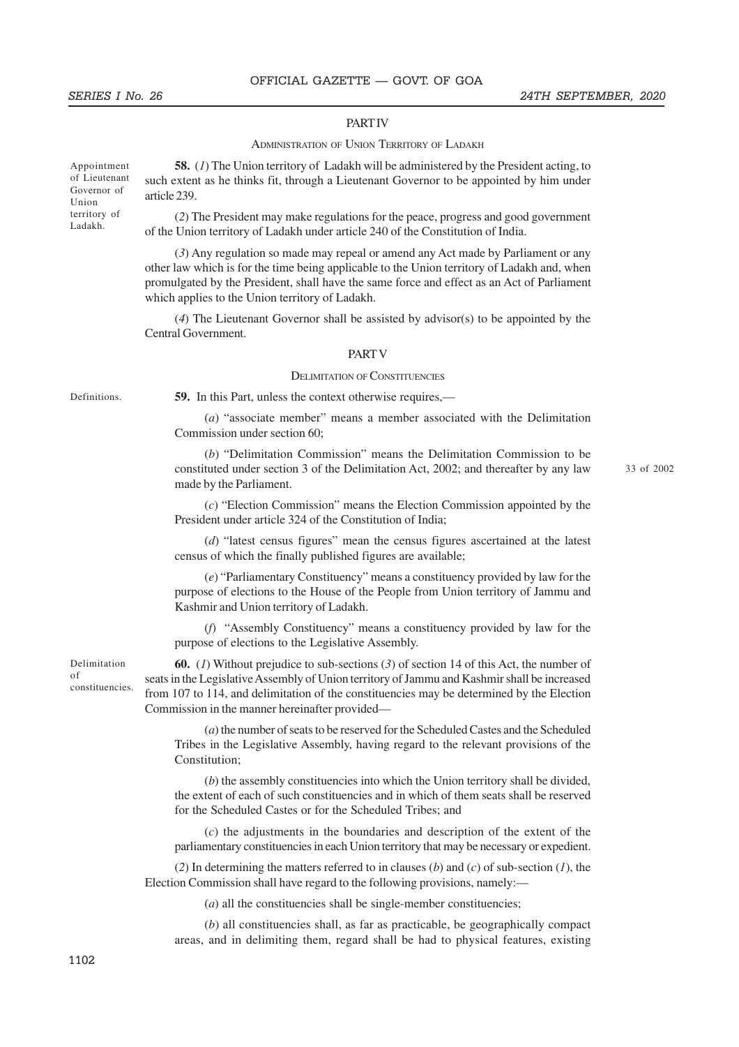## PART IV

### ADMINISTRATION OF UNION TERRITORY OF LADAKH

Appointment of Lieutenant Governor of Union territory of Ladakh.

**58.** (*1*) The Union territory of Ladakh will be administered by the President acting, to such extent as he thinks fit, through a Lieutenant Governor to be appointed by him under article 239.

(*2*) The President may make regulations for the peace, progress and good government of the Union territory of Ladakh under article 240 of the Constitution of India.

(*3*) Any regulation so made may repeal or amend any Act made by Parliament or any other law which is for the time being applicable to the Union territory of Ladakh and, when promulgated by the President, shall have the same force and effect as an Act of Parliament which applies to the Union territory of Ladakh.

(*4*) The Lieutenant Governor shall be assisted by advisor(s) to be appointed by the Central Government.

## PART V

### DELIMITATION OF CONSTITUENCIES

Definitions.

**59.** In this Part, unless the context otherwise requires,—

(*a*) "associate member" means a member associated with the Delimitation Commission under section 60;

(*b*) "Delimitation Commission" means the Delimitation Commission to be constituted under section 3 of the Delimitation Act, 2002; and thereafter by any law made by the Parliament. (33 of 2002)

(*c*) "Election Commission" means the Election Commission appointed by the President under article 324 of the Constitution of India;

(*d*) "latest census figures" mean the census figures ascertained at the latest census of which the finally published figures are available;

(*e*) "Parliamentary Constituency" means a constituency provided by law for the purpose of elections to the House of the People from Union territory of Jammu and Kashmir and Union territory of Ladakh.

(*f*) "Assembly Constituency" means a constituency provided by law for the purpose of elections to the Legislative Assembly.

Delimitation of constituencies.

**60.** (*1*) Without prejudice to sub-sections (*3*) of section 14 of this Act, the number of seats in the Legislative Assembly of Union territory of Jammu and Kashmir shall be increased from 107 to 114, and delimitation of the constituencies may be determined by the Election Commission in the manner hereinafter provided—

(*a*) the number of seats to be reserved for the Scheduled Castes and the Scheduled Tribes in the Legislative Assembly, having regard to the relevant provisions of the Constitution;

(*b*) the assembly constituencies into which the Union territory shall be divided, the extent of each of such constituencies and in which of them seats shall be reserved for the Scheduled Castes or for the Scheduled Tribes; and

(*c*) the adjustments in the boundaries and description of the extent of the parliamentary constituencies in each Union territory that may be necessary or expedient.

(*2*) In determining the matters referred to in clauses (*b*) and (*c*) of sub-section (*1*), the Election Commission shall have regard to the following provisions, namely:—

(*a*) all the constituencies shall be single-member constituencies;

(*b*) all constituencies shall, as far as practicable, be geographically compact areas, and in delimiting them, regard shall be had to physical features, existing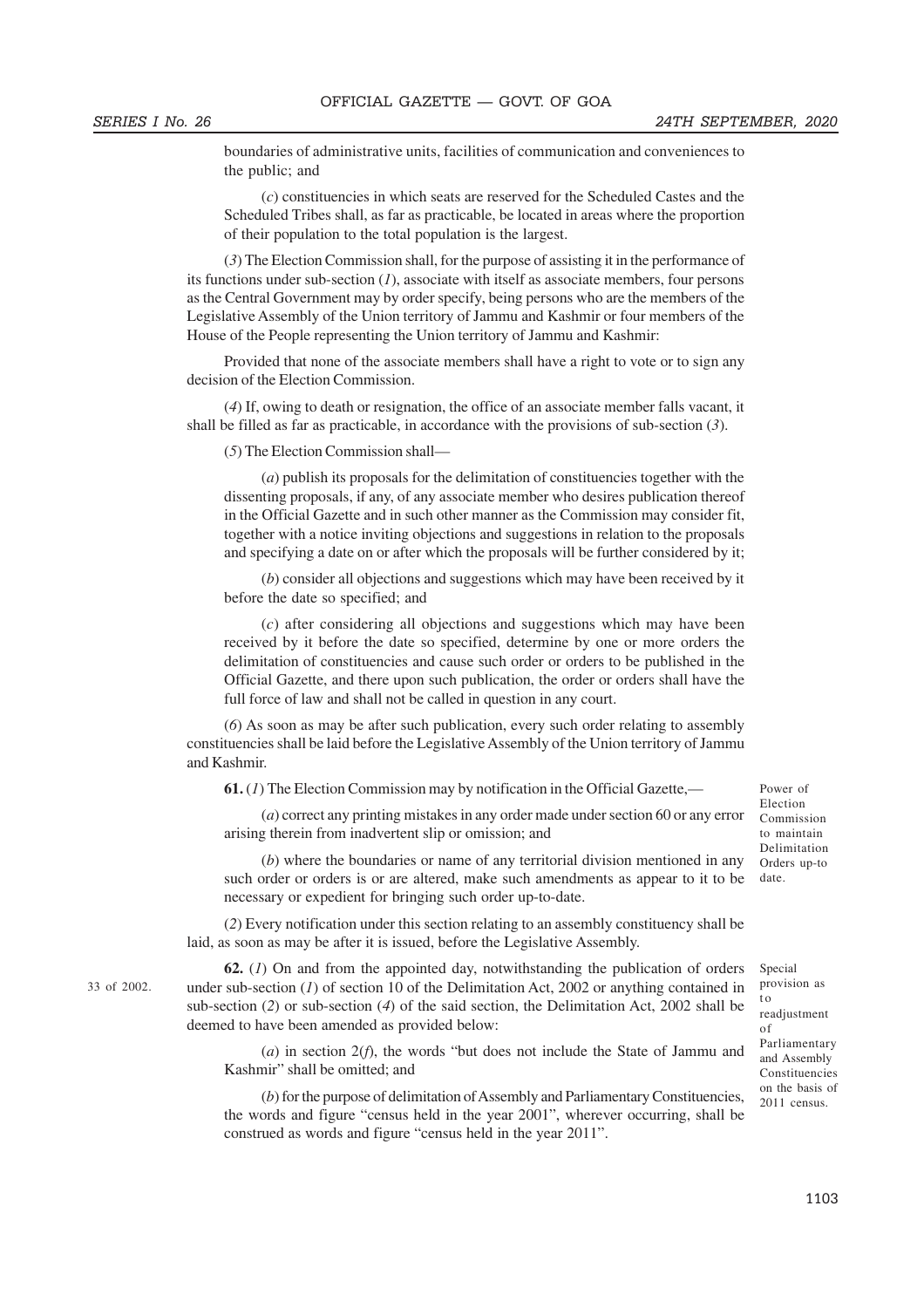boundaries of administrative units, facilities of communication and conveniences to the public; and

(*c*) constituencies in which seats are reserved for the Scheduled Castes and the Scheduled Tribes shall, as far as practicable, be located in areas where the proportion of their population to the total population is the largest.

(*3*) The Election Commission shall, for the purpose of assisting it in the performance of its functions under sub-section (*1*), associate with itself as associate members, four persons as the Central Government may by order specify, being persons who are the members of the Legislative Assembly of the Union territory of Jammu and Kashmir or four members of the House of the People representing the Union territory of Jammu and Kashmir:

Provided that none of the associate members shall have a right to vote or to sign any decision of the Election Commission.

(*4*) If, owing to death or resignation, the office of an associate member falls vacant, it shall be filled as far as practicable, in accordance with the provisions of sub-section (*3*).

(*5*) The Election Commission shall—

(*a*) publish its proposals for the delimitation of constituencies together with the dissenting proposals, if any, of any associate member who desires publication thereof in the Official Gazette and in such other manner as the Commission may consider fit, together with a notice inviting objections and suggestions in relation to the proposals and specifying a date on or after which the proposals will be further considered by it;

(*b*) consider all objections and suggestions which may have been received by it before the date so specified; and

(*c*) after considering all objections and suggestions which may have been received by it before the date so specified, determine by one or more orders the delimitation of constituencies and cause such order or orders to be published in the Official Gazette, and there upon such publication, the order or orders shall have the full force of law and shall not be called in question in any court.

(*6*) As soon as may be after such publication, every such order relating to assembly constituencies shall be laid before the Legislative Assembly of the Union territory of Jammu and Kashmir.

*Power of Election Commission to maintain Delimitation Orders up-to date.*

**61.** (*1*) The Election Commission may by notification in the Official Gazette,—

(*a*) correct any printing mistakes in any order made under section 60 or any error arising therein from inadvertent slip or omission; and

(*b*) where the boundaries or name of any territorial division mentioned in any such order or orders is or are altered, make such amendments as appear to it to be necessary or expedient for bringing such order up-to-date.

(*2*) Every notification under this section relating to an assembly constituency shall be laid, as soon as may be after it is issued, before the Legislative Assembly.

*Special provision as to readjustment of Parliamentary and Assembly Constituencies on the basis of 2011 census.*

*33 of 2002.*

**62.** (*1*) On and from the appointed day, notwithstanding the publication of orders under sub-section (*1*) of section 10 of the Delimitation Act, 2002 or anything contained in sub-section (*2*) or sub-section (*4*) of the said section, the Delimitation Act, 2002 shall be deemed to have been amended as provided below:

(*a*) in section 2(*f*), the words "but does not include the State of Jammu and Kashmir" shall be omitted; and

(*b*) for the purpose of delimitation of Assembly and Parliamentary Constituencies, the words and figure "census held in the year 2001", wherever occurring, shall be construed as words and figure "census held in the year 2011".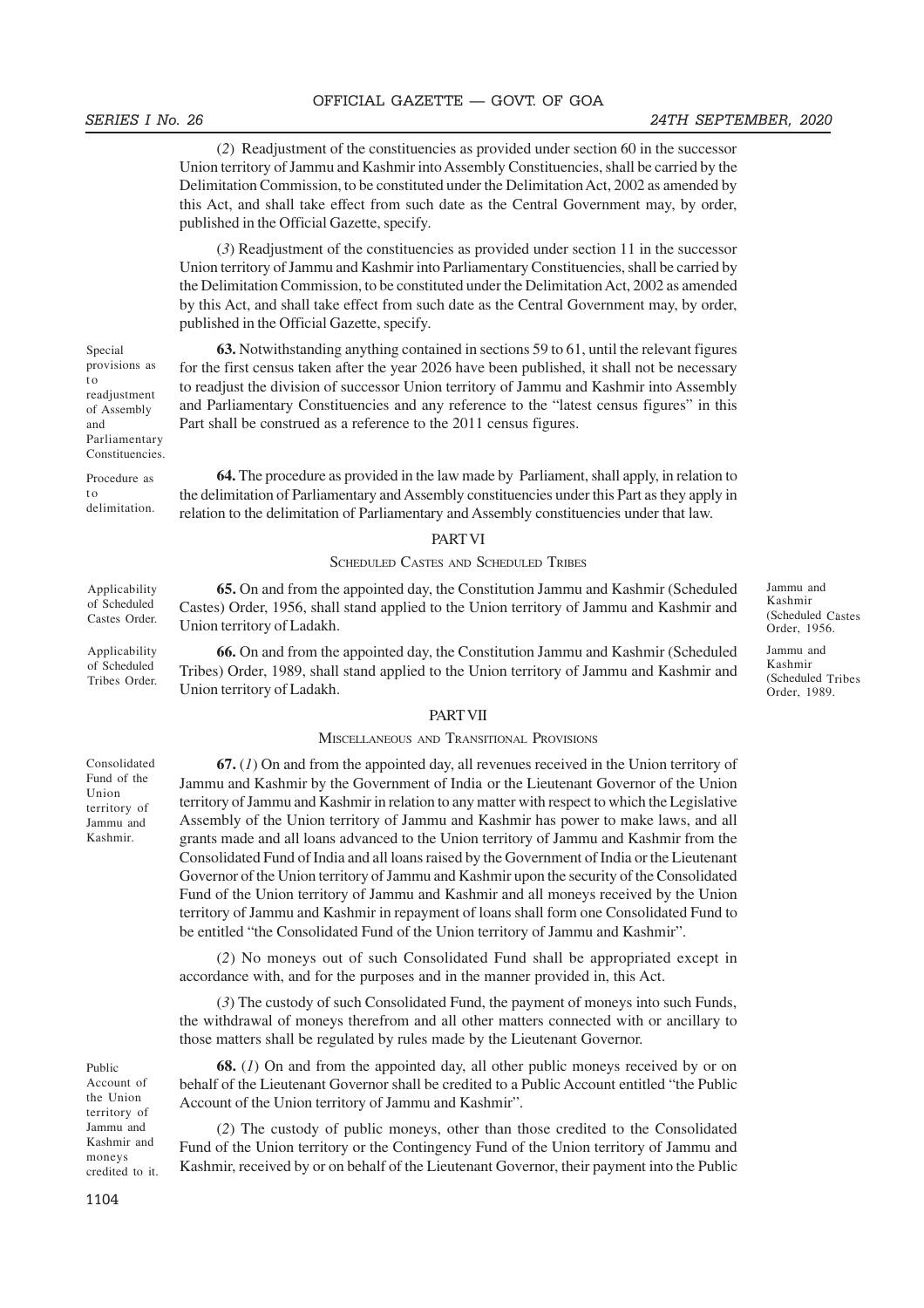(*2*) Readjustment of the constituencies as provided under section 60 in the successor Union territory of Jammu and Kashmir into Assembly Constituencies, shall be carried by the Delimitation Commission, to be constituted under the Delimitation Act, 2002 as amended by this Act, and shall take effect from such date as the Central Government may, by order, published in the Official Gazette, specify.

(*3*) Readjustment of the constituencies as provided under section 11 in the successor Union territory of Jammu and Kashmir into Parliamentary Constituencies, shall be carried by the Delimitation Commission, to be constituted under the Delimitation Act, 2002 as amended by this Act, and shall take effect from such date as the Central Government may, by order, published in the Official Gazette, specify.

Special provisions as to readjustment of Assembly and Parliamentary Constituencies.

**63.** Notwithstanding anything contained in sections 59 to 61, until the relevant figures for the first census taken after the year 2026 have been published, it shall not be necessary to readjust the division of successor Union territory of Jammu and Kashmir into Assembly and Parliamentary Constituencies and any reference to the "latest census figures" in this Part shall be construed as a reference to the 2011 census figures.

Procedure as to delimitation.

**64.** The procedure as provided in the law made by Parliament, shall apply, in relation to the delimitation of Parliamentary and Assembly constituencies under this Part as they apply in relation to the delimitation of Parliamentary and Assembly constituencies under that law.

## PART VI

### SCHEDULED CASTES AND SCHEDULED TRIBES

Applicability of Scheduled Castes Order.

**65.** On and from the appointed day, the Constitution Jammu and Kashmir (Scheduled Castes) Order, 1956, shall stand applied to the Union territory of Jammu and Kashmir and Union territory of Ladakh.

Jammu and Kashmir (Scheduled Castes Order, 1956.

Applicability of Scheduled Tribes Order.

**66.** On and from the appointed day, the Constitution Jammu and Kashmir (Scheduled Tribes) Order, 1989, shall stand applied to the Union territory of Jammu and Kashmir and Union territory of Ladakh.

Jammu and Kashmir (Scheduled Tribes Order, 1989.

## PART VII

### MISCELLANEOUS AND TRANSITIONAL PROVISIONS

Consolidated Fund of the Union territory of Jammu and Kashmir.

**67.** (*1*) On and from the appointed day, all revenues received in the Union territory of Jammu and Kashmir by the Government of India or the Lieutenant Governor of the Union territory of Jammu and Kashmir in relation to any matter with respect to which the Legislative Assembly of the Union territory of Jammu and Kashmir has power to make laws, and all grants made and all loans advanced to the Union territory of Jammu and Kashmir from the Consolidated Fund of India and all loans raised by the Government of India or the Lieutenant Governor of the Union territory of Jammu and Kashmir upon the security of the Consolidated Fund of the Union territory of Jammu and Kashmir and all moneys received by the Union territory of Jammu and Kashmir in repayment of loans shall form one Consolidated Fund to be entitled "the Consolidated Fund of the Union territory of Jammu and Kashmir".

(*2*) No moneys out of such Consolidated Fund shall be appropriated except in accordance with, and for the purposes and in the manner provided in, this Act.

(*3*) The custody of such Consolidated Fund, the payment of moneys into such Funds, the withdrawal of moneys therefrom and all other matters connected with or ancillary to those matters shall be regulated by rules made by the Lieutenant Governor.

Public Account of the Union territory of Jammu and Kashmir and moneys credited to it.

**68.** (*1*) On and from the appointed day, all other public moneys received by or on behalf of the Lieutenant Governor shall be credited to a Public Account entitled "the Public Account of the Union territory of Jammu and Kashmir".

(*2*) The custody of public moneys, other than those credited to the Consolidated Fund of the Union territory or the Contingency Fund of the Union territory of Jammu and Kashmir, received by or on behalf of the Lieutenant Governor, their payment into the Public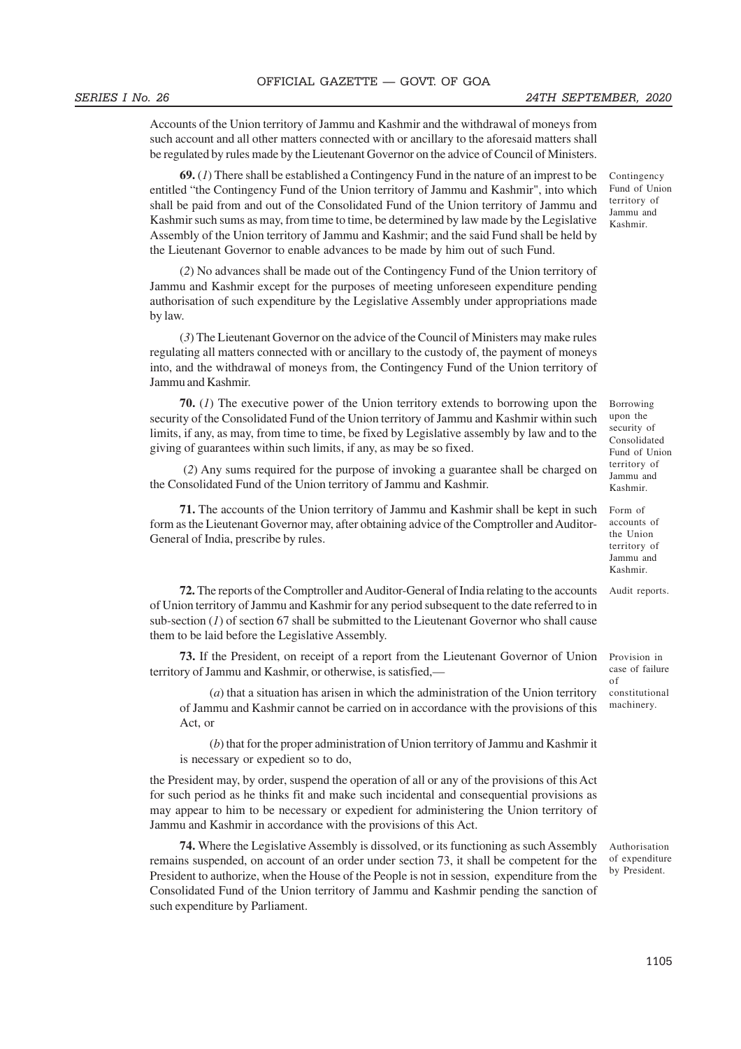Accounts of the Union territory of Jammu and Kashmir and the withdrawal of moneys from such account and all other matters connected with or ancillary to the aforesaid matters shall be regulated by rules made by the Lieutenant Governor on the advice of Council of Ministers.

Contingency Fund of Union territory of Jammu and Kashmir.

**69.** (*1*) There shall be established a Contingency Fund in the nature of an imprest to be entitled "the Contingency Fund of the Union territory of Jammu and Kashmir", into which shall be paid from and out of the Consolidated Fund of the Union territory of Jammu and Kashmir such sums as may, from time to time, be determined by law made by the Legislative Assembly of the Union territory of Jammu and Kashmir; and the said Fund shall be held by the Lieutenant Governor to enable advances to be made by him out of such Fund.

(*2*) No advances shall be made out of the Contingency Fund of the Union territory of Jammu and Kashmir except for the purposes of meeting unforeseen expenditure pending authorisation of such expenditure by the Legislative Assembly under appropriations made by law.

(*3*) The Lieutenant Governor on the advice of the Council of Ministers may make rules regulating all matters connected with or ancillary to the custody of, the payment of moneys into, and the withdrawal of moneys from, the Contingency Fund of the Union territory of Jammu and Kashmir.

Borrowing upon the security of Consolidated Fund of Union territory of Jammu and Kashmir.

**70.** (*1*) The executive power of the Union territory extends to borrowing upon the security of the Consolidated Fund of the Union territory of Jammu and Kashmir within such limits, if any, as may, from time to time, be fixed by Legislative assembly by law and to the giving of guarantees within such limits, if any, as may be so fixed.

(*2*) Any sums required for the purpose of invoking a guarantee shall be charged on the Consolidated Fund of the Union territory of Jammu and Kashmir.

Form of accounts of the Union territory of Jammu and Kashmir.

**71.** The accounts of the Union territory of Jammu and Kashmir shall be kept in such form as the Lieutenant Governor may, after obtaining advice of the Comptroller and Auditor-General of India, prescribe by rules.

Audit reports.

**72.** The reports of the Comptroller and Auditor-General of India relating to the accounts of Union territory of Jammu and Kashmir for any period subsequent to the date referred to in sub-section (*1*) of section 67 shall be submitted to the Lieutenant Governor who shall cause them to be laid before the Legislative Assembly.

Provision in case of failure of constitutional machinery.

**73.** If the President, on receipt of a report from the Lieutenant Governor of Union territory of Jammu and Kashmir, or otherwise, is satisfied,—

(*a*) that a situation has arisen in which the administration of the Union territory of Jammu and Kashmir cannot be carried on in accordance with the provisions of this Act, or

(*b*) that for the proper administration of Union territory of Jammu and Kashmir it is necessary or expedient so to do,

the President may, by order, suspend the operation of all or any of the provisions of this Act for such period as he thinks fit and make such incidental and consequential provisions as may appear to him to be necessary or expedient for administering the Union territory of Jammu and Kashmir in accordance with the provisions of this Act.

Authorisation of expenditure by President.

**74.** Where the Legislative Assembly is dissolved, or its functioning as such Assembly remains suspended, on account of an order under section 73, it shall be competent for the President to authorize, when the House of the People is not in session, expenditure from the Consolidated Fund of the Union territory of Jammu and Kashmir pending the sanction of such expenditure by Parliament.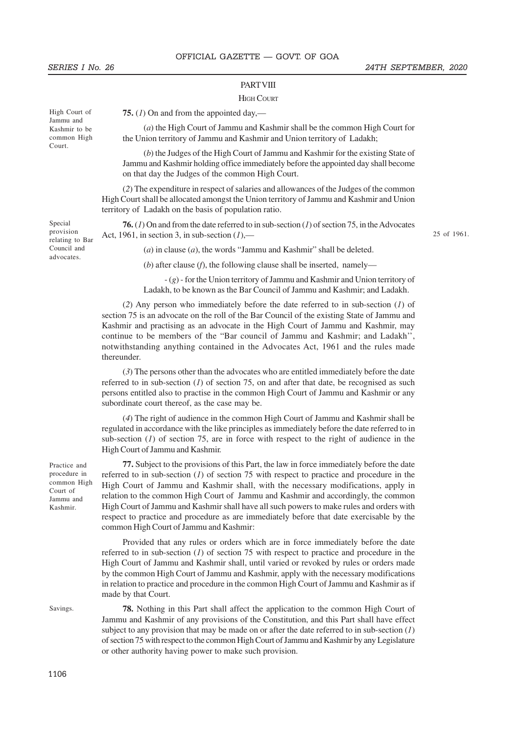## PART VIII

### HIGH COURT

*High Court of Jammu and Kashmir to be common High Court.*

**75.** (*1*) On and from the appointed day,—

(*a*) the High Court of Jammu and Kashmir shall be the common High Court for the Union territory of Jammu and Kashmir and Union territory of Ladakh;

(*b*) the Judges of the High Court of Jammu and Kashmir for the existing State of Jammu and Kashmir holding office immediately before the appointed day shall become on that day the Judges of the common High Court.

(*2*) The expenditure in respect of salaries and allowances of the Judges of the common High Court shall be allocated amongst the Union territory of Jammu and Kashmir and Union territory of Ladakh on the basis of population ratio.

*Special provision relating to Bar Council and advocates.*

**76.** (*1*) On and from the date referred to in sub-section (*1*) of section 75, in the Advocates Act, 1961, in section 3, in sub-section (*1*),— *25 of 1961.*

(*a*) in clause (*a*), the words "Jammu and Kashmir" shall be deleted.

(*b*) after clause (*f*), the following clause shall be inserted, namely—

- (*g*) - for the Union territory of Jammu and Kashmir and Union territory of Ladakh, to be known as the Bar Council of Jammu and Kashmir; and Ladakh.

(*2*) Any person who immediately before the date referred to in sub-section (*1*) of section 75 is an advocate on the roll of the Bar Council of the existing State of Jammu and Kashmir and practising as an advocate in the High Court of Jammu and Kashmir, may continue to be members of the "Bar council of Jammu and Kashmir; and Ladakh'', notwithstanding anything contained in the Advocates Act, 1961 and the rules made thereunder.

(*3*) The persons other than the advocates who are entitled immediately before the date referred to in sub-section (*1*) of section 75, on and after that date, be recognised as such persons entitled also to practise in the common High Court of Jammu and Kashmir or any subordinate court thereof, as the case may be.

(*4*) The right of audience in the common High Court of Jammu and Kashmir shall be regulated in accordance with the like principles as immediately before the date referred to in sub-section (*1*) of section 75, are in force with respect to the right of audience in the High Court of Jammu and Kashmir.

*Practice and procedure in common High Court of Jammu and Kashmir.*

**77.** Subject to the provisions of this Part, the law in force immediately before the date referred to in sub-section (*1*) of section 75 with respect to practice and procedure in the High Court of Jammu and Kashmir shall, with the necessary modifications, apply in relation to the common High Court of Jammu and Kashmir and accordingly, the common High Court of Jammu and Kashmir shall have all such powers to make rules and orders with respect to practice and procedure as are immediately before that date exercisable by the common High Court of Jammu and Kashmir:

Provided that any rules or orders which are in force immediately before the date referred to in sub-section (*1*) of section 75 with respect to practice and procedure in the High Court of Jammu and Kashmir shall, until varied or revoked by rules or orders made by the common High Court of Jammu and Kashmir, apply with the necessary modifications in relation to practice and procedure in the common High Court of Jammu and Kashmir as if made by that Court.

*Savings.*

**78.** Nothing in this Part shall affect the application to the common High Court of Jammu and Kashmir of any provisions of the Constitution, and this Part shall have effect subject to any provision that may be made on or after the date referred to in sub-section (*1*) of section 75 with respect to the common High Court of Jammu and Kashmir by any Legislature or other authority having power to make such provision.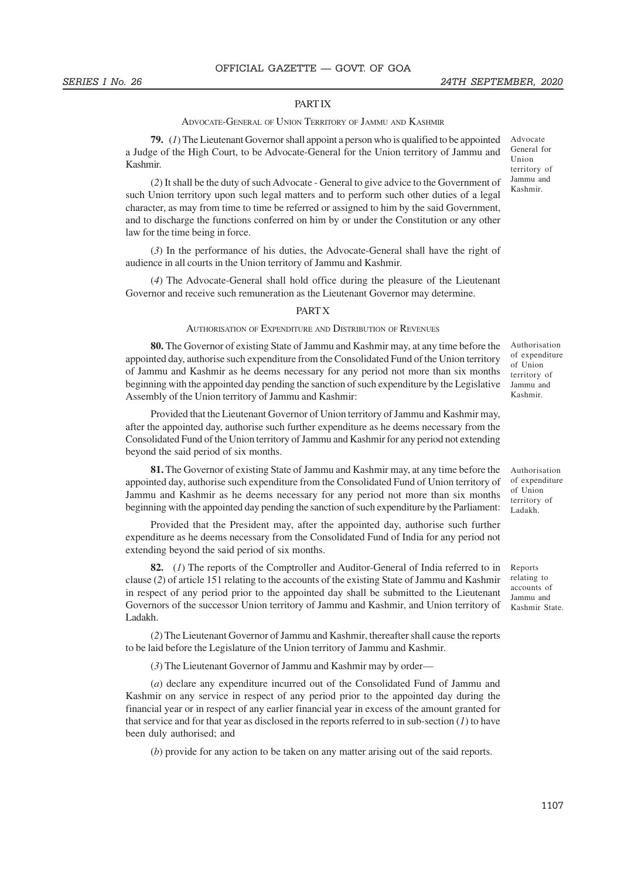## PART IX

### ADVOCATE-GENERAL OF UNION TERRITORY OF JAMMU AND KASHMIR

**79.** (*1*) The Lieutenant Governor shall appoint a person who is qualified to be appointed a Judge of the High Court, to be Advocate-General for the Union territory of Jammu and Kashmir.

*Advocate General for Union territory of Jammu and Kashmir.*

(*2*) It shall be the duty of such Advocate - General to give advice to the Government of such Union territory upon such legal matters and to perform such other duties of a legal character, as may from time to time be referred or assigned to him by the said Government, and to discharge the functions conferred on him by or under the Constitution or any other law for the time being in force.

(*3*) In the performance of his duties, the Advocate-General shall have the right of audience in all courts in the Union territory of Jammu and Kashmir.

(*4*) The Advocate-General shall hold office during the pleasure of the Lieutenant Governor and receive such remuneration as the Lieutenant Governor may determine.

## PART X

### AUTHORISATION OF EXPENDITURE AND DISTRIBUTION OF REVENUES

**80.** The Governor of existing State of Jammu and Kashmir may, at any time before the appointed day, authorise such expenditure from the Consolidated Fund of the Union territory of Jammu and Kashmir as he deems necessary for any period not more than six months beginning with the appointed day pending the sanction of such expenditure by the Legislative Assembly of the Union territory of Jammu and Kashmir:

*Authorisation of expenditure of Union territory of Jammu and Kashmir.*

Provided that the Lieutenant Governor of Union territory of Jammu and Kashmir may, after the appointed day, authorise such further expenditure as he deems necessary from the Consolidated Fund of the Union territory of Jammu and Kashmir for any period not extending beyond the said period of six months.

**81.** The Governor of existing State of Jammu and Kashmir may, at any time before the appointed day, authorise such expenditure from the Consolidated Fund of Union territory of Jammu and Kashmir as he deems necessary for any period not more than six months beginning with the appointed day pending the sanction of such expenditure by the Parliament:

*Authorisation of expenditure of Union territory of Ladakh.*

Provided that the President may, after the appointed day, authorise such further expenditure as he deems necessary from the Consolidated Fund of India for any period not extending beyond the said period of six months.

**82.** (*1*) The reports of the Comptroller and Auditor-General of India referred to in clause (*2*) of article 151 relating to the accounts of the existing State of Jammu and Kashmir in respect of any period prior to the appointed day shall be submitted to the Lieutenant Governors of the successor Union territory of Jammu and Kashmir, and Union territory of Ladakh.

*Reports relating to accounts of Jammu and Kashmir State.*

(*2*) The Lieutenant Governor of Jammu and Kashmir, thereafter shall cause the reports to be laid before the Legislature of the Union territory of Jammu and Kashmir.

(*3*) The Lieutenant Governor of Jammu and Kashmir may by order—

(*a*) declare any expenditure incurred out of the Consolidated Fund of Jammu and Kashmir on any service in respect of any period prior to the appointed day during the financial year or in respect of any earlier financial year in excess of the amount granted for that service and for that year as disclosed in the reports referred to in sub-section (*1*) to have been duly authorised; and

(*b*) provide for any action to be taken on any matter arising out of the said reports.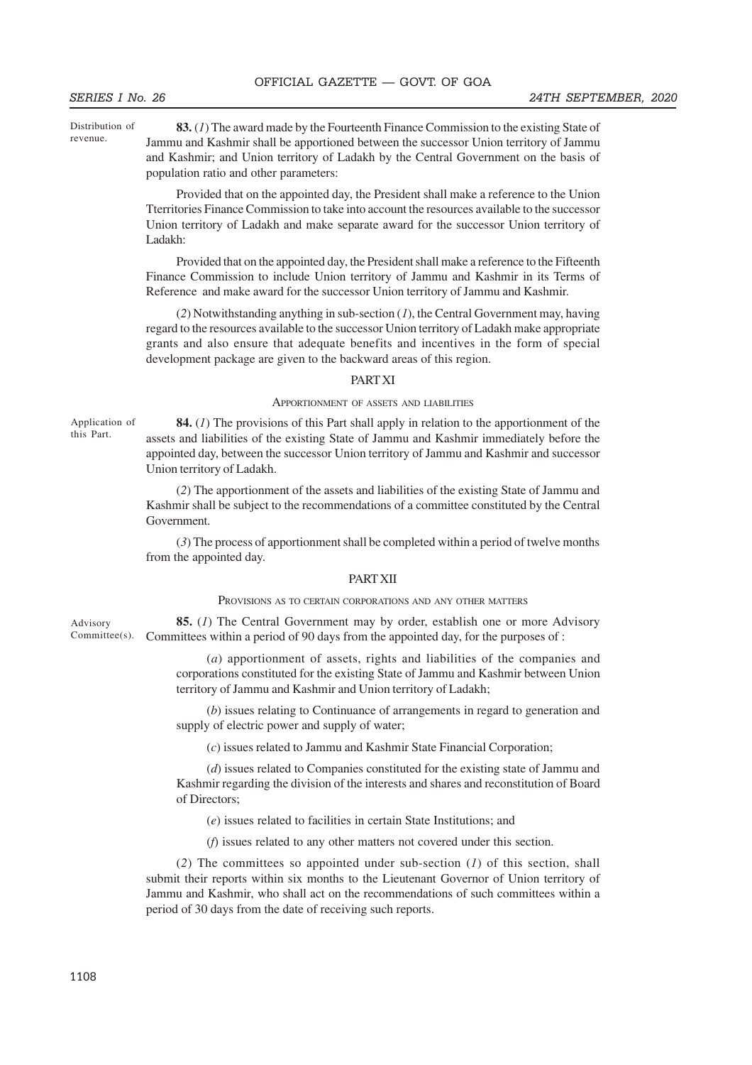**83.** (*1*) The award made by the Fourteenth Finance Commission to the existing State of Jammu and Kashmir shall be apportioned between the successor Union territory of Jammu and Kashmir; and Union territory of Ladakh by the Central Government on the basis of population ratio and other parameters:

Distribution of revenue.

Provided that on the appointed day, the President shall make a reference to the Union Tterritories Finance Commission to take into account the resources available to the successor Union territory of Ladakh and make separate award for the successor Union territory of Ladakh:

Provided that on the appointed day, the President shall make a reference to the Fifteenth Finance Commission to include Union territory of Jammu and Kashmir in its Terms of Reference and make award for the successor Union territory of Jammu and Kashmir.

(*2*) Notwithstanding anything in sub-section (*1*), the Central Government may, having regard to the resources available to the successor Union territory of Ladakh make appropriate grants and also ensure that adequate benefits and incentives in the form of special development package are given to the backward areas of this region.

## PART XI

### APPORTIONMENT OF ASSETS AND LIABILITIES

Application of this Part.

**84.** (*1*) The provisions of this Part shall apply in relation to the apportionment of the assets and liabilities of the existing State of Jammu and Kashmir immediately before the appointed day, between the successor Union territory of Jammu and Kashmir and successor Union territory of Ladakh.

(*2*) The apportionment of the assets and liabilities of the existing State of Jammu and Kashmir shall be subject to the recommendations of a committee constituted by the Central Government.

(*3*) The process of apportionment shall be completed within a period of twelve months from the appointed day.

## PART XII

### PROVISIONS AS TO CERTAIN CORPORATIONS AND ANY OTHER MATTERS

Advisory Committee(s).

**85.** (*1*) The Central Government may by order, establish one or more Advisory Committees within a period of 90 days from the appointed day, for the purposes of :

(*a*) apportionment of assets, rights and liabilities of the companies and corporations constituted for the existing State of Jammu and Kashmir between Union territory of Jammu and Kashmir and Union territory of Ladakh;

(*b*) issues relating to Continuance of arrangements in regard to generation and supply of electric power and supply of water;

(*c*) issues related to Jammu and Kashmir State Financial Corporation;

(*d*) issues related to Companies constituted for the existing state of Jammu and Kashmir regarding the division of the interests and shares and reconstitution of Board of Directors;

(*e*) issues related to facilities in certain State Institutions; and

(*f*) issues related to any other matters not covered under this section.

(*2*) The committees so appointed under sub-section (*1*) of this section, shall submit their reports within six months to the Lieutenant Governor of Union territory of Jammu and Kashmir, who shall act on the recommendations of such committees within a period of 30 days from the date of receiving such reports.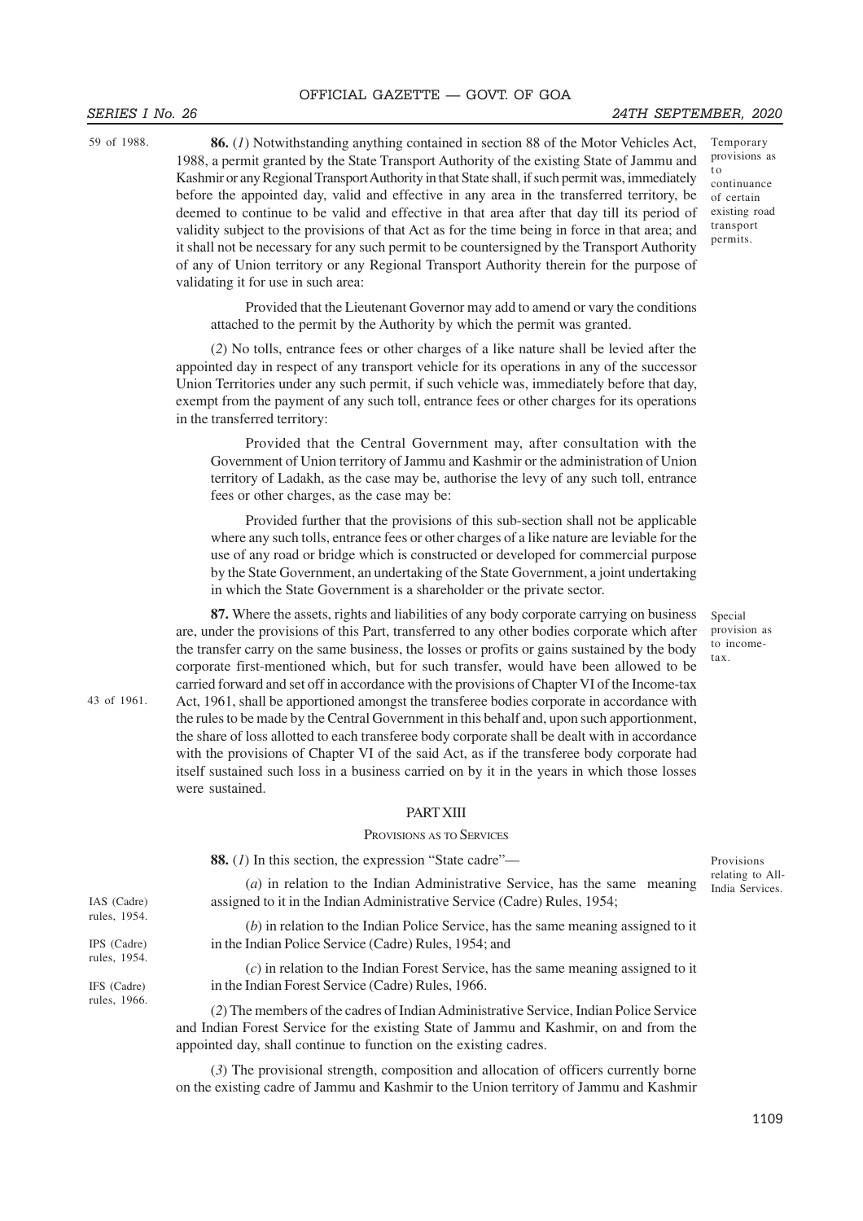**86.** (*1*) Notwithstanding anything contained in section 88 of the Motor Vehicles Act, 1988, a permit granted by the State Transport Authority of the existing State of Jammu and Kashmir or any Regional Transport Authority in that State shall, if such permit was, immediately before the appointed day, valid and effective in any area in the transferred territory, be deemed to continue to be valid and effective in that area after that day till its period of validity subject to the provisions of that Act as for the time being in force in that area; and it shall not be necessary for any such permit to be countersigned by the Transport Authority of any of Union territory or any Regional Transport Authority therein for the purpose of validating it for use in such area:

59 of 1988.

Temporary provisions as to continuance of certain existing road transport permits.

Provided that the Lieutenant Governor may add to amend or vary the conditions attached to the permit by the Authority by which the permit was granted.

(*2*) No tolls, entrance fees or other charges of a like nature shall be levied after the appointed day in respect of any transport vehicle for its operations in any of the successor Union Territories under any such permit, if such vehicle was, immediately before that day, exempt from the payment of any such toll, entrance fees or other charges for its operations in the transferred territory:

Provided that the Central Government may, after consultation with the Government of Union territory of Jammu and Kashmir or the administration of Union territory of Ladakh, as the case may be, authorise the levy of any such toll, entrance fees or other charges, as the case may be:

Provided further that the provisions of this sub-section shall not be applicable where any such tolls, entrance fees or other charges of a like nature are leviable for the use of any road or bridge which is constructed or developed for commercial purpose by the State Government, an undertaking of the State Government, a joint undertaking in which the State Government is a shareholder or the private sector.

**87.** Where the assets, rights and liabilities of any body corporate carrying on business are, under the provisions of this Part, transferred to any other bodies corporate which after the transfer carry on the same business, the losses or profits or gains sustained by the body corporate first-mentioned which, but for such transfer, would have been allowed to be carried forward and set off in accordance with the provisions of Chapter VI of the Income-tax Act, 1961, shall be apportioned amongst the transferee bodies corporate in accordance with the rules to be made by the Central Government in this behalf and, upon such apportionment, the share of loss allotted to each transferee body corporate shall be dealt with in accordance with the provisions of Chapter VI of the said Act, as if the transferee body corporate had itself sustained such loss in a business carried on by it in the years in which those losses were sustained.

Special provision as to income-tax.

43 of 1961.

## PART XIII

### PROVISIONS AS TO SERVICES

**88.** (*1*) In this section, the expression "State cadre"—

Provisions relating to All-India Services.

(*a*) in relation to the Indian Administrative Service, has the same meaning assigned to it in the Indian Administrative Service (Cadre) Rules, 1954;

IAS (Cadre) rules, 1954.

(*b*) in relation to the Indian Police Service, has the same meaning assigned to it in the Indian Police Service (Cadre) Rules, 1954; and

IPS (Cadre) rules, 1954.

(*c*) in relation to the Indian Forest Service, has the same meaning assigned to it in the Indian Forest Service (Cadre) Rules, 1966.

IFS (Cadre) rules, 1966.

(*2*) The members of the cadres of Indian Administrative Service, Indian Police Service and Indian Forest Service for the existing State of Jammu and Kashmir, on and from the appointed day, shall continue to function on the existing cadres.

(*3*) The provisional strength, composition and allocation of officers currently borne on the existing cadre of Jammu and Kashmir to the Union territory of Jammu and Kashmir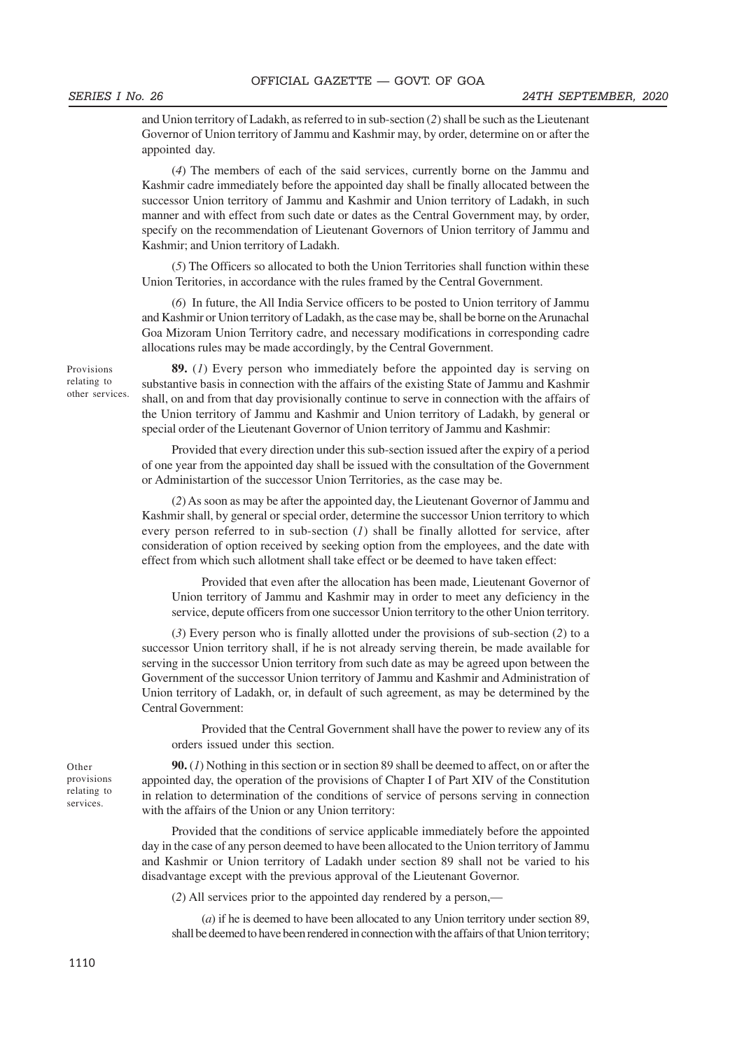and Union territory of Ladakh, as referred to in sub-section (*2*) shall be such as the Lieutenant Governor of Union territory of Jammu and Kashmir may, by order, determine on or after the appointed day.

(*4*) The members of each of the said services, currently borne on the Jammu and Kashmir cadre immediately before the appointed day shall be finally allocated between the successor Union territory of Jammu and Kashmir and Union territory of Ladakh, in such manner and with effect from such date or dates as the Central Government may, by order, specify on the recommendation of Lieutenant Governors of Union territory of Jammu and Kashmir; and Union territory of Ladakh.

(*5*) The Officers so allocated to both the Union Territories shall function within these Union Teritories, in accordance with the rules framed by the Central Government.

(*6*) In future, the All India Service officers to be posted to Union territory of Jammu and Kashmir or Union territory of Ladakh, as the case may be, shall be borne on the Arunachal Goa Mizoram Union Territory cadre, and necessary modifications in corresponding cadre allocations rules may be made accordingly, by the Central Government.

Provisions relating to other services.

**89.** (*1*) Every person who immediately before the appointed day is serving on substantive basis in connection with the affairs of the existing State of Jammu and Kashmir shall, on and from that day provisionally continue to serve in connection with the affairs of the Union territory of Jammu and Kashmir and Union territory of Ladakh, by general or special order of the Lieutenant Governor of Union territory of Jammu and Kashmir:

Provided that every direction under this sub-section issued after the expiry of a period of one year from the appointed day shall be issued with the consultation of the Government or Administartion of the successor Union Territories, as the case may be.

(*2*) As soon as may be after the appointed day, the Lieutenant Governor of Jammu and Kashmir shall, by general or special order, determine the successor Union territory to which every person referred to in sub-section (*1*) shall be finally allotted for service, after consideration of option received by seeking option from the employees, and the date with effect from which such allotment shall take effect or be deemed to have taken effect:

Provided that even after the allocation has been made, Lieutenant Governor of Union territory of Jammu and Kashmir may in order to meet any deficiency in the service, depute officers from one successor Union territory to the other Union territory.

(*3*) Every person who is finally allotted under the provisions of sub-section (*2*) to a successor Union territory shall, if he is not already serving therein, be made available for serving in the successor Union territory from such date as may be agreed upon between the Government of the successor Union territory of Jammu and Kashmir and Administration of Union territory of Ladakh, or, in default of such agreement, as may be determined by the Central Government:

Provided that the Central Government shall have the power to review any of its orders issued under this section.

Other provisions relating to services.

**90.** (*1*) Nothing in this section or in section 89 shall be deemed to affect, on or after the appointed day, the operation of the provisions of Chapter I of Part XIV of the Constitution in relation to determination of the conditions of service of persons serving in connection with the affairs of the Union or any Union territory:

Provided that the conditions of service applicable immediately before the appointed day in the case of any person deemed to have been allocated to the Union territory of Jammu and Kashmir or Union territory of Ladakh under section 89 shall not be varied to his disadvantage except with the previous approval of the Lieutenant Governor.

(*2*) All services prior to the appointed day rendered by a person,—

(*a*) if he is deemed to have been allocated to any Union territory under section 89, shall be deemed to have been rendered in connection with the affairs of that Union territory;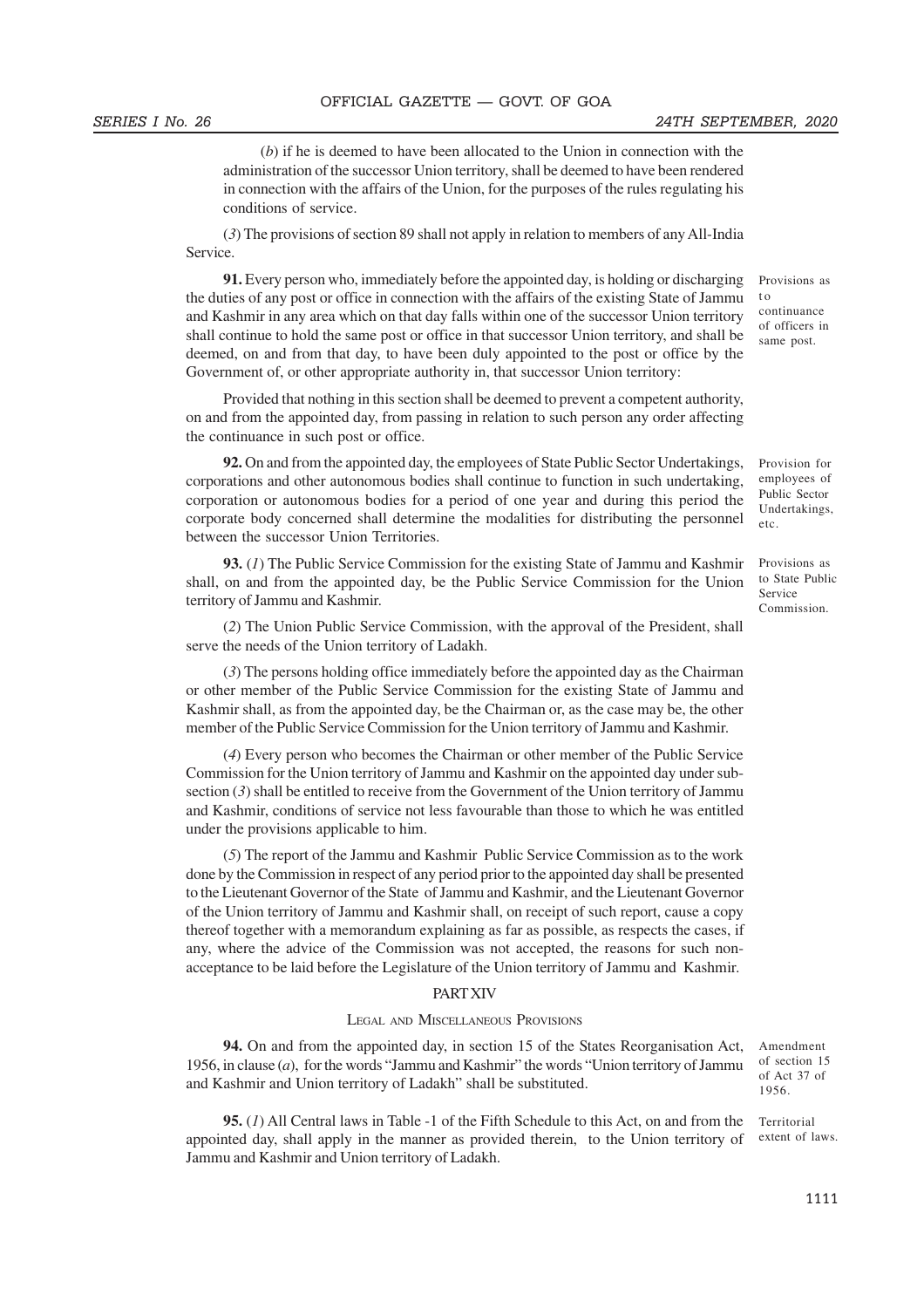(*b*) if he is deemed to have been allocated to the Union in connection with the administration of the successor Union territory, shall be deemed to have been rendered in connection with the affairs of the Union, for the purposes of the rules regulating his conditions of service.

(*3*) The provisions of section 89 shall not apply in relation to members of any All-India Service.

Provisions as to continuance of officers in same post.

**91.** Every person who, immediately before the appointed day, is holding or discharging the duties of any post or office in connection with the affairs of the existing State of Jammu and Kashmir in any area which on that day falls within one of the successor Union territory shall continue to hold the same post or office in that successor Union territory, and shall be deemed, on and from that day, to have been duly appointed to the post or office by the Government of, or other appropriate authority in, that successor Union territory:

Provided that nothing in this section shall be deemed to prevent a competent authority, on and from the appointed day, from passing in relation to such person any order affecting the continuance in such post or office.

Provision for employees of Public Sector Undertakings, etc.

**92.** On and from the appointed day, the employees of State Public Sector Undertakings, corporations and other autonomous bodies shall continue to function in such undertaking, corporation or autonomous bodies for a period of one year and during this period the corporate body concerned shall determine the modalities for distributing the personnel between the successor Union Territories.

Provisions as to State Public Service Commission.

**93.** (*1*) The Public Service Commission for the existing State of Jammu and Kashmir shall, on and from the appointed day, be the Public Service Commission for the Union territory of Jammu and Kashmir.

(*2*) The Union Public Service Commission, with the approval of the President, shall serve the needs of the Union territory of Ladakh.

(*3*) The persons holding office immediately before the appointed day as the Chairman or other member of the Public Service Commission for the existing State of Jammu and Kashmir shall, as from the appointed day, be the Chairman or, as the case may be, the other member of the Public Service Commission for the Union territory of Jammu and Kashmir.

(*4*) Every person who becomes the Chairman or other member of the Public Service Commission for the Union territory of Jammu and Kashmir on the appointed day under sub-section (*3*) shall be entitled to receive from the Government of the Union territory of Jammu and Kashmir, conditions of service not less favourable than those to which he was entitled under the provisions applicable to him.

(*5*) The report of the Jammu and Kashmir Public Service Commission as to the work done by the Commission in respect of any period prior to the appointed day shall be presented to the Lieutenant Governor of the State of Jammu and Kashmir, and the Lieutenant Governor of the Union territory of Jammu and Kashmir shall, on receipt of such report, cause a copy thereof together with a memorandum explaining as far as possible, as respects the cases, if any, where the advice of the Commission was not accepted, the reasons for such non-acceptance to be laid before the Legislature of the Union territory of Jammu and Kashmir.

## PART XIV

### LEGAL AND MISCELLANEOUS PROVISIONS

Amendment of section 15 of Act 37 of 1956.

**94.** On and from the appointed day, in section 15 of the States Reorganisation Act, 1956, in clause (*a*), for the words "Jammu and Kashmir" the words "Union territory of Jammu and Kashmir and Union territory of Ladakh" shall be substituted.

Territorial extent of laws.

**95.** (*1*) All Central laws in Table -1 of the Fifth Schedule to this Act, on and from the appointed day, shall apply in the manner as provided therein, to the Union territory of Jammu and Kashmir and Union territory of Ladakh.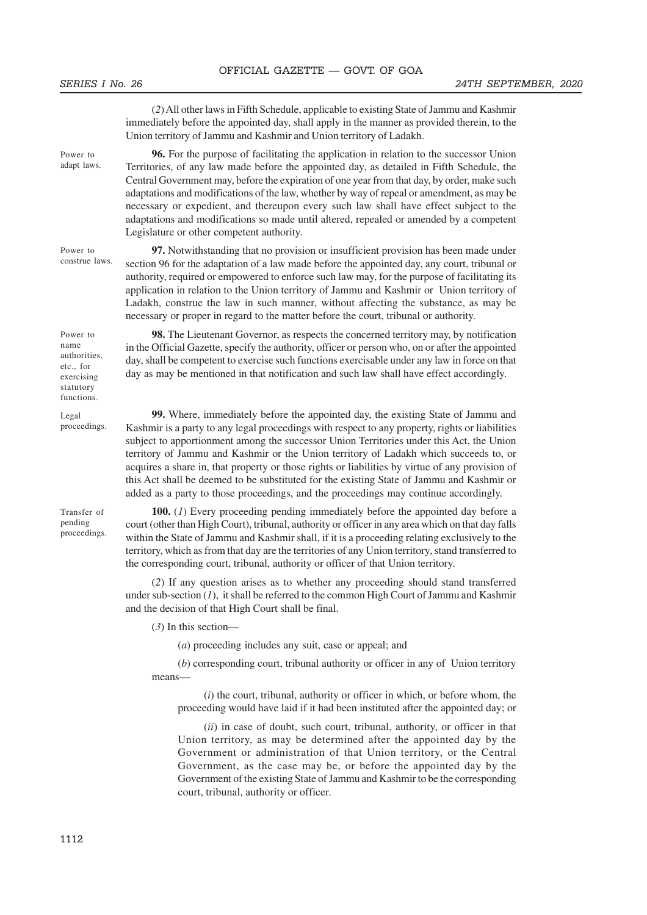(2) All other laws in Fifth Schedule, applicable to existing State of Jammu and Kashmir immediately before the appointed day, shall apply in the manner as provided therein, to the Union territory of Jammu and Kashmir and Union territory of Ladakh.

Power to adapt laws.

**96.** For the purpose of facilitating the application in relation to the successor Union Territories, of any law made before the appointed day, as detailed in Fifth Schedule, the Central Government may, before the expiration of one year from that day, by order, make such adaptations and modifications of the law, whether by way of repeal or amendment, as may be necessary or expedient, and thereupon every such law shall have effect subject to the adaptations and modifications so made until altered, repealed or amended by a competent Legislature or other competent authority.

Power to construe laws.

**97.** Notwithstanding that no provision or insufficient provision has been made under section 96 for the adaptation of a law made before the appointed day, any court, tribunal or authority, required or empowered to enforce such law may, for the purpose of facilitating its application in relation to the Union territory of Jammu and Kashmir or Union territory of Ladakh, construe the law in such manner, without affecting the substance, as may be necessary or proper in regard to the matter before the court, tribunal or authority.

Power to name authorities, etc., for exercising statutory functions.

**98.** The Lieutenant Governor, as respects the concerned territory may, by notification in the Official Gazette, specify the authority, officer or person who, on or after the appointed day, shall be competent to exercise such functions exercisable under any law in force on that day as may be mentioned in that notification and such law shall have effect accordingly.

Legal proceedings.

**99.** Where, immediately before the appointed day, the existing State of Jammu and Kashmir is a party to any legal proceedings with respect to any property, rights or liabilities subject to apportionment among the successor Union Territories under this Act, the Union territory of Jammu and Kashmir or the Union territory of Ladakh which succeeds to, or acquires a share in, that property or those rights or liabilities by virtue of any provision of this Act shall be deemed to be substituted for the existing State of Jammu and Kashmir or added as a party to those proceedings, and the proceedings may continue accordingly.

Transfer of pending proceedings.

**100.** (*1*) Every proceeding pending immediately before the appointed day before a court (other than High Court), tribunal, authority or officer in any area which on that day falls within the State of Jammu and Kashmir shall, if it is a proceeding relating exclusively to the territory, which as from that day are the territories of any Union territory, stand transferred to the corresponding court, tribunal, authority or officer of that Union territory.

(*2*) If any question arises as to whether any proceeding should stand transferred under sub-section (*1*), it shall be referred to the common High Court of Jammu and Kashmir and the decision of that High Court shall be final.

(*3*) In this section—

(*a*) proceeding includes any suit, case or appeal; and

(*b*) corresponding court, tribunal authority or officer in any of Union territory means—

(*i*) the court, tribunal, authority or officer in which, or before whom, the proceeding would have laid if it had been instituted after the appointed day; or

(*ii*) in case of doubt, such court, tribunal, authority, or officer in that Union territory, as may be determined after the appointed day by the Government or administration of that Union territory, or the Central Government, as the case may be, or before the appointed day by the Government of the existing State of Jammu and Kashmir to be the corresponding court, tribunal, authority or officer.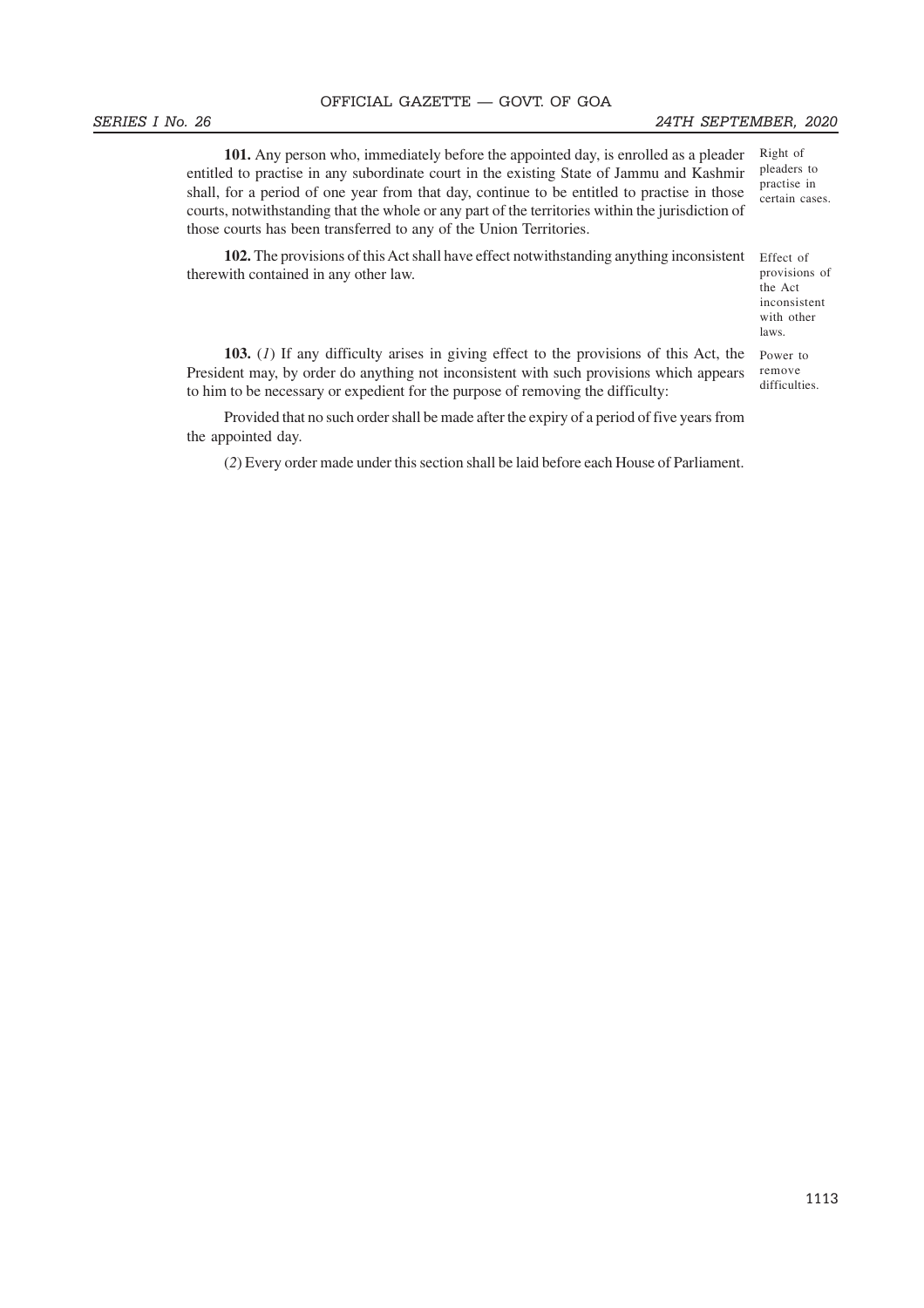**101.** Any person who, immediately before the appointed day, is enrolled as a pleader entitled to practise in any subordinate court in the existing State of Jammu and Kashmir shall, for a period of one year from that day, continue to be entitled to practise in those courts, notwithstanding that the whole or any part of the territories within the jurisdiction of those courts has been transferred to any of the Union Territories.

Right of pleaders to practise in certain cases.

**102.** The provisions of this Act shall have effect notwithstanding anything inconsistent therewith contained in any other law.

Effect of provisions of the Act inconsistent with other laws.

**103.** (*1*) If any difficulty arises in giving effect to the provisions of this Act, the President may, by order do anything not inconsistent with such provisions which appears to him to be necessary or expedient for the purpose of removing the difficulty:

Power to remove difficulties.

Provided that no such order shall be made after the expiry of a period of five years from the appointed day.

(*2*) Every order made under this section shall be laid before each House of Parliament.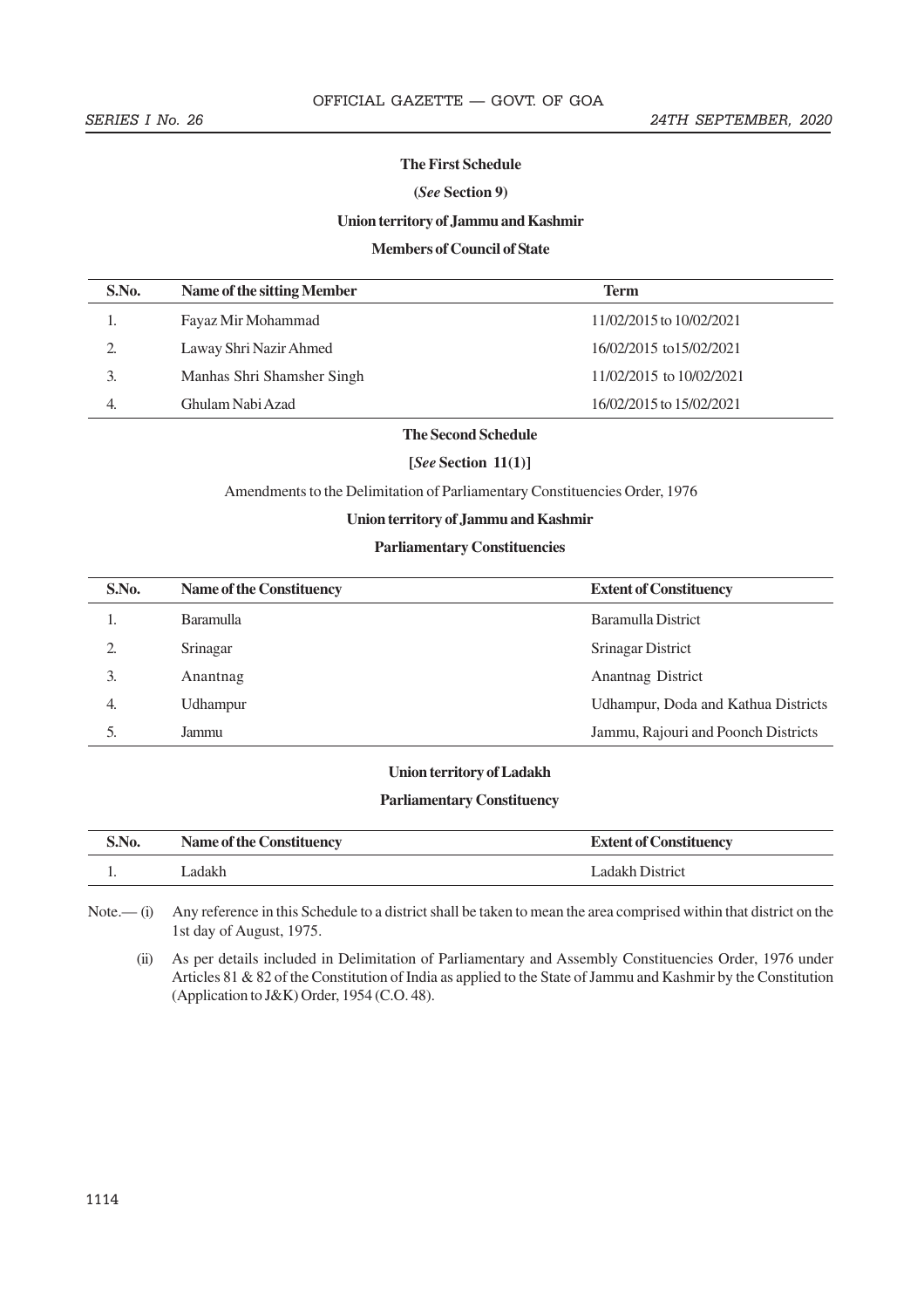### The First Schedule

**(*See* Section 9)**

**Union territory of Jammu and Kashmir**

**Members of Council of State**

| S.No. | Name of the sitting Member | Term |
|---|---|---|
| 1. | Fayaz Mir Mohammad | 11/02/2015 to 10/02/2021 |
| 2. | Laway Shri Nazir Ahmed | 16/02/2015 to15/02/2021 |
| 3. | Manhas Shri Shamsher Singh | 11/02/2015 to 10/02/2021 |
| 4. | Ghulam Nabi Azad | 16/02/2015 to 15/02/2021 |

### The Second Schedule

**[*See* Section 11(1)]**

Amendments to the Delimitation of Parliamentary Constituencies Order, 1976

**Union territory of Jammu and Kashmir**

**Parliamentary Constituencies**

| S.No. | Name of the Constituency | Extent of Constituency |
|---|---|---|
| 1. | Baramulla | Baramulla District |
| 2. | Srinagar | Srinagar District |
| 3. | Anantnag | Anantnag District |
| 4. | Udhampur | Udhampur, Doda and Kathua Districts |
| 5. | Jammu | Jammu, Rajouri and Poonch Districts |

**Union territory of Ladakh**

**Parliamentary Constituency**

| S.No. | Name of the Constituency | Extent of Constituency |
|---|---|---|
| 1. | Ladakh | Ladakh District |

Note.— (i) Any reference in this Schedule to a district shall be taken to mean the area comprised within that district on the 1st day of August, 1975.

(ii) As per details included in Delimitation of Parliamentary and Assembly Constituencies Order, 1976 under Articles 81 & 82 of the Constitution of India as applied to the State of Jammu and Kashmir by the Constitution (Application to J&K) Order, 1954 (C.O. 48).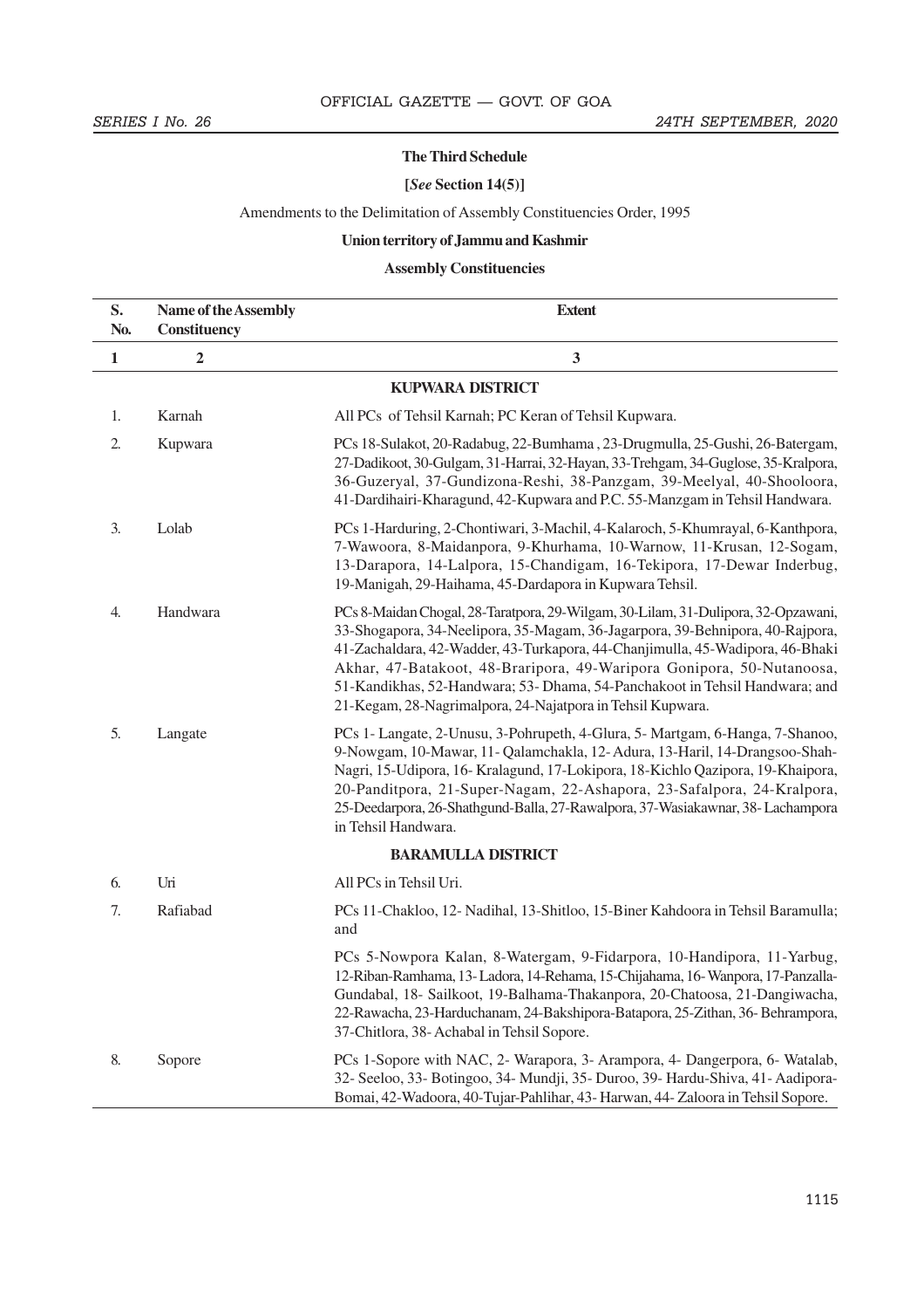**The Third Schedule**

**[*See* Section 14(5)]**

Amendments to the Delimitation of Assembly Constituencies Order, 1995

**Union territory of Jammu and Kashmir**

**Assembly Constituencies**

| S. No. | Name of the Assembly Constituency | Extent |
|---|---|---|
| 1 | 2 | 3 |
| | | **KUPWARA DISTRICT** |
| 1. | Karnah | All PCs of Tehsil Karnah; PC Keran of Tehsil Kupwara. |
| 2. | Kupwara | PCs 18-Sulakot, 20-Radabug, 22-Bumhama , 23-Drugmulla, 25-Gushi, 26-Batergam, 27-Dadikoot, 30-Gulgam, 31-Harrai, 32-Hayan, 33-Trehgam, 34-Guglose, 35-Kralpora, 36-Guzeryal, 37-Gundizona-Reshi, 38-Panzgam, 39-Meelyal, 40-Shooloora, 41-Dardihairi-Kharagund, 42-Kupwara and P.C. 55-Manzgam in Tehsil Handwara. |
| 3. | Lolab | PCs 1-Harduring, 2-Chontiwari, 3-Machil, 4-Kalaroch, 5-Khumrayal, 6-Kanthpora, 7-Wawoora, 8-Maidanpora, 9-Khurhama, 10-Warnow, 11-Krusan, 12-Sogam, 13-Darapora, 14-Lalpora, 15-Chandigam, 16-Tekipora, 17-Dewar Inderbug, 19-Manigah, 29-Haihama, 45-Dardapora in Kupwara Tehsil. |
| 4. | Handwara | PCs 8-Maidan Chogal, 28-Taratpora, 29-Wilgam, 30-Lilam, 31-Dulipora, 32-Opzawani, 33-Shogapora, 34-Neelipora, 35-Magam, 36-Jagarpora, 39-Behnipora, 40-Rajpora, 41-Zachaldara, 42-Wadder, 43-Turkapora, 44-Chanjimulla, 45-Wadipora, 46-Bhaki Akhar, 47-Batakoot, 48-Braripora, 49-Waripora Gonipora, 50-Nutanoosa, 51-Kandikhas, 52-Handwara; 53- Dhama, 54-Panchakoot in Tehsil Handwara; and 21-Kegam, 28-Nagrimalpora, 24-Najatpora in Tehsil Kupwara. |
| 5. | Langate | PCs 1- Langate, 2-Unusu, 3-Pohrupeth, 4-Glura, 5- Martgam, 6-Hanga, 7-Shanoo, 9-Nowgam, 10-Mawar, 11- Qalamchakla, 12- Adura, 13-Haril, 14-Drangsoo-Shah-Nagri, 15-Udipora, 16- Kralagund, 17-Lokipora, 18-Kichlo Qazipora, 19-Khaipora, 20-Panditpora, 21-Super-Nagam, 22-Ashapora, 23-Safalpora, 24-Kralpora, 25-Deedarpora, 26-Shathgund-Balla, 27-Rawalpora, 37-Wasiakawnar, 38- Lachampora in Tehsil Handwara. |
| | | **BARAMULLA DISTRICT** |
| 6. | Uri | All PCs in Tehsil Uri. |
| 7. | Rafiabad | PCs 11-Chakloo, 12- Nadihal, 13-Shitloo, 15-Biner Kahdoora in Tehsil Baramulla; and<br><br>PCs 5-Nowpora Kalan, 8-Watergam, 9-Fidarpora, 10-Handipora, 11-Yarbug, 12-Riban-Ramhama, 13- Ladora, 14-Rehama, 15-Chijahama, 16- Wanpora, 17-Panzalla-Gundabal, 18- Sailkoot, 19-Balhama-Thakanpora, 20-Chatoosa, 21-Dangiwacha, 22-Rawacha, 23-Harduchanam, 24-Bakshipora-Batapora, 25-Zithan, 36- Behrampora, 37-Chitlora, 38- Achabal in Tehsil Sopore. |
| 8. | Sopore | PCs 1-Sopore with NAC, 2- Warapora, 3- Arampora, 4- Dangerpora, 6- Watalab, 32- Seeloo, 33- Botingoo, 34- Mundji, 35- Duroo, 39- Hardu-Shiva, 41- Aadipora-Bomai, 42-Wadoora, 40-Tujar-Pahlihar, 43- Harwan, 44- Zaloora in Tehsil Sopore. |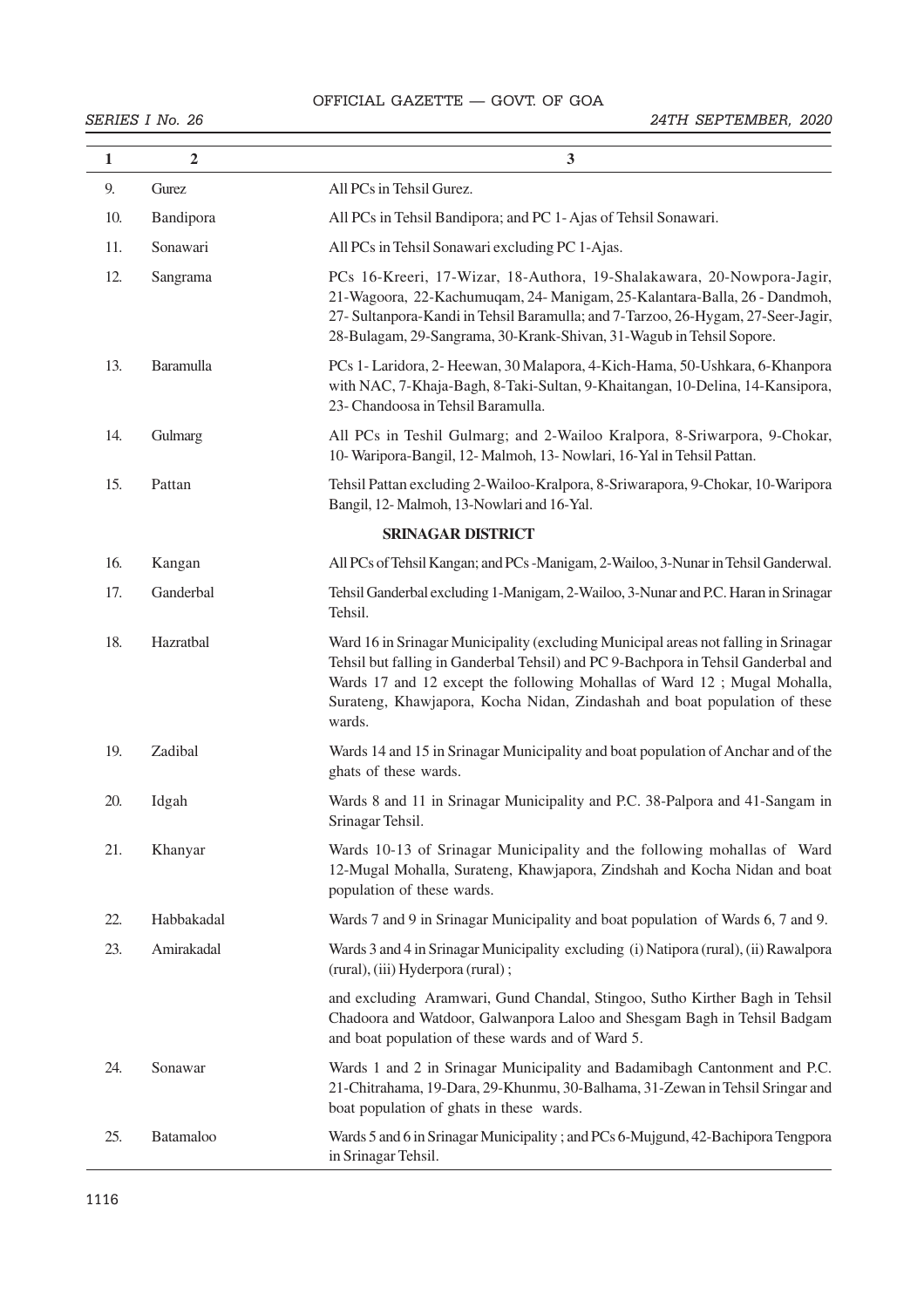| 1 | 2 | 3 |
|---|---|---|
| 9. | Gurez | All PCs in Tehsil Gurez. |
| 10. | Bandipora | All PCs in Tehsil Bandipora; and PC 1- Ajas of Tehsil Sonawari. |
| 11. | Sonawari | All PCs in Tehsil Sonawari excluding PC 1-Ajas. |
| 12. | Sangrama | PCs 16-Kreeri, 17-Wizar, 18-Authora, 19-Shalakawara, 20-Nowpora-Jagir, 21-Wagoora, 22-Kachumuqam, 24- Manigam, 25-Kalantara-Balla, 26 - Dandmoh, 27- Sultanpora-Kandi in Tehsil Baramulla; and 7-Tarzoo, 26-Hygam, 27-Seer-Jagir, 28-Bulagam, 29-Sangrama, 30-Krank-Shivan, 31-Wagub in Tehsil Sopore. |
| 13. | Baramulla | PCs 1- Laridora, 2- Heewan, 30 Malapora, 4-Kich-Hama, 50-Ushkara, 6-Khanpora with NAC, 7-Khaja-Bagh, 8-Taki-Sultan, 9-Khaitangan, 10-Delina, 14-Kansipora, 23- Chandoosa in Tehsil Baramulla. |
| 14. | Gulmarg | All PCs in Teshil Gulmarg; and 2-Wailoo Kralpora, 8-Sriwarpora, 9-Chokar, 10- Waripora-Bangil, 12- Malmoh, 13- Nowlari, 16-Yal in Tehsil Pattan. |
| 15. | Pattan | Tehsil Pattan excluding 2-Wailoo-Kralpora, 8-Sriwarapora, 9-Chokar, 10-Waripora Bangil, 12- Malmoh, 13-Nowlari and 16-Yal. |
| | | **SRINAGAR DISTRICT** |
| 16. | Kangan | All PCs of Tehsil Kangan; and PCs -Manigam, 2-Wailoo, 3-Nunar in Tehsil Ganderwal. |
| 17. | Ganderbal | Tehsil Ganderbal excluding 1-Manigam, 2-Wailoo, 3-Nunar and P.C. Haran in Srinagar Tehsil. |
| 18. | Hazratbal | Ward 16 in Srinagar Municipality (excluding Municipal areas not falling in Srinagar Tehsil but falling in Ganderbal Tehsil) and PC 9-Bachpora in Tehsil Ganderbal and Wards 17 and 12 except the following Mohallas of Ward 12 ; Mugal Mohalla, Surateng, Khawjapora, Kocha Nidan, Zindashah and boat population of these wards. |
| 19. | Zadibal | Wards 14 and 15 in Srinagar Municipality and boat population of Anchar and of the ghats of these wards. |
| 20. | Idgah | Wards 8 and 11 in Srinagar Municipality and P.C. 38-Palpora and 41-Sangam in Srinagar Tehsil. |
| 21. | Khanyar | Wards 10-13 of Srinagar Municipality and the following mohallas of Ward 12-Mugal Mohalla, Surateng, Khawjapora, Zindshah and Kocha Nidan and boat population of these wards. |
| 22. | Habbakadal | Wards 7 and 9 in Srinagar Municipality and boat population of Wards 6, 7 and 9. |
| 23. | Amirakadal | Wards 3 and 4 in Srinagar Municipality excluding (i) Natipora (rural), (ii) Rawalpora (rural), (iii) Hyderpora (rural) ;<br><br>and excluding Aramwari, Gund Chandal, Stingoo, Sutho Kirther Bagh in Tehsil Chadoora and Watdoor, Galwanpora Laloo and Shesgam Bagh in Tehsil Badgam and boat population of these wards and of Ward 5. |
| 24. | Sonawar | Wards 1 and 2 in Srinagar Municipality and Badamibagh Cantonment and P.C. 21-Chitrahama, 19-Dara, 29-Khunmu, 30-Balhama, 31-Zewan in Tehsil Sringar and boat population of ghats in these wards. |
| 25. | Batamaloo | Wards 5 and 6 in Srinagar Municipality ; and PCs 6-Mujgund, 42-Bachipora Tengpora in Srinagar Tehsil. |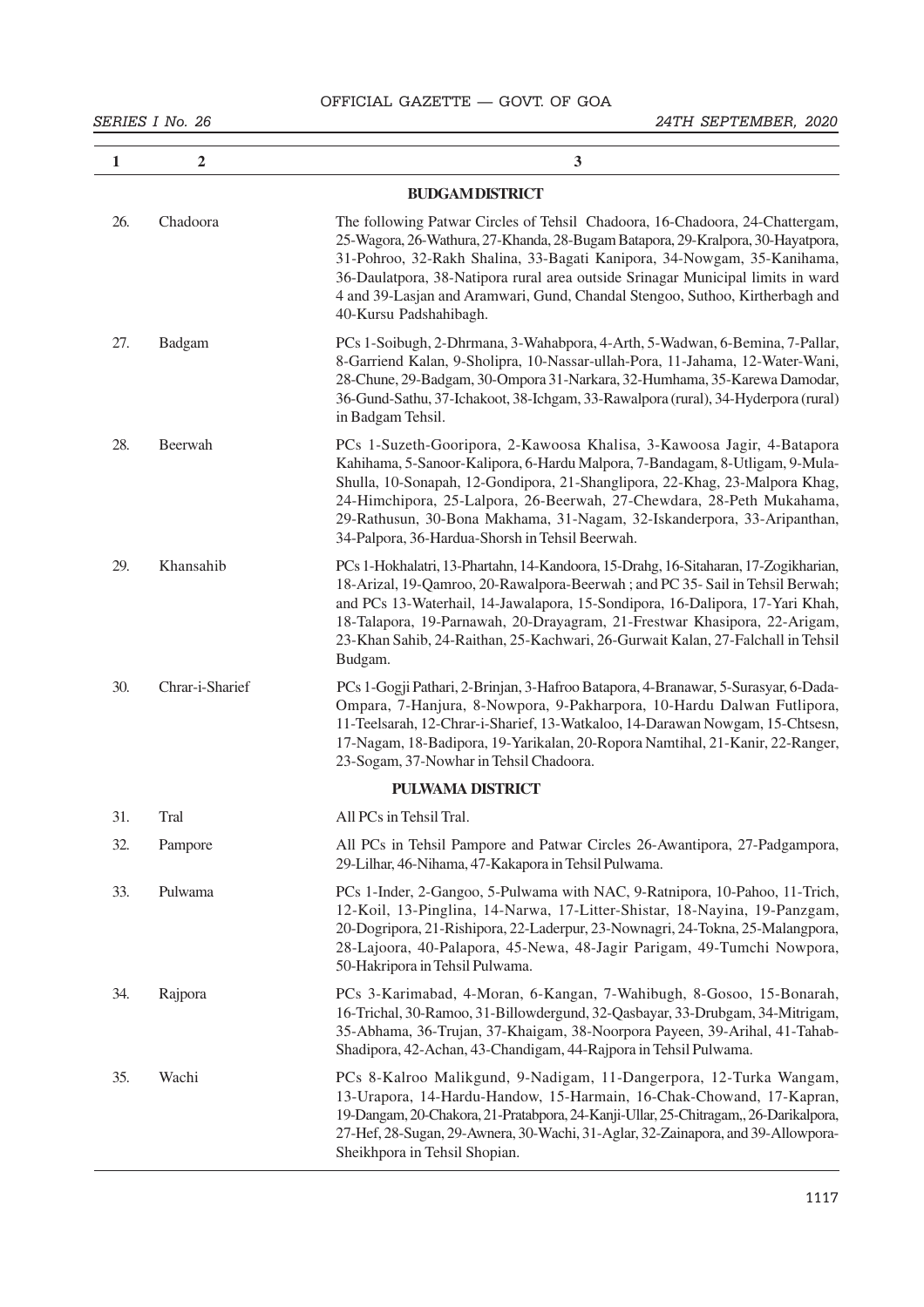| 1 | 2 | 3 |
|---|---|---|
| | | **BUDGAM DISTRICT** |
| 26. | Chadoora | The following Patwar Circles of Tehsil Chadoora, 16-Chadoora, 24-Chattergam, 25-Wagora, 26-Wathura, 27-Khanda, 28-Bugam Batapora, 29-Kralpora, 30-Hayatpora, 31-Pohroo, 32-Rakh Shalina, 33-Bagati Kanipora, 34-Nowgam, 35-Kanihama, 36-Daulatpora, 38-Natipora rural area outside Srinagar Municipal limits in ward 4 and 39-Lasjan and Aramwari, Gund, Chandal Stengoo, Suthoo, Kirtherbagh and 40-Kursu Padshahibagh. |
| 27. | Badgam | PCs 1-Soibugh, 2-Dhrmana, 3-Wahabpora, 4-Arth, 5-Wadwan, 6-Bemina, 7-Pallar, 8-Garriend Kalan, 9-Sholipra, 10-Nassar-ullah-Pora, 11-Jahama, 12-Water-Wani, 28-Chune, 29-Badgam, 30-Ompora 31-Narkara, 32-Humhama, 35-Karewa Damodar, 36-Gund-Sathu, 37-Ichakoot, 38-Ichgam, 33-Rawalpora (rural), 34-Hyderpora (rural) in Badgam Tehsil. |
| 28. | Beerwah | PCs 1-Suzeth-Gooripora, 2-Kawoosa Khalisa, 3-Kawoosa Jagir, 4-Batapora Kahihama, 5-Sanoor-Kalipora, 6-Hardu Malpora, 7-Bandagam, 8-Utligam, 9-Mula-Shulla, 10-Sonapah, 12-Gondipora, 21-Shanglipora, 22-Khag, 23-Malpora Khag, 24-Himchipora, 25-Lalpora, 26-Beerwah, 27-Chewdara, 28-Peth Mukahama, 29-Rathusun, 30-Bona Makhama, 31-Nagam, 32-Iskanderpora, 33-Aripanthan, 34-Palpora, 36-Hardua-Shorsh in Tehsil Beerwah. |
| 29. | Khansahib | PCs 1-Hokhalatri, 13-Phartahn, 14-Kandoora, 15-Drahg, 16-Sitaharan, 17-Zogikharian, 18-Arizal, 19-Qamroo, 20-Rawalpora-Beerwah ; and PC 35- Sail in Tehsil Berwah; and PCs 13-Waterhail, 14-Jawalapora, 15-Sondipora, 16-Dalipora, 17-Yari Khah, 18-Talapora, 19-Parnawah, 20-Drayagram, 21-Frestwar Khasipora, 22-Arigam, 23-Khan Sahib, 24-Raithan, 25-Kachwari, 26-Gurwait Kalan, 27-Falchall in Tehsil Budgam. |
| 30. | Chrar-i-Sharief | PCs 1-Gogji Pathari, 2-Brinjan, 3-Hafroo Batapora, 4-Branawar, 5-Surasyar, 6-Dada-Ompara, 7-Hanjura, 8-Nowpora, 9-Pakharpora, 10-Hardu Dalwan Futlipora, 11-Teelsarah, 12-Chrar-i-Sharief, 13-Watkaloo, 14-Darawan Nowgam, 15-Chtsesn, 17-Nagam, 18-Badipora, 19-Yarikalan, 20-Ropora Namtihal, 21-Kanir, 22-Ranger, 23-Sogam, 37-Nowhar in Tehsil Chadoora. |
| | | **PULWAMA DISTRICT** |
| 31. | Tral | All PCs in Tehsil Tral. |
| 32. | Pampore | All PCs in Tehsil Pampore and Patwar Circles 26-Awantipora, 27-Padgampora, 29-Lilhar, 46-Nihama, 47-Kakapora in Tehsil Pulwama. |
| 33. | Pulwama | PCs 1-Inder, 2-Gangoo, 5-Pulwama with NAC, 9-Ratnipora, 10-Pahoo, 11-Trich, 12-Koil, 13-Pinglina, 14-Narwa, 17-Litter-Shistar, 18-Nayina, 19-Panzgam, 20-Dogripora, 21-Rishipora, 22-Laderpur, 23-Nownagri, 24-Tokna, 25-Malangpora, 28-Lajoora, 40-Palapora, 45-Newa, 48-Jagir Parigam, 49-Tumchi Nowpora, 50-Hakripora in Tehsil Pulwama. |
| 34. | Rajpora | PCs 3-Karimabad, 4-Moran, 6-Kangan, 7-Wahibugh, 8-Gosoo, 15-Bonarah, 16-Trichal, 30-Ramoo, 31-Billowdergund, 32-Qasbayar, 33-Drubgam, 34-Mitrigam, 35-Abhama, 36-Trujan, 37-Khaigam, 38-Noorpora Payeen, 39-Arihal, 41-Tahab-Shadipora, 42-Achan, 43-Chandigam, 44-Rajpora in Tehsil Pulwama. |
| 35. | Wachi | PCs 8-Kalroo Malikgund, 9-Nadigam, 11-Dangerpora, 12-Turka Wangam, 13-Urapora, 14-Hardu-Handow, 15-Harmain, 16-Chak-Chowand, 17-Kapran, 19-Dangam, 20-Chakora, 21-Pratabpora, 24-Kanji-Ullar, 25-Chitragam,, 26-Darikalpora, 27-Hef, 28-Sugan, 29-Awnera, 30-Wachi, 31-Aglar, 32-Zainapora, and 39-Allowpora-Sheikhpora in Tehsil Shopian. |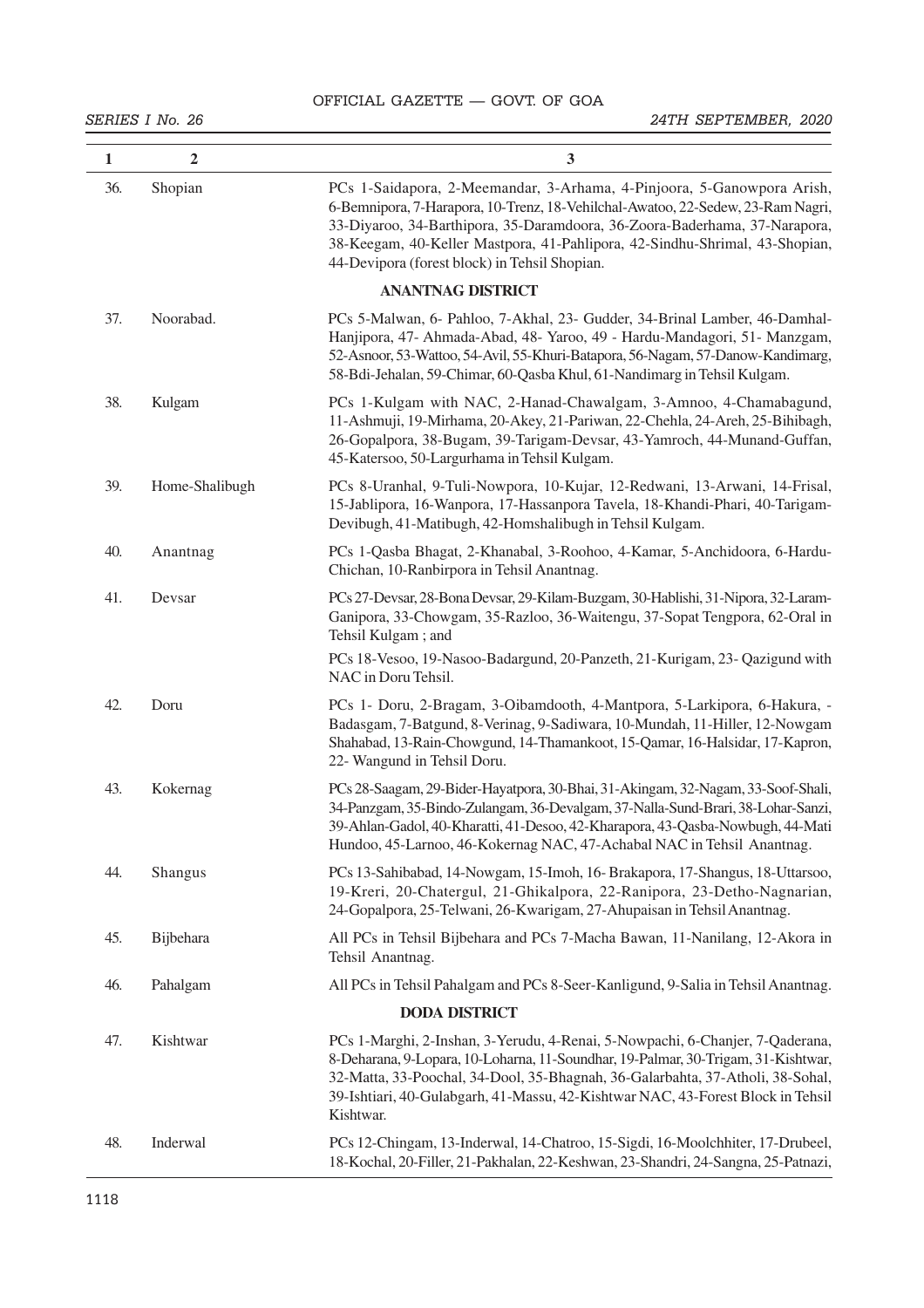| 1 | 2 | 3 |
|---|---|---|
| 36. | Shopian | PCs 1-Saidapora, 2-Meemandar, 3-Arhama, 4-Pinjoora, 5-Ganowpora Arish, 6-Bemnipora, 7-Harapora, 10-Trenz, 18-Vehilchal-Awatoo, 22-Sedew, 23-Ram Nagri, 33-Diyaroo, 34-Barthipora, 35-Daramdoora, 36-Zoora-Baderhama, 37-Narapora, 38-Keegam, 40-Keller Mastpora, 41-Pahlipora, 42-Sindhu-Shrimal, 43-Shopian, 44-Devipora (forest block) in Tehsil Shopian. |
| | | **ANANTNAG DISTRICT** |
| 37. | Noorabad. | PCs 5-Malwan, 6- Pahloo, 7-Akhal, 23- Gudder, 34-Brinal Lamber, 46-Damhal-Hanjipora, 47- Ahmada-Abad, 48- Yaroo, 49 - Hardu-Mandagori, 51- Manzgam, 52-Asnoor, 53-Wattoo, 54-Avil, 55-Khuri-Batapora, 56-Nagam, 57-Danow-Kandimarg, 58-Bdi-Jehalan, 59-Chimar, 60-Qasba Khul, 61-Nandimarg in Tehsil Kulgam. |
| 38. | Kulgam | PCs 1-Kulgam with NAC, 2-Hanad-Chawalgam, 3-Amnoo, 4-Chamabagund, 11-Ashmuji, 19-Mirhama, 20-Akey, 21-Pariwan, 22-Chehla, 24-Areh, 25-Bihibagh, 26-Gopalpora, 38-Bugam, 39-Tarigam-Devsar, 43-Yamroch, 44-Munand-Guffan, 45-Katersoo, 50-Largurhama in Tehsil Kulgam. |
| 39. | Home-Shalibugh | PCs 8-Uranhal, 9-Tuli-Nowpora, 10-Kujar, 12-Redwani, 13-Arwani, 14-Frisal, 15-Jablipora, 16-Wanpora, 17-Hassanpora Tavela, 18-Khandi-Phari, 40-Tarigam-Devibugh, 41-Matibugh, 42-Homshalibugh in Tehsil Kulgam. |
| 40. | Anantnag | PCs 1-Qasba Bhagat, 2-Khanabal, 3-Roohoo, 4-Kamar, 5-Anchidoora, 6-Hardu-Chichan, 10-Ranbirpora in Tehsil Anantnag. |
| 41. | Devsar | PCs 27-Devsar, 28-Bona Devsar, 29-Kilam-Buzgam, 30-Hablishi, 31-Nipora, 32-Laram-Ganipora, 33-Chowgam, 35-Razloo, 36-Waitengu, 37-Sopat Tengpora, 62-Oral in Tehsil Kulgam ; and<br>PCs 18-Vesoo, 19-Nasoo-Badargund, 20-Panzeth, 21-Kurigam, 23- Qazigund with NAC in Doru Tehsil. |
| 42. | Doru | PCs 1- Doru, 2-Bragam, 3-Oibamdooth, 4-Mantpora, 5-Larkipora, 6-Hakura, -Badasgam, 7-Batgund, 8-Verinag, 9-Sadiwara, 10-Mundah, 11-Hiller, 12-Nowgam Shahabad, 13-Rain-Chowgund, 14-Thamankoot, 15-Qamar, 16-Halsidar, 17-Kapron, 22- Wangund in Tehsil Doru. |
| 43. | Kokernag | PCs 28-Saagam, 29-Bider-Hayatpora, 30-Bhai, 31-Akingam, 32-Nagam, 33-Soof-Shali, 34-Panzgam, 35-Bindo-Zulangam, 36-Devalgam, 37-Nalla-Sund-Brari, 38-Lohar-Sanzi, 39-Ahlan-Gadol, 40-Kharatti, 41-Desoo, 42-Kharapora, 43-Qasba-Nowbugh, 44-Mati Hundoo, 45-Larnoo, 46-Kokernag NAC, 47-Achabal NAC in Tehsil Anantnag. |
| 44. | Shangus | PCs 13-Sahibabad, 14-Nowgam, 15-Imoh, 16- Brakapora, 17-Shangus, 18-Uttarsoo, 19-Kreri, 20-Chatergul, 21-Ghikalpora, 22-Ranipora, 23-Detho-Nagnarian, 24-Gopalpora, 25-Telwani, 26-Kwarigam, 27-Ahupaisan in Tehsil Anantnag. |
| 45. | Bijbehara | All PCs in Tehsil Bijbehara and PCs 7-Macha Bawan, 11-Nanilang, 12-Akora in Tehsil Anantnag. |
| 46. | Pahalgam | All PCs in Tehsil Pahalgam and PCs 8-Seer-Kanligund, 9-Salia in Tehsil Anantnag. |
| | | **DODA DISTRICT** |
| 47. | Kishtwar | PCs 1-Marghi, 2-Inshan, 3-Yerudu, 4-Renai, 5-Nowpachi, 6-Chanjer, 7-Qaderana, 8-Deharana, 9-Lopara, 10-Loharna, 11-Soundhar, 19-Palmar, 30-Trigam, 31-Kishtwar, 32-Matta, 33-Poochal, 34-Dool, 35-Bhagnah, 36-Galarbahta, 37-Atholi, 38-Sohal, 39-Ishtiari, 40-Gulabgarh, 41-Massu, 42-Kishtwar NAC, 43-Forest Block in Tehsil Kishtwar. |
| 48. | Inderwal | PCs 12-Chingam, 13-Inderwal, 14-Chatroo, 15-Sigdi, 16-Moolchhiter, 17-Drubeel, 18-Kochal, 20-Filler, 21-Pakhalan, 22-Keshwan, 23-Shandri, 24-Sangna, 25-Patnazi, |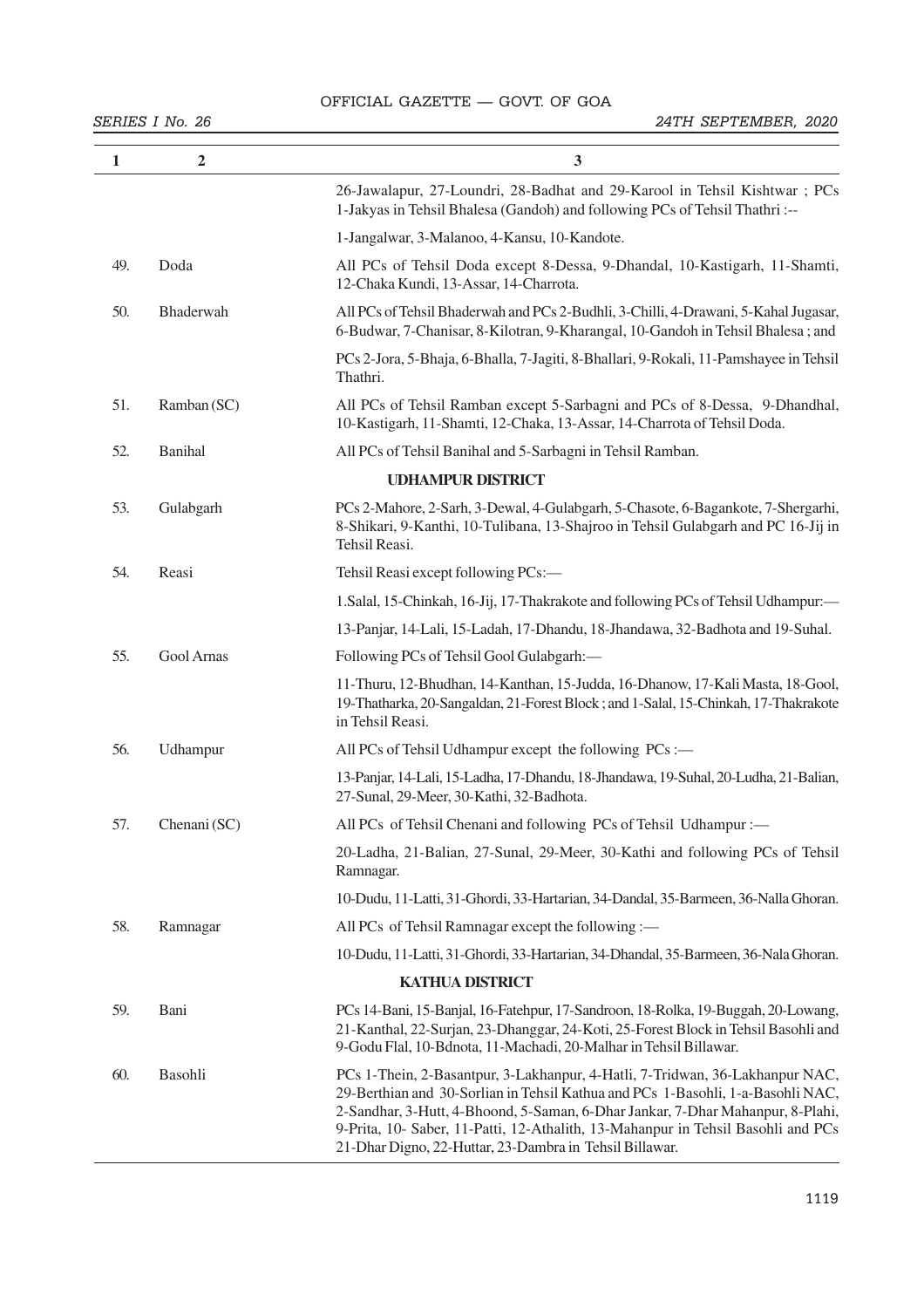| 1 | 2 | 3 |
|---|---|---|
| | | 26-Jawalapur, 27-Loundri, 28-Badhat and 29-Karool in Tehsil Kishtwar ; PCs 1-Jakyas in Tehsil Bhalesa (Gandoh) and following PCs of Tehsil Thathri :-- |
| | | 1-Jangalwar, 3-Malanoo, 4-Kansu, 10-Kandote. |
| 49. | Doda | All PCs of Tehsil Doda except 8-Dessa, 9-Dhandal, 10-Kastigarh, 11-Shamti, 12-Chaka Kundi, 13-Assar, 14-Charrota. |
| 50. | Bhaderwah | All PCs of Tehsil Bhaderwah and PCs 2-Budhli, 3-Chilli, 4-Drawani, 5-Kahal Jugasar, 6-Budwar, 7-Chanisar, 8-Kilotran, 9-Kharangal, 10-Gandoh in Tehsil Bhalesa ; and |
| | | PCs 2-Jora, 5-Bhaja, 6-Bhalla, 7-Jagiti, 8-Bhallari, 9-Rokali, 11-Pamshayee in Tehsil Thathri. |
| 51. | Ramban (SC) | All PCs of Tehsil Ramban except 5-Sarbagni and PCs of 8-Dessa, 9-Dhandhal, 10-Kastigarh, 11-Shamti, 12-Chaka, 13-Assar, 14-Charrota of Tehsil Doda. |
| 52. | Banihal | All PCs of Tehsil Banihal and 5-Sarbagni in Tehsil Ramban. |
| | | **UDHAMPUR DISTRICT** |
| 53. | Gulabgarh | PCs 2-Mahore, 2-Sarh, 3-Dewal, 4-Gulabgarh, 5-Chasote, 6-Bagankote, 7-Shergarhi, 8-Shikari, 9-Kanthi, 10-Tulibana, 13-Shajroo in Tehsil Gulabgarh and PC 16-Jij in Tehsil Reasi. |
| 54. | Reasi | Tehsil Reasi except following PCs:— |
| | | 1.Salal, 15-Chinkah, 16-Jij, 17-Thakrakote and following PCs of Tehsil Udhampur:— |
| | | 13-Panjar, 14-Lali, 15-Ladah, 17-Dhandu, 18-Jhandawa, 32-Badhota and 19-Suhal. |
| 55. | Gool Arnas | Following PCs of Tehsil Gool Gulabgarh:— |
| | | 11-Thuru, 12-Bhudhan, 14-Kanthan, 15-Judda, 16-Dhanow, 17-Kali Masta, 18-Gool, 19-Thatharka, 20-Sangaldan, 21-Forest Block ; and 1-Salal, 15-Chinkah, 17-Thakrakote in Tehsil Reasi. |
| 56. | Udhampur | All PCs of Tehsil Udhampur except the following PCs :— |
| | | 13-Panjar, 14-Lali, 15-Ladha, 17-Dhandu, 18-Jhandawa, 19-Suhal, 20-Ludha, 21-Balian, 27-Sunal, 29-Meer, 30-Kathi, 32-Badhota. |
| 57. | Chenani (SC) | All PCs of Tehsil Chenani and following PCs of Tehsil Udhampur :— |
| | | 20-Ladha, 21-Balian, 27-Sunal, 29-Meer, 30-Kathi and following PCs of Tehsil Ramnagar. |
| | | 10-Dudu, 11-Latti, 31-Ghordi, 33-Hartarian, 34-Dandal, 35-Barmeen, 36-Nalla Ghoran. |
| 58. | Ramnagar | All PCs of Tehsil Ramnagar except the following :— |
| | | 10-Dudu, 11-Latti, 31-Ghordi, 33-Hartarian, 34-Dhandal, 35-Barmeen, 36-Nala Ghoran. |
| | | **KATHUA DISTRICT** |
| 59. | Bani | PCs 14-Bani, 15-Banjal, 16-Fatehpur, 17-Sandroon, 18-Rolka, 19-Buggah, 20-Lowang, 21-Kanthal, 22-Surjan, 23-Dhanggar, 24-Koti, 25-Forest Block in Tehsil Basohli and 9-Godu Flal, 10-Bdnota, 11-Machadi, 20-Malhar in Tehsil Billawar. |
| 60. | Basohli | PCs 1-Thein, 2-Basantpur, 3-Lakhanpur, 4-Hatli, 7-Tridwan, 36-Lakhanpur NAC, 29-Berthian and 30-Sorlian in Tehsil Kathua and PCs 1-Basohli, 1-a-Basohli NAC, 2-Sandhar, 3-Hutt, 4-Bhoond, 5-Saman, 6-Dhar Jankar, 7-Dhar Mahanpur, 8-Plahi, 9-Prita, 10- Saber, 11-Patti, 12-Athalith, 13-Mahanpur in Tehsil Basohli and PCs 21-Dhar Digno, 22-Huttar, 23-Dambra in Tehsil Billawar. |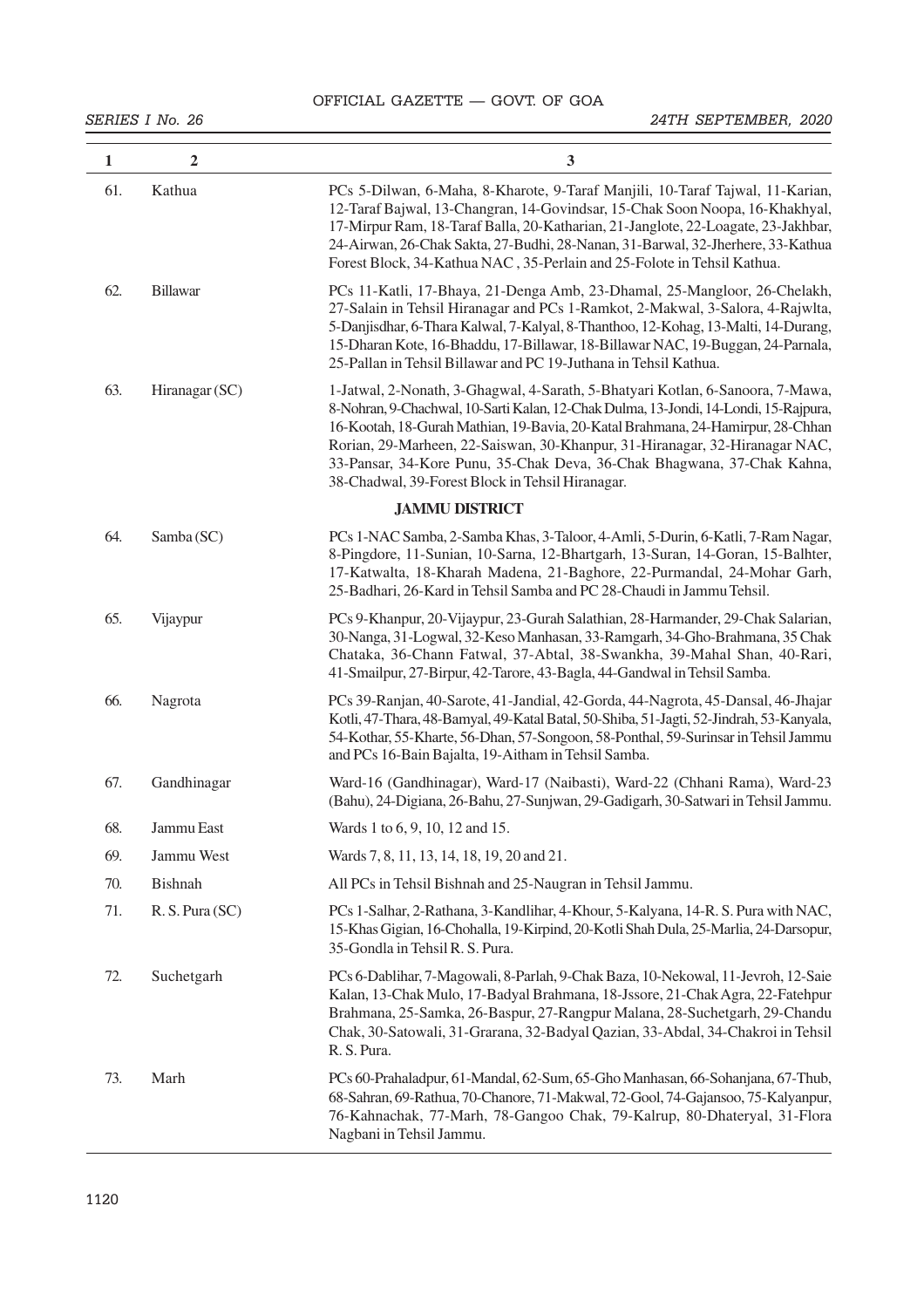| 1 | 2 | 3 |
|---|---|---|
| 61. | Kathua | PCs 5-Dilwan, 6-Maha, 8-Kharote, 9-Taraf Manjili, 10-Taraf Tajwal, 11-Karian, 12-Taraf Bajwal, 13-Changran, 14-Govindsar, 15-Chak Soon Noopa, 16-Khakhyal, 17-Mirpur Ram, 18-Taraf Balla, 20-Katharian, 21-Janglote, 22-Loagate, 23-Jakhbar, 24-Airwan, 26-Chak Sakta, 27-Budhi, 28-Nanan, 31-Barwal, 32-Jherhere, 33-Kathua Forest Block, 34-Kathua NAC , 35-Perlain and 25-Folote in Tehsil Kathua. |
| 62. | Billawar | PCs 11-Katli, 17-Bhaya, 21-Denga Amb, 23-Dhamal, 25-Mangloor, 26-Chelakh, 27-Salain in Tehsil Hiranagar and PCs 1-Ramkot, 2-Makwal, 3-Salora, 4-Rajwlta, 5-Danjisdhar, 6-Thara Kalwal, 7-Kalyal, 8-Thanthoo, 12-Kohag, 13-Malti, 14-Durang, 15-Dharan Kote, 16-Bhaddu, 17-Billawar, 18-Billawar NAC, 19-Buggan, 24-Parnala, 25-Pallan in Tehsil Billawar and PC 19-Juthana in Tehsil Kathua. |
| 63. | Hiranagar (SC) | 1-Jatwal, 2-Nonath, 3-Ghagwal, 4-Sarath, 5-Bhatyari Kotlan, 6-Sanoora, 7-Mawa, 8-Nohran, 9-Chachwal, 10-Sarti Kalan, 12-Chak Dulma, 13-Jondi, 14-Londi, 15-Rajpura, 16-Kootah, 18-Gurah Mathian, 19-Bavia, 20-Katal Brahmana, 24-Hamirpur, 28-Chhan Rorian, 29-Marheen, 22-Saiswan, 30-Khanpur, 31-Hiranagar, 32-Hiranagar NAC, 33-Pansar, 34-Kore Punu, 35-Chak Deva, 36-Chak Bhagwana, 37-Chak Kahna, 38-Chadwal, 39-Forest Block in Tehsil Hiranagar. |
| | | **JAMMU DISTRICT** |
| 64. | Samba (SC) | PCs 1-NAC Samba, 2-Samba Khas, 3-Taloor, 4-Amli, 5-Durin, 6-Katli, 7-Ram Nagar, 8-Pingdore, 11-Sunian, 10-Sarna, 12-Bhartgarh, 13-Suran, 14-Goran, 15-Balhter, 17-Katwalta, 18-Kharah Madena, 21-Baghore, 22-Purmandal, 24-Mohar Garh, 25-Badhari, 26-Kard in Tehsil Samba and PC 28-Chaudi in Jammu Tehsil. |
| 65. | Vijaypur | PCs 9-Khanpur, 20-Vijaypur, 23-Gurah Salathian, 28-Harmander, 29-Chak Salarian, 30-Nanga, 31-Logwal, 32-Keso Manhasan, 33-Ramgarh, 34-Gho-Brahmana, 35 Chak Chataka, 36-Chann Fatwal, 37-Abtal, 38-Swankha, 39-Mahal Shan, 40-Rari, 41-Smailpur, 27-Birpur, 42-Tarore, 43-Bagla, 44-Gandwal in Tehsil Samba. |
| 66. | Nagrota | PCs 39-Ranjan, 40-Sarote, 41-Jandial, 42-Gorda, 44-Nagrota, 45-Dansal, 46-Jhajar Kotli, 47-Thara, 48-Bamyal, 49-Katal Batal, 50-Shiba, 51-Jagti, 52-Jindrah, 53-Kanyala, 54-Kothar, 55-Kharte, 56-Dhan, 57-Songoon, 58-Ponthal, 59-Surinsar in Tehsil Jammu and PCs 16-Bain Bajalta, 19-Aitham in Tehsil Samba. |
| 67. | Gandhinagar | Ward-16 (Gandhinagar), Ward-17 (Naibasti), Ward-22 (Chhani Rama), Ward-23 (Bahu), 24-Digiana, 26-Bahu, 27-Sunjwan, 29-Gadigarh, 30-Satwari in Tehsil Jammu. |
| 68. | Jammu East | Wards 1 to 6, 9, 10, 12 and 15. |
| 69. | Jammu West | Wards 7, 8, 11, 13, 14, 18, 19, 20 and 21. |
| 70. | Bishnah | All PCs in Tehsil Bishnah and 25-Naugran in Tehsil Jammu. |
| 71. | R. S. Pura (SC) | PCs 1-Salhar, 2-Rathana, 3-Kandlihar, 4-Khour, 5-Kalyana, 14-R. S. Pura with NAC, 15-Khas Gigian, 16-Chohalla, 19-Kirpind, 20-Kotli Shah Dula, 25-Marlia, 24-Darsopur, 35-Gondla in Tehsil R. S. Pura. |
| 72. | Suchetgarh | PCs 6-Dablihar, 7-Magowali, 8-Parlah, 9-Chak Baza, 10-Nekowal, 11-Jevroh, 12-Saie Kalan, 13-Chak Mulo, 17-Badyal Brahmana, 18-Jssore, 21-Chak Agra, 22-Fatehpur Brahmana, 25-Samka, 26-Baspur, 27-Rangpur Malana, 28-Suchetgarh, 29-Chandu Chak, 30-Satowali, 31-Grarana, 32-Badyal Qazian, 33-Abdal, 34-Chakroi in Tehsil R. S. Pura. |
| 73. | Marh | PCs 60-Prahaladpur, 61-Mandal, 62-Sum, 65-Gho Manhasan, 66-Sohanjana, 67-Thub, 68-Sahran, 69-Rathua, 70-Chanore, 71-Makwal, 72-Gool, 74-Gajansoo, 75-Kalyanpur, 76-Kahnachak, 77-Marh, 78-Gangoo Chak, 79-Kalrup, 80-Dhateryal, 31-Flora Nagbani in Tehsil Jammu. |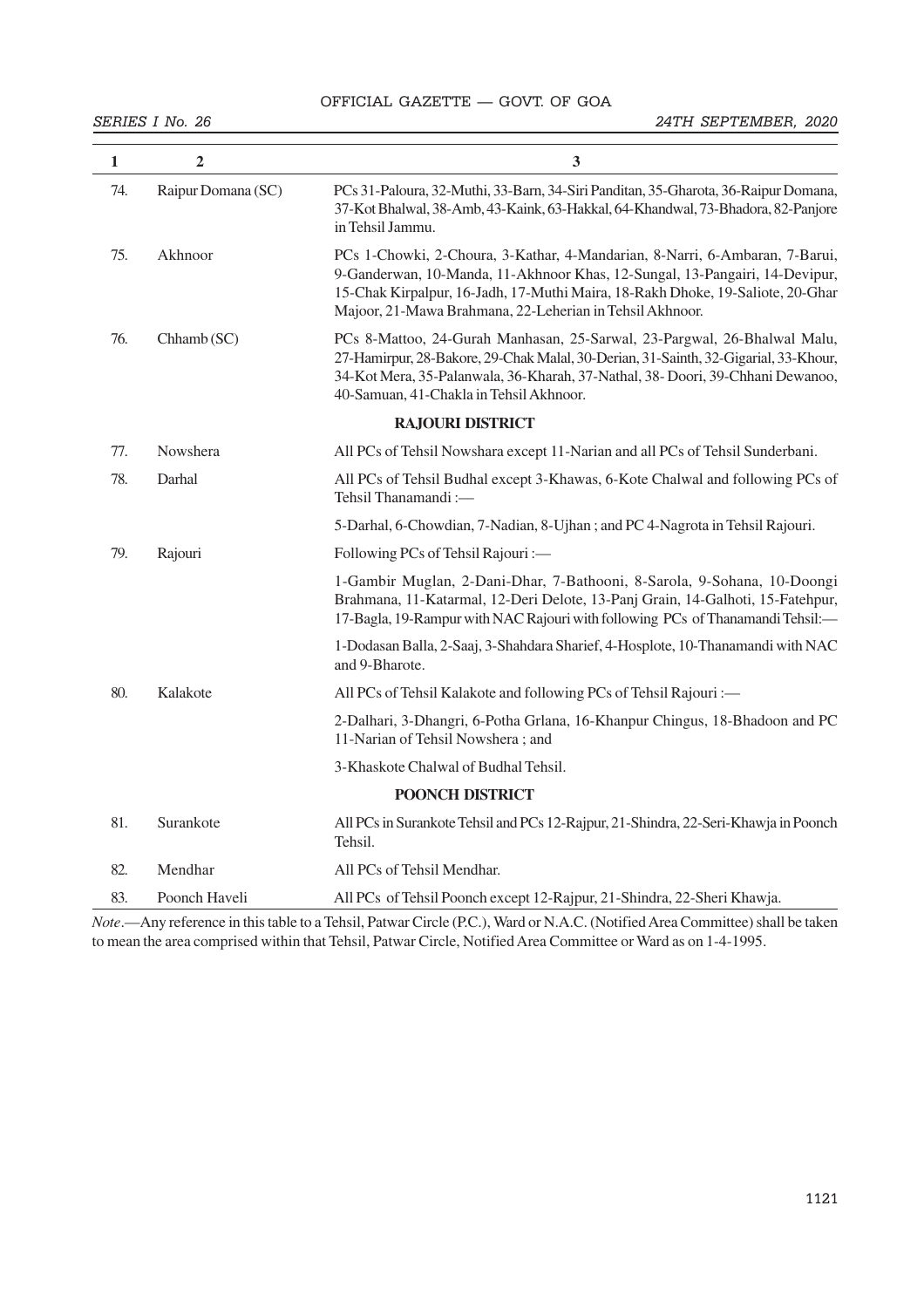| 1 | 2 | 3 |
|---|---|---|
| 74. | Raipur Domana (SC) | PCs 31-Paloura, 32-Muthi, 33-Barn, 34-Siri Panditan, 35-Gharota, 36-Raipur Domana, 37-Kot Bhalwal, 38-Amb, 43-Kaink, 63-Hakkal, 64-Khandwal, 73-Bhadora, 82-Panjore in Tehsil Jammu. |
| 75. | Akhnoor | PCs 1-Chowki, 2-Choura, 3-Kathar, 4-Mandarian, 8-Narri, 6-Ambaran, 7-Barui, 9-Ganderwan, 10-Manda, 11-Akhnoor Khas, 12-Sungal, 13-Pangairi, 14-Devipur, 15-Chak Kirpalpur, 16-Jadh, 17-Muthi Maira, 18-Rakh Dhoke, 19-Saliote, 20-Ghar Majoor, 21-Mawa Brahmana, 22-Leherian in Tehsil Akhnoor. |
| 76. | Chhamb (SC) | PCs 8-Mattoo, 24-Gurah Manhasan, 25-Sarwal, 23-Pargwal, 26-Bhalwal Malu, 27-Hamirpur, 28-Bakore, 29-Chak Malal, 30-Derian, 31-Sainth, 32-Gigarial, 33-Khour, 34-Kot Mera, 35-Palanwala, 36-Kharah, 37-Nathal, 38- Doori, 39-Chhani Dewanoo, 40-Samuan, 41-Chakla in Tehsil Akhnoor. |
| | | **RAJOURI DISTRICT** |
| 77. | Nowshera | All PCs of Tehsil Nowshara except 11-Narian and all PCs of Tehsil Sunderbani. |
| 78. | Darhal | All PCs of Tehsil Budhal except 3-Khawas, 6-Kote Chalwal and following PCs of Tehsil Thanamandi :— |
| | | 5-Darhal, 6-Chowdian, 7-Nadian, 8-Ujhan ; and PC 4-Nagrota in Tehsil Rajouri. |
| 79. | Rajouri | Following PCs of Tehsil Rajouri :— |
| | | 1-Gambir Muglan, 2-Dani-Dhar, 7-Bathooni, 8-Sarola, 9-Sohana, 10-Doongi Brahmana, 11-Katarmal, 12-Deri Delote, 13-Panj Grain, 14-Galhoti, 15-Fatehpur, 17-Bagla, 19-Rampur with NAC Rajouri with following PCs of Thanamandi Tehsil:— |
| | | 1-Dodasan Balla, 2-Saaj, 3-Shahdara Sharief, 4-Hosplote, 10-Thanamandi with NAC and 9-Bharote. |
| 80. | Kalakote | All PCs of Tehsil Kalakote and following PCs of Tehsil Rajouri :— |
| | | 2-Dalhari, 3-Dhangri, 6-Potha Grlana, 16-Khanpur Chingus, 18-Bhadoon and PC 11-Narian of Tehsil Nowshera ; and |
| | | 3-Khaskote Chalwal of Budhal Tehsil. |
| | | **POONCH DISTRICT** |
| 81. | Surankote | All PCs in Surankote Tehsil and PCs 12-Rajpur, 21-Shindra, 22-Seri-Khawja in Poonch Tehsil. |
| 82. | Mendhar | All PCs of Tehsil Mendhar. |
| 83. | Poonch Haveli | All PCs of Tehsil Poonch except 12-Rajpur, 21-Shindra, 22-Sheri Khawja. |

*Note*.—Any reference in this table to a Tehsil, Patwar Circle (P.C.), Ward or N.A.C. (Notified Area Committee) shall be taken to mean the area comprised within that Tehsil, Patwar Circle, Notified Area Committee or Ward as on 1-4-1995.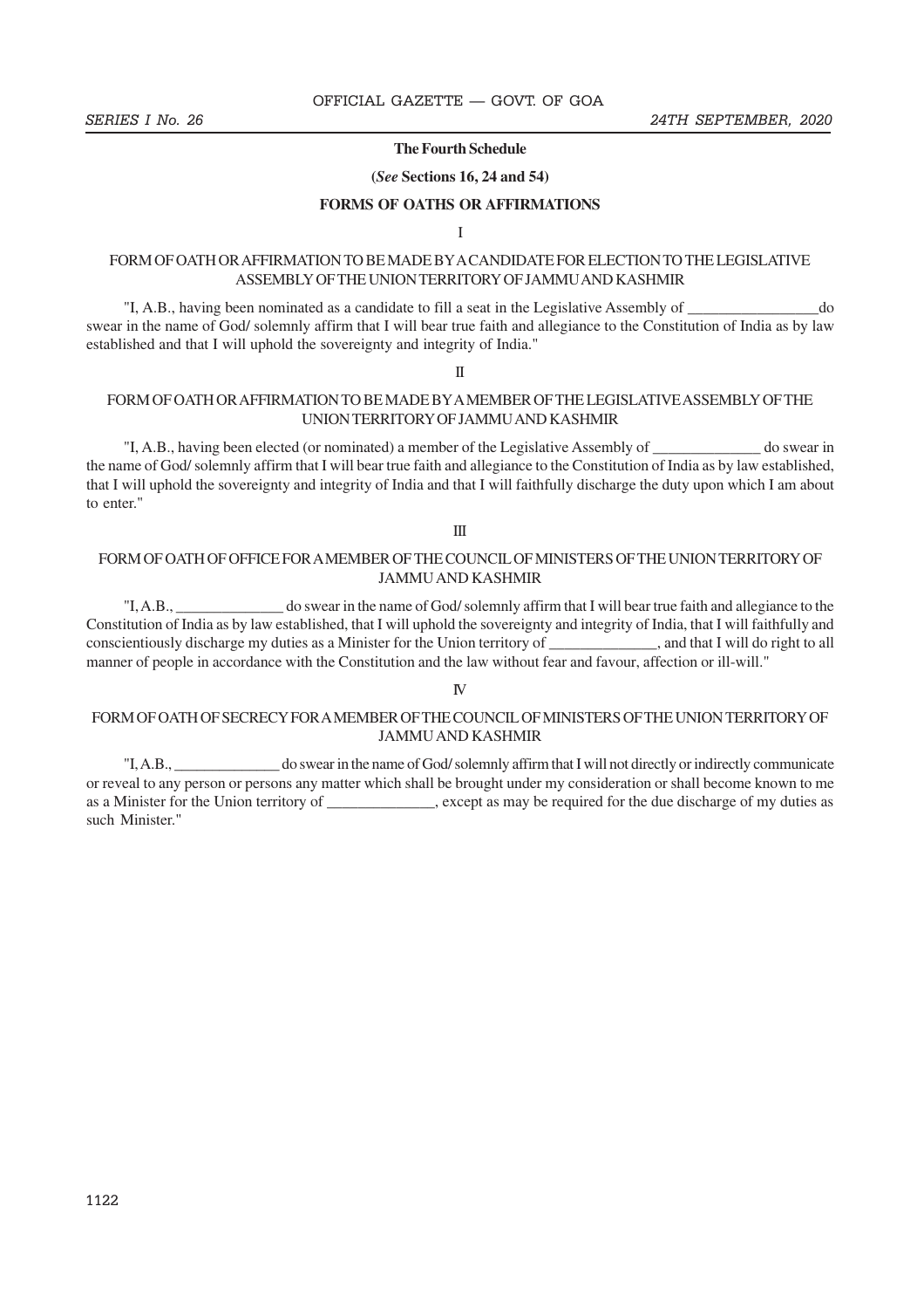## The Fourth Schedule

**(*See* Sections 16, 24 and 54)**

**FORMS OF OATHS OR AFFIRMATIONS**

I

FORM OF OATH OR AFFIRMATION TO BE MADE BY A CANDIDATE FOR ELECTION TO THE LEGISLATIVE ASSEMBLY OF THE UNION TERRITORY OF JAMMU AND KASHMIR

"I, A.B., having been nominated as a candidate to fill a seat in the Legislative Assembly of _________________do swear in the name of God/ solemnly affirm that I will bear true faith and allegiance to the Constitution of India as by law established and that I will uphold the sovereignty and integrity of India."

II

FORM OF OATH OR AFFIRMATION TO BE MADE BY A MEMBER OF THE LEGISLATIVE ASSEMBLY OF THE UNION TERRITORY OF JAMMU AND KASHMIR

"I, A.B., having been elected (or nominated) a member of the Legislative Assembly of ______________ do swear in the name of God/ solemnly affirm that I will bear true faith and allegiance to the Constitution of India as by law established, that I will uphold the sovereignty and integrity of India and that I will faithfully discharge the duty upon which I am about to enter."

III

FORM OF OATH OF OFFICE FOR A MEMBER OF THE COUNCIL OF MINISTERS OF THE UNION TERRITORY OF JAMMU AND KASHMIR

"I, A.B., ______________ do swear in the name of God/ solemnly affirm that I will bear true faith and allegiance to the Constitution of India as by law established, that I will uphold the sovereignty and integrity of India, that I will faithfully and conscientiously discharge my duties as a Minister for the Union territory of ______________, and that I will do right to all manner of people in accordance with the Constitution and the law without fear and favour, affection or ill-will."

IV

FORM OF OATH OF SECRECY FOR A MEMBER OF THE COUNCIL OF MINISTERS OF THE UNION TERRITORY OF JAMMU AND KASHMIR

"I, A.B., ______________ do swear in the name of God/ solemnly affirm that I will not directly or indirectly communicate or reveal to any person or persons any matter which shall be brought under my consideration or shall become known to me as a Minister for the Union territory of ______________, except as may be required for the due discharge of my duties as such Minister."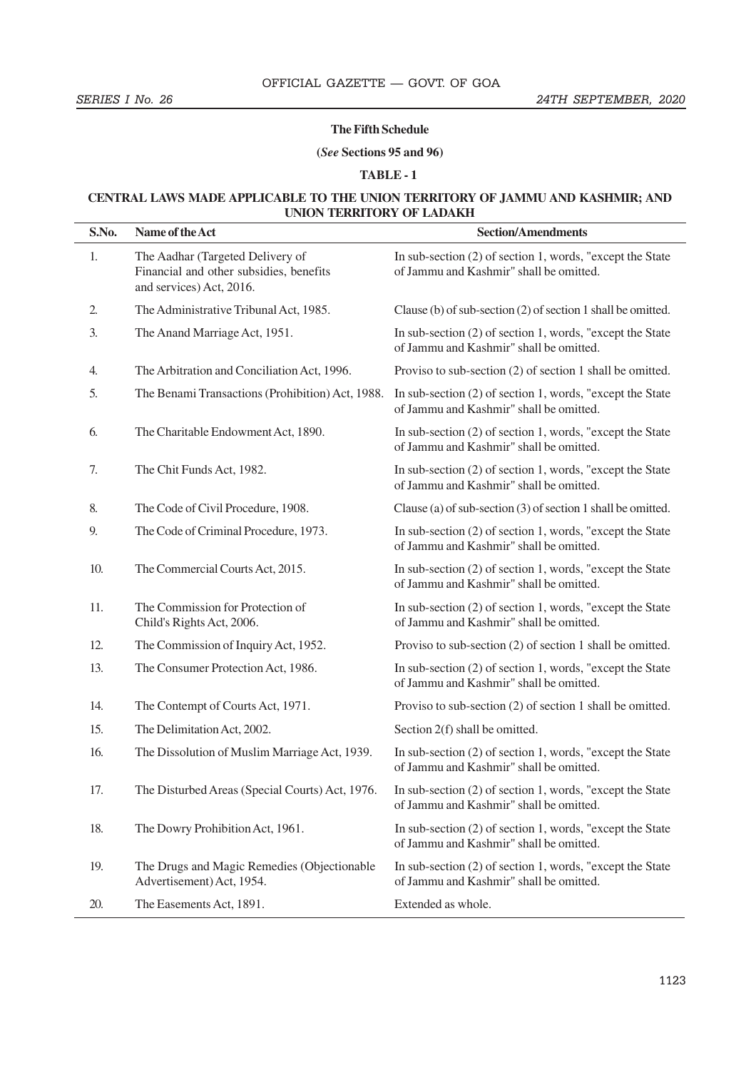**The Fifth Schedule**

**(*See* Sections 95 and 96)**

**TABLE - 1**

**CENTRAL LAWS MADE APPLICABLE TO THE UNION TERRITORY OF JAMMU AND KASHMIR; AND UNION TERRITORY OF LADAKH**

| S.No. | Name of the Act | Section/Amendments |
|---|---|---|
| 1. | The Aadhar (Targeted Delivery of Financial and other subsidies, benefits and services) Act, 2016. | In sub-section (2) of section 1, words, "except the State of Jammu and Kashmir" shall be omitted. |
| 2. | The Administrative Tribunal Act, 1985. | Clause (b) of sub-section (2) of section 1 shall be omitted. |
| 3. | The Anand Marriage Act, 1951. | In sub-section (2) of section 1, words, "except the State of Jammu and Kashmir" shall be omitted. |
| 4. | The Arbitration and Conciliation Act, 1996. | Proviso to sub-section (2) of section 1 shall be omitted. |
| 5. | The Benami Transactions (Prohibition) Act, 1988. | In sub-section (2) of section 1, words, "except the State of Jammu and Kashmir" shall be omitted. |
| 6. | The Charitable Endowment Act, 1890. | In sub-section (2) of section 1, words, "except the State of Jammu and Kashmir" shall be omitted. |
| 7. | The Chit Funds Act, 1982. | In sub-section (2) of section 1, words, "except the State of Jammu and Kashmir" shall be omitted. |
| 8. | The Code of Civil Procedure, 1908. | Clause (a) of sub-section (3) of section 1 shall be omitted. |
| 9. | The Code of Criminal Procedure, 1973. | In sub-section (2) of section 1, words, "except the State of Jammu and Kashmir" shall be omitted. |
| 10. | The Commercial Courts Act, 2015. | In sub-section (2) of section 1, words, "except the State of Jammu and Kashmir" shall be omitted. |
| 11. | The Commission for Protection of Child's Rights Act, 2006. | In sub-section (2) of section 1, words, "except the State of Jammu and Kashmir" shall be omitted. |
| 12. | The Commission of Inquiry Act, 1952. | Proviso to sub-section (2) of section 1 shall be omitted. |
| 13. | The Consumer Protection Act, 1986. | In sub-section (2) of section 1, words, "except the State of Jammu and Kashmir" shall be omitted. |
| 14. | The Contempt of Courts Act, 1971. | Proviso to sub-section (2) of section 1 shall be omitted. |
| 15. | The Delimitation Act, 2002. | Section 2(f) shall be omitted. |
| 16. | The Dissolution of Muslim Marriage Act, 1939. | In sub-section (2) of section 1, words, "except the State of Jammu and Kashmir" shall be omitted. |
| 17. | The Disturbed Areas (Special Courts) Act, 1976. | In sub-section (2) of section 1, words, "except the State of Jammu and Kashmir" shall be omitted. |
| 18. | The Dowry Prohibition Act, 1961. | In sub-section (2) of section 1, words, "except the State of Jammu and Kashmir" shall be omitted. |
| 19. | The Drugs and Magic Remedies (Objectionable Advertisement) Act, 1954. | In sub-section (2) of section 1, words, "except the State of Jammu and Kashmir" shall be omitted. |
| 20. | The Easements Act, 1891. | Extended as whole. |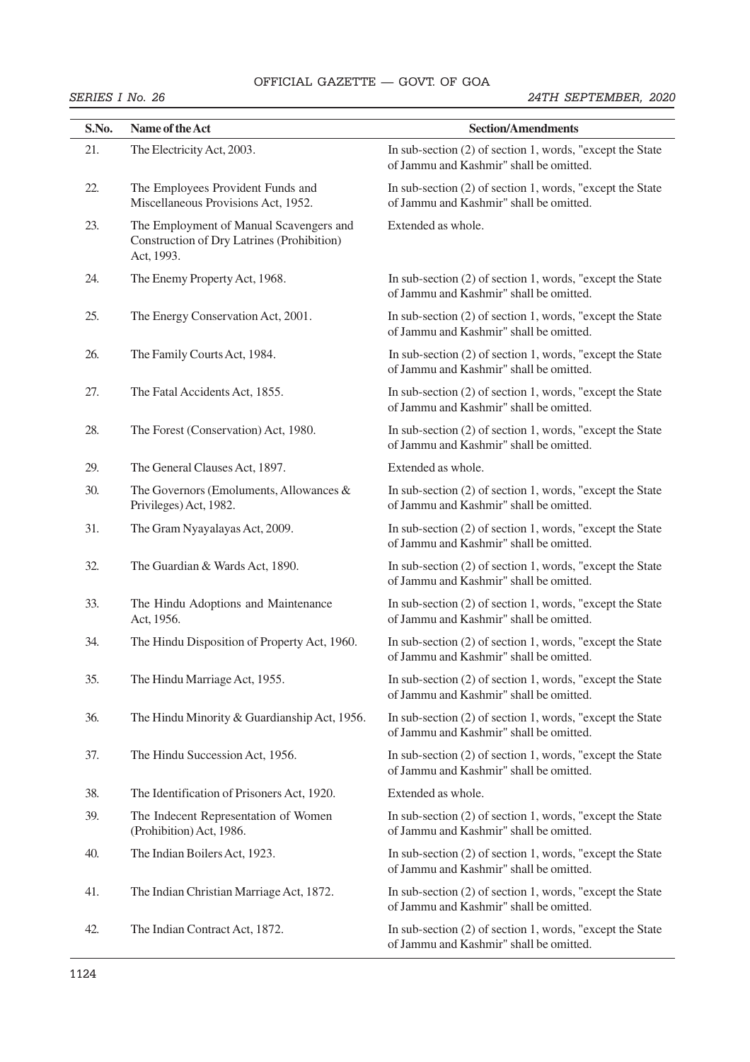| S.No. | Name of the Act | Section/Amendments |
|---|---|---|
| 21. | The Electricity Act, 2003. | In sub-section (2) of section 1, words, "except the State of Jammu and Kashmir" shall be omitted. |
| 22. | The Employees Provident Funds and Miscellaneous Provisions Act, 1952. | In sub-section (2) of section 1, words, "except the State of Jammu and Kashmir" shall be omitted. |
| 23. | The Employment of Manual Scavengers and Construction of Dry Latrines (Prohibition) Act, 1993. | Extended as whole. |
| 24. | The Enemy Property Act, 1968. | In sub-section (2) of section 1, words, "except the State of Jammu and Kashmir" shall be omitted. |
| 25. | The Energy Conservation Act, 2001. | In sub-section (2) of section 1, words, "except the State of Jammu and Kashmir" shall be omitted. |
| 26. | The Family Courts Act, 1984. | In sub-section (2) of section 1, words, "except the State of Jammu and Kashmir" shall be omitted. |
| 27. | The Fatal Accidents Act, 1855. | In sub-section (2) of section 1, words, "except the State of Jammu and Kashmir" shall be omitted. |
| 28. | The Forest (Conservation) Act, 1980. | In sub-section (2) of section 1, words, "except the State of Jammu and Kashmir" shall be omitted. |
| 29. | The General Clauses Act, 1897. | Extended as whole. |
| 30. | The Governors (Emoluments, Allowances & Privileges) Act, 1982. | In sub-section (2) of section 1, words, "except the State of Jammu and Kashmir" shall be omitted. |
| 31. | The Gram Nyayalayas Act, 2009. | In sub-section (2) of section 1, words, "except the State of Jammu and Kashmir" shall be omitted. |
| 32. | The Guardian & Wards Act, 1890. | In sub-section (2) of section 1, words, "except the State of Jammu and Kashmir" shall be omitted. |
| 33. | The Hindu Adoptions and Maintenance Act, 1956. | In sub-section (2) of section 1, words, "except the State of Jammu and Kashmir" shall be omitted. |
| 34. | The Hindu Disposition of Property Act, 1960. | In sub-section (2) of section 1, words, "except the State of Jammu and Kashmir" shall be omitted. |
| 35. | The Hindu Marriage Act, 1955. | In sub-section (2) of section 1, words, "except the State of Jammu and Kashmir" shall be omitted. |
| 36. | The Hindu Minority & Guardianship Act, 1956. | In sub-section (2) of section 1, words, "except the State of Jammu and Kashmir" shall be omitted. |
| 37. | The Hindu Succession Act, 1956. | In sub-section (2) of section 1, words, "except the State of Jammu and Kashmir" shall be omitted. |
| 38. | The Identification of Prisoners Act, 1920. | Extended as whole. |
| 39. | The Indecent Representation of Women (Prohibition) Act, 1986. | In sub-section (2) of section 1, words, "except the State of Jammu and Kashmir" shall be omitted. |
| 40. | The Indian Boilers Act, 1923. | In sub-section (2) of section 1, words, "except the State of Jammu and Kashmir" shall be omitted. |
| 41. | The Indian Christian Marriage Act, 1872. | In sub-section (2) of section 1, words, "except the State of Jammu and Kashmir" shall be omitted. |
| 42. | The Indian Contract Act, 1872. | In sub-section (2) of section 1, words, "except the State of Jammu and Kashmir" shall be omitted. |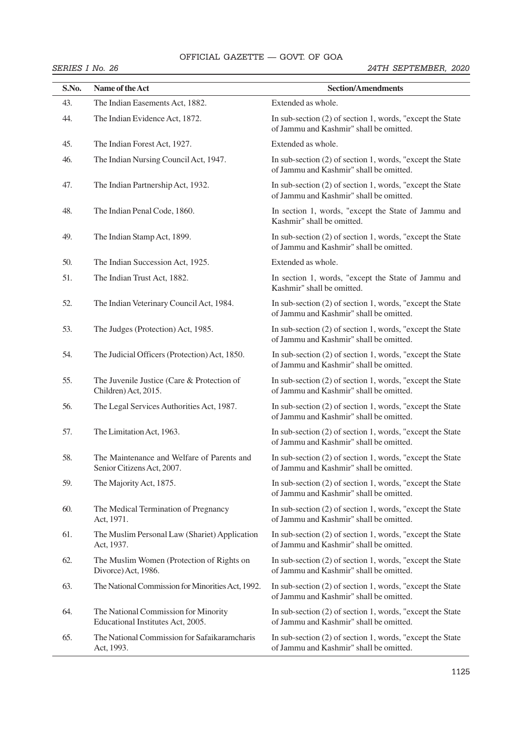| S.No. | Name of the Act | Section/Amendments |
|---|---|---|
| 43. | The Indian Easements Act, 1882. | Extended as whole. |
| 44. | The Indian Evidence Act, 1872. | In sub-section (2) of section 1, words, "except the State of Jammu and Kashmir" shall be omitted. |
| 45. | The Indian Forest Act, 1927. | Extended as whole. |
| 46. | The Indian Nursing Council Act, 1947. | In sub-section (2) of section 1, words, "except the State of Jammu and Kashmir" shall be omitted. |
| 47. | The Indian Partnership Act, 1932. | In sub-section (2) of section 1, words, "except the State of Jammu and Kashmir" shall be omitted. |
| 48. | The Indian Penal Code, 1860. | In section 1, words, "except the State of Jammu and Kashmir" shall be omitted. |
| 49. | The Indian Stamp Act, 1899. | In sub-section (2) of section 1, words, "except the State of Jammu and Kashmir" shall be omitted. |
| 50. | The Indian Succession Act, 1925. | Extended as whole. |
| 51. | The Indian Trust Act, 1882. | In section 1, words, "except the State of Jammu and Kashmir" shall be omitted. |
| 52. | The Indian Veterinary Council Act, 1984. | In sub-section (2) of section 1, words, "except the State of Jammu and Kashmir" shall be omitted. |
| 53. | The Judges (Protection) Act, 1985. | In sub-section (2) of section 1, words, "except the State of Jammu and Kashmir" shall be omitted. |
| 54. | The Judicial Officers (Protection) Act, 1850. | In sub-section (2) of section 1, words, "except the State of Jammu and Kashmir" shall be omitted. |
| 55. | The Juvenile Justice (Care & Protection of Children) Act, 2015. | In sub-section (2) of section 1, words, "except the State of Jammu and Kashmir" shall be omitted. |
| 56. | The Legal Services Authorities Act, 1987. | In sub-section (2) of section 1, words, "except the State of Jammu and Kashmir" shall be omitted. |
| 57. | The Limitation Act, 1963. | In sub-section (2) of section 1, words, "except the State of Jammu and Kashmir" shall be omitted. |
| 58. | The Maintenance and Welfare of Parents and Senior Citizens Act, 2007. | In sub-section (2) of section 1, words, "except the State of Jammu and Kashmir" shall be omitted. |
| 59. | The Majority Act, 1875. | In sub-section (2) of section 1, words, "except the State of Jammu and Kashmir" shall be omitted. |
| 60. | The Medical Termination of Pregnancy Act, 1971. | In sub-section (2) of section 1, words, "except the State of Jammu and Kashmir" shall be omitted. |
| 61. | The Muslim Personal Law (Shariet) Application Act, 1937. | In sub-section (2) of section 1, words, "except the State of Jammu and Kashmir" shall be omitted. |
| 62. | The Muslim Women (Protection of Rights on Divorce) Act, 1986. | In sub-section (2) of section 1, words, "except the State of Jammu and Kashmir" shall be omitted. |
| 63. | The National Commission for Minorities Act, 1992. | In sub-section (2) of section 1, words, "except the State of Jammu and Kashmir" shall be omitted. |
| 64. | The National Commission for Minority Educational Institutes Act, 2005. | In sub-section (2) of section 1, words, "except the State of Jammu and Kashmir" shall be omitted. |
| 65. | The National Commission for Safaikaramcharis Act, 1993. | In sub-section (2) of section 1, words, "except the State of Jammu and Kashmir" shall be omitted. |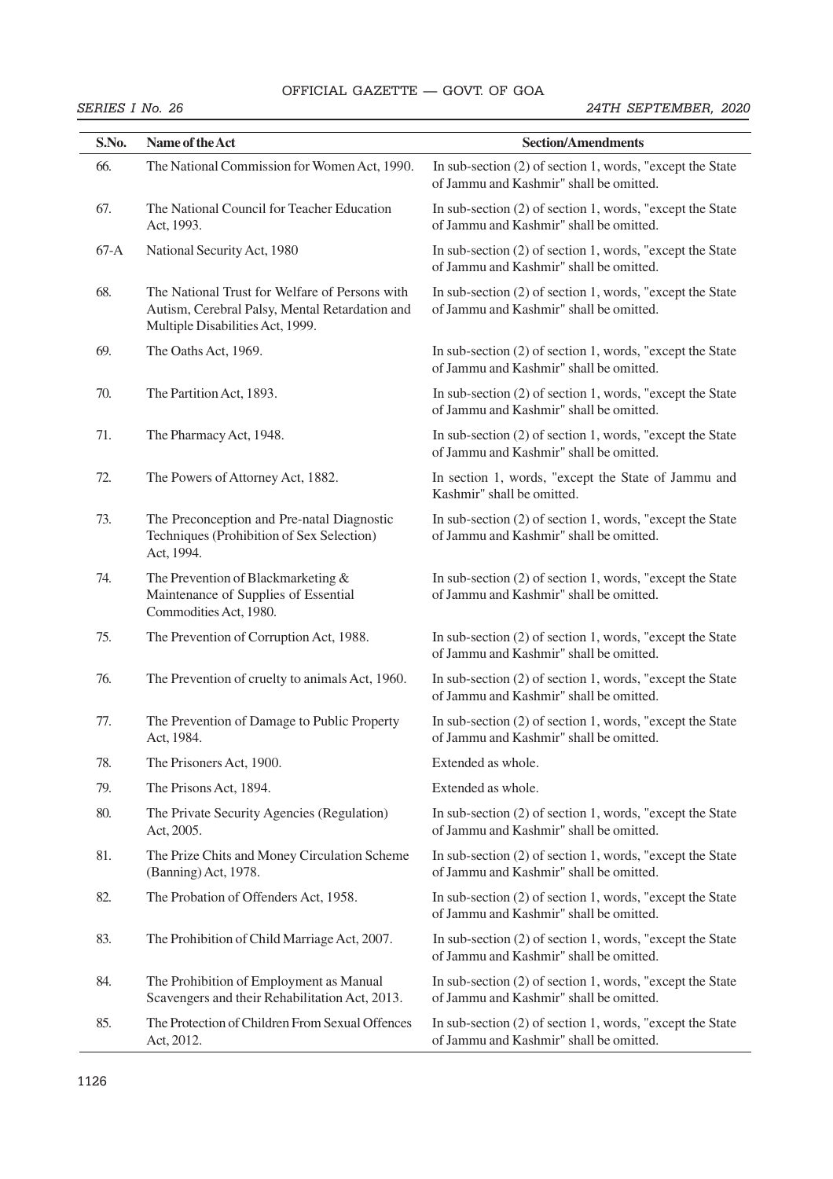| S.No. | Name of the Act | Section/Amendments |
|---|---|---|
| 66. | The National Commission for Women Act, 1990. | In sub-section (2) of section 1, words, "except the State of Jammu and Kashmir" shall be omitted. |
| 67. | The National Council for Teacher Education Act, 1993. | In sub-section (2) of section 1, words, "except the State of Jammu and Kashmir" shall be omitted. |
| 67-A | National Security Act, 1980 | In sub-section (2) of section 1, words, "except the State of Jammu and Kashmir" shall be omitted. |
| 68. | The National Trust for Welfare of Persons with Autism, Cerebral Palsy, Mental Retardation and Multiple Disabilities Act, 1999. | In sub-section (2) of section 1, words, "except the State of Jammu and Kashmir" shall be omitted. |
| 69. | The Oaths Act, 1969. | In sub-section (2) of section 1, words, "except the State of Jammu and Kashmir" shall be omitted. |
| 70. | The Partition Act, 1893. | In sub-section (2) of section 1, words, "except the State of Jammu and Kashmir" shall be omitted. |
| 71. | The Pharmacy Act, 1948. | In sub-section (2) of section 1, words, "except the State of Jammu and Kashmir" shall be omitted. |
| 72. | The Powers of Attorney Act, 1882. | In section 1, words, "except the State of Jammu and Kashmir" shall be omitted. |
| 73. | The Preconception and Pre-natal Diagnostic Techniques (Prohibition of Sex Selection) Act, 1994. | In sub-section (2) of section 1, words, "except the State of Jammu and Kashmir" shall be omitted. |
| 74. | The Prevention of Blackmarketing & Maintenance of Supplies of Essential Commodities Act, 1980. | In sub-section (2) of section 1, words, "except the State of Jammu and Kashmir" shall be omitted. |
| 75. | The Prevention of Corruption Act, 1988. | In sub-section (2) of section 1, words, "except the State of Jammu and Kashmir" shall be omitted. |
| 76. | The Prevention of cruelty to animals Act, 1960. | In sub-section (2) of section 1, words, "except the State of Jammu and Kashmir" shall be omitted. |
| 77. | The Prevention of Damage to Public Property Act, 1984. | In sub-section (2) of section 1, words, "except the State of Jammu and Kashmir" shall be omitted. |
| 78. | The Prisoners Act, 1900. | Extended as whole. |
| 79. | The Prisons Act, 1894. | Extended as whole. |
| 80. | The Private Security Agencies (Regulation) Act, 2005. | In sub-section (2) of section 1, words, "except the State of Jammu and Kashmir" shall be omitted. |
| 81. | The Prize Chits and Money Circulation Scheme (Banning) Act, 1978. | In sub-section (2) of section 1, words, "except the State of Jammu and Kashmir" shall be omitted. |
| 82. | The Probation of Offenders Act, 1958. | In sub-section (2) of section 1, words, "except the State of Jammu and Kashmir" shall be omitted. |
| 83. | The Prohibition of Child Marriage Act, 2007. | In sub-section (2) of section 1, words, "except the State of Jammu and Kashmir" shall be omitted. |
| 84. | The Prohibition of Employment as Manual Scavengers and their Rehabilitation Act, 2013. | In sub-section (2) of section 1, words, "except the State of Jammu and Kashmir" shall be omitted. |
| 85. | The Protection of Children From Sexual Offences Act, 2012. | In sub-section (2) of section 1, words, "except the State of Jammu and Kashmir" shall be omitted. |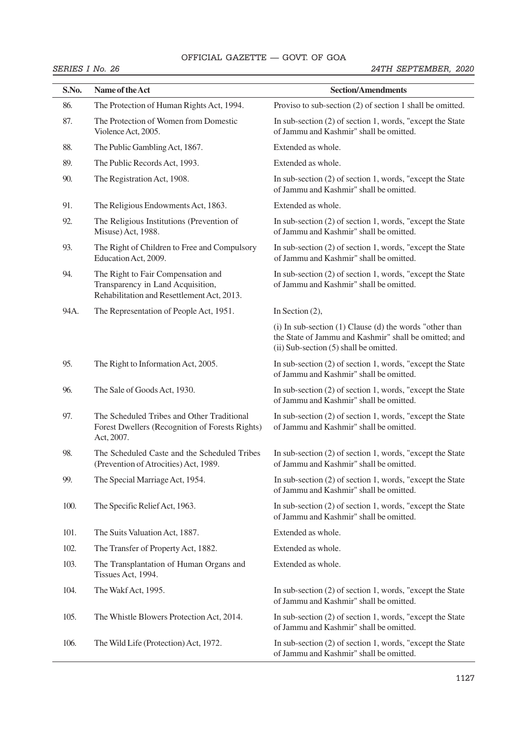| S.No. | Name of the Act | Section/Amendments |
|---|---|---|
| 86. | The Protection of Human Rights Act, 1994. | Proviso to sub-section (2) of section 1 shall be omitted. |
| 87. | The Protection of Women from Domestic Violence Act, 2005. | In sub-section (2) of section 1, words, "except the State of Jammu and Kashmir" shall be omitted. |
| 88. | The Public Gambling Act, 1867. | Extended as whole. |
| 89. | The Public Records Act, 1993. | Extended as whole. |
| 90. | The Registration Act, 1908. | In sub-section (2) of section 1, words, "except the State of Jammu and Kashmir" shall be omitted. |
| 91. | The Religious Endowments Act, 1863. | Extended as whole. |
| 92. | The Religious Institutions (Prevention of Misuse) Act, 1988. | In sub-section (2) of section 1, words, "except the State of Jammu and Kashmir" shall be omitted. |
| 93. | The Right of Children to Free and Compulsory Education Act, 2009. | In sub-section (2) of section 1, words, "except the State of Jammu and Kashmir" shall be omitted. |
| 94. | The Right to Fair Compensation and Transparency in Land Acquisition, Rehabilitation and Resettlement Act, 2013. | In sub-section (2) of section 1, words, "except the State of Jammu and Kashmir" shall be omitted. |
| 94A. | The Representation of People Act, 1951. | In Section (2),<br>(i) In sub-section (1) Clause (d) the words "other than the State of Jammu and Kashmir" shall be omitted; and<br>(ii) Sub-section (5) shall be omitted. |
| 95. | The Right to Information Act, 2005. | In sub-section (2) of section 1, words, "except the State of Jammu and Kashmir" shall be omitted. |
| 96. | The Sale of Goods Act, 1930. | In sub-section (2) of section 1, words, "except the State of Jammu and Kashmir" shall be omitted. |
| 97. | The Scheduled Tribes and Other Traditional Forest Dwellers (Recognition of Forests Rights) Act, 2007. | In sub-section (2) of section 1, words, "except the State of Jammu and Kashmir" shall be omitted. |
| 98. | The Scheduled Caste and the Scheduled Tribes (Prevention of Atrocities) Act, 1989. | In sub-section (2) of section 1, words, "except the State of Jammu and Kashmir" shall be omitted. |
| 99. | The Special Marriage Act, 1954. | In sub-section (2) of section 1, words, "except the State of Jammu and Kashmir" shall be omitted. |
| 100. | The Specific Relief Act, 1963. | In sub-section (2) of section 1, words, "except the State of Jammu and Kashmir" shall be omitted. |
| 101. | The Suits Valuation Act, 1887. | Extended as whole. |
| 102. | The Transfer of Property Act, 1882. | Extended as whole. |
| 103. | The Transplantation of Human Organs and Tissues Act, 1994. | Extended as whole. |
| 104. | The Wakf Act, 1995. | In sub-section (2) of section 1, words, "except the State of Jammu and Kashmir" shall be omitted. |
| 105. | The Whistle Blowers Protection Act, 2014. | In sub-section (2) of section 1, words, "except the State of Jammu and Kashmir" shall be omitted. |
| 106. | The Wild Life (Protection) Act, 1972. | In sub-section (2) of section 1, words, "except the State of Jammu and Kashmir" shall be omitted. |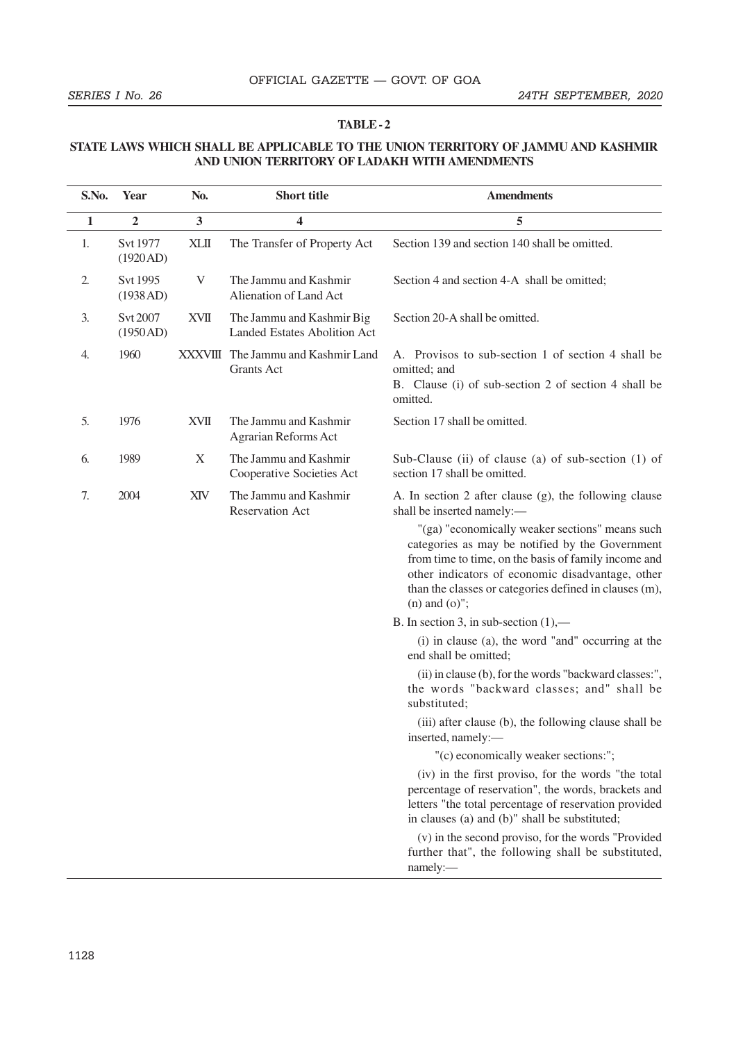**TABLE - 2**

**STATE LAWS WHICH SHALL BE APPLICABLE TO THE UNION TERRITORY OF JAMMU AND KASHMIR AND UNION TERRITORY OF LADAKH WITH AMENDMENTS**

| S.No. | Year | No. | Short title | Amendments |
|---|---|---|---|---|
| 1 | 2 | 3 | 4 | 5 |
| 1. | Svt 1977 (1920 AD) | XLII | The Transfer of Property Act | Section 139 and section 140 shall be omitted. |
| 2. | Svt 1995 (1938 AD) | V | The Jammu and Kashmir Alienation of Land Act | Section 4 and section 4-A shall be omitted; |
| 3. | Svt 2007 (1950 AD) | XVII | The Jammu and Kashmir Big Landed Estates Abolition Act | Section 20-A shall be omitted. |
| 4. | 1960 | XXXVIII | The Jammu and Kashmir Land Grants Act | A. Provisos to sub-section 1 of section 4 shall be omitted; and<br>B. Clause (i) of sub-section 2 of section 4 shall be omitted. |
| 5. | 1976 | XVII | The Jammu and Kashmir Agrarian Reforms Act | Section 17 shall be omitted. |
| 6. | 1989 | X | The Jammu and Kashmir Cooperative Societies Act | Sub-Clause (ii) of clause (a) of sub-section (1) of section 17 shall be omitted. |
| 7. | 2004 | XIV | The Jammu and Kashmir Reservation Act | A. In section 2 after clause (g), the following clause shall be inserted namely:—<br>"(ga) "economically weaker sections" means such categories as may be notified by the Government from time to time, on the basis of family income and other indicators of economic disadvantage, other than the classes or categories defined in clauses (m), (n) and (o)";<br>B. In section 3, in sub-section (1),—<br>(i) in clause (a), the word "and" occurring at the end shall be omitted;<br>(ii) in clause (b), for the words "backward classes:", the words "backward classes; and" shall be substituted;<br>(iii) after clause (b), the following clause shall be inserted, namely:—<br>"(c) economically weaker sections:";<br>(iv) in the first proviso, for the words "the total percentage of reservation", the words, brackets and letters "the total percentage of reservation provided in clauses (a) and (b)" shall be substituted;<br>(v) in the second proviso, for the words "Provided further that", the following shall be substituted, namely:— |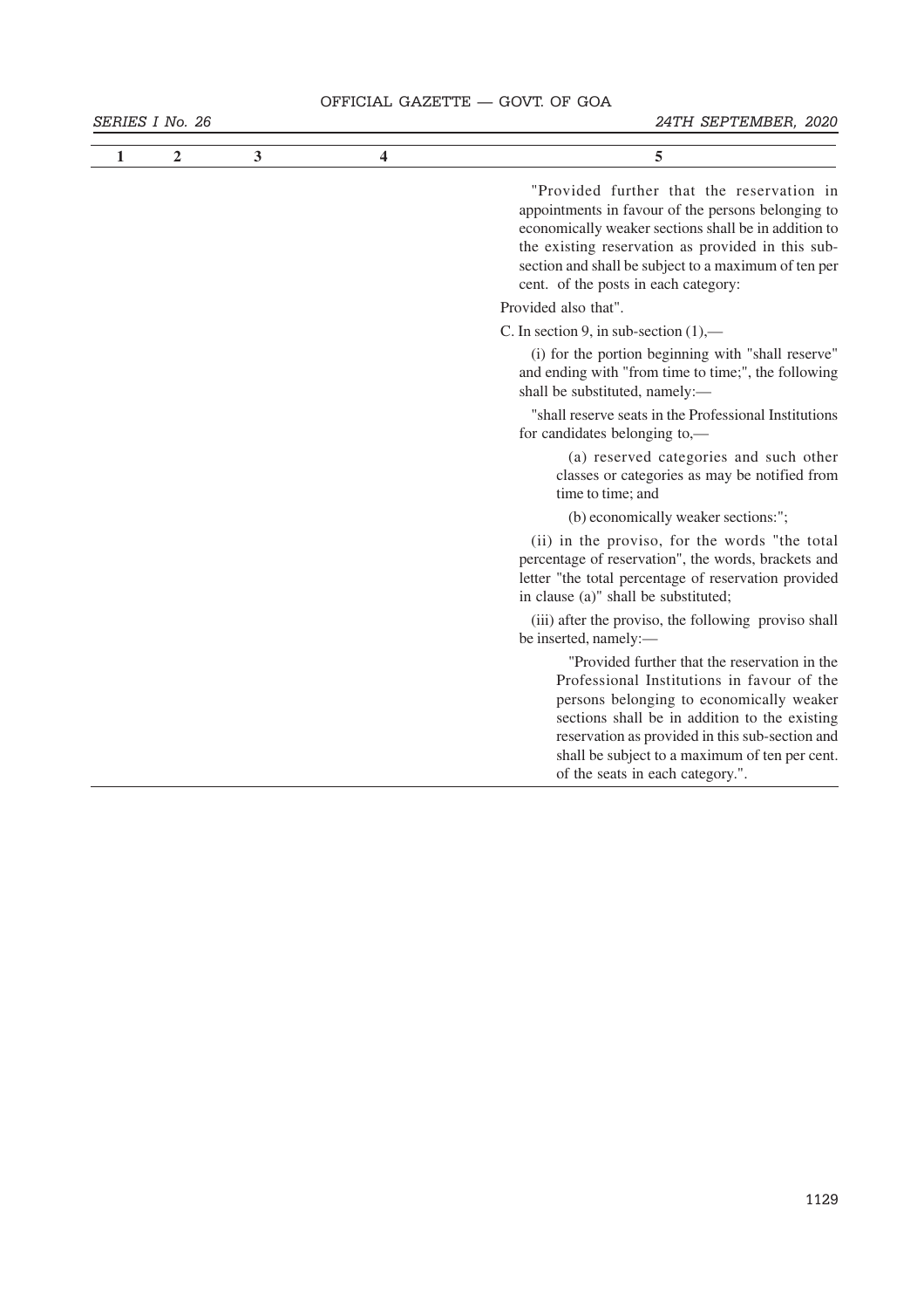| 1 | 2 | 3 | 4 | 5 |
|---|---|---|---|---|
| | | | | "Provided further that the reservation in appointments in favour of the persons belonging to economically weaker sections shall be in addition to the existing reservation as provided in this sub-section and shall be subject to a maximum of ten per cent. of the posts in each category: |
| | | | | Provided also that". |
| | | | | C. In section 9, in sub-section (1),— |
| | | | | (i) for the portion beginning with "shall reserve" and ending with "from time to time;", the following shall be substituted, namely:— |
| | | | | "shall reserve seats in the Professional Institutions for candidates belonging to,— |
| | | | | (a) reserved categories and such other classes or categories as may be notified from time to time; and |
| | | | | (b) economically weaker sections:"; |
| | | | | (ii) in the proviso, for the words "the total percentage of reservation", the words, brackets and letter "the total percentage of reservation provided in clause (a)" shall be substituted; |
| | | | | (iii) after the proviso, the following proviso shall be inserted, namely:— |
| | | | | "Provided further that the reservation in the Professional Institutions in favour of the persons belonging to economically weaker sections shall be in addition to the existing reservation as provided in this sub-section and shall be subject to a maximum of ten per cent. of the seats in each category.". |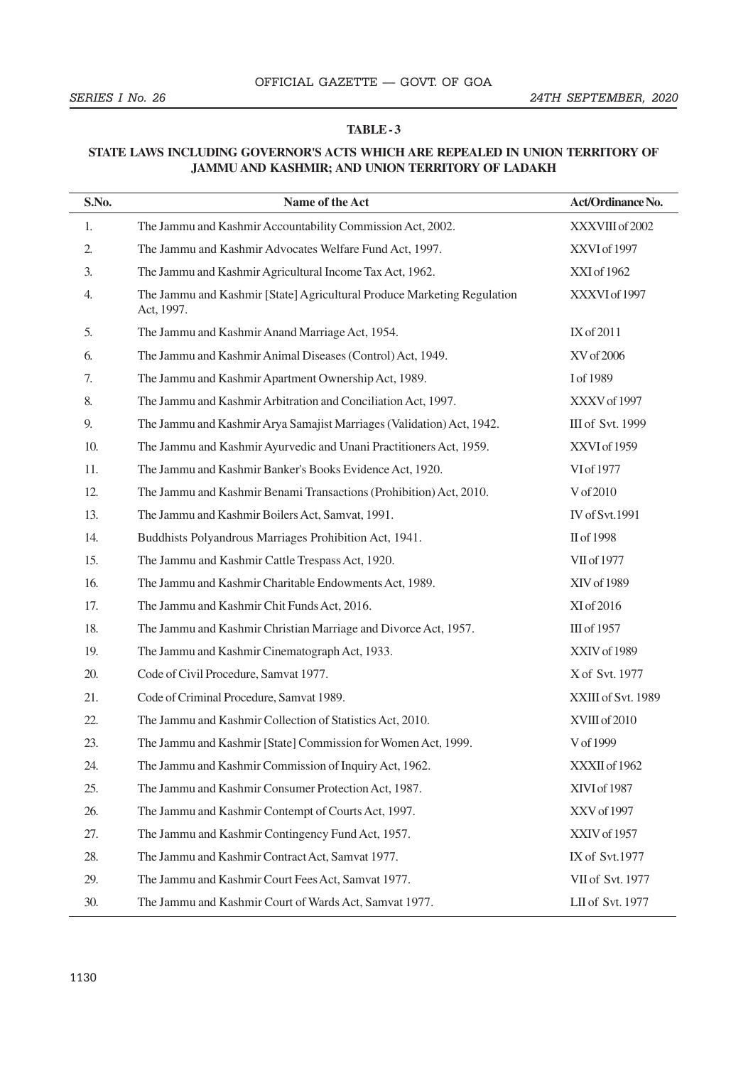**TABLE - 3**

**STATE LAWS INCLUDING GOVERNOR'S ACTS WHICH ARE REPEALED IN UNION TERRITORY OF JAMMU AND KASHMIR; AND UNION TERRITORY OF LADAKH**

| S.No. | Name of the Act | Act/Ordinance No. |
|---|---|---|
| 1. | The Jammu and Kashmir Accountability Commission Act, 2002. | XXXVIII of 2002 |
| 2. | The Jammu and Kashmir Advocates Welfare Fund Act, 1997. | XXVI of 1997 |
| 3. | The Jammu and Kashmir Agricultural Income Tax Act, 1962. | XXI of 1962 |
| 4. | The Jammu and Kashmir [State] Agricultural Produce Marketing Regulation Act, 1997. | XXXVI of 1997 |
| 5. | The Jammu and Kashmir Anand Marriage Act, 1954. | IX of 2011 |
| 6. | The Jammu and Kashmir Animal Diseases (Control) Act, 1949. | XV of 2006 |
| 7. | The Jammu and Kashmir Apartment Ownership Act, 1989. | I of 1989 |
| 8. | The Jammu and Kashmir Arbitration and Conciliation Act, 1997. | XXXV of 1997 |
| 9. | The Jammu and Kashmir Arya Samajist Marriages (Validation) Act, 1942. | III of Svt. 1999 |
| 10. | The Jammu and Kashmir Ayurvedic and Unani Practitioners Act, 1959. | XXVI of 1959 |
| 11. | The Jammu and Kashmir Banker's Books Evidence Act, 1920. | VI of 1977 |
| 12. | The Jammu and Kashmir Benami Transactions (Prohibition) Act, 2010. | V of 2010 |
| 13. | The Jammu and Kashmir Boilers Act, Samvat, 1991. | IV of Svt.1991 |
| 14. | Buddhists Polyandrous Marriages Prohibition Act, 1941. | II of 1998 |
| 15. | The Jammu and Kashmir Cattle Trespass Act, 1920. | VII of 1977 |
| 16. | The Jammu and Kashmir Charitable Endowments Act, 1989. | XIV of 1989 |
| 17. | The Jammu and Kashmir Chit Funds Act, 2016. | XI of 2016 |
| 18. | The Jammu and Kashmir Christian Marriage and Divorce Act, 1957. | III of 1957 |
| 19. | The Jammu and Kashmir Cinematograph Act, 1933. | XXIV of 1989 |
| 20. | Code of Civil Procedure, Samvat 1977. | X of Svt. 1977 |
| 21. | Code of Criminal Procedure, Samvat 1989. | XXIII of Svt. 1989 |
| 22. | The Jammu and Kashmir Collection of Statistics Act, 2010. | XVIII of 2010 |
| 23. | The Jammu and Kashmir [State] Commission for Women Act, 1999. | V of 1999 |
| 24. | The Jammu and Kashmir Commission of Inquiry Act, 1962. | XXXII of 1962 |
| 25. | The Jammu and Kashmir Consumer Protection Act, 1987. | XIVI of 1987 |
| 26. | The Jammu and Kashmir Contempt of Courts Act, 1997. | XXV of 1997 |
| 27. | The Jammu and Kashmir Contingency Fund Act, 1957. | XXIV of 1957 |
| 28. | The Jammu and Kashmir Contract Act, Samvat 1977. | IX of Svt.1977 |
| 29. | The Jammu and Kashmir Court Fees Act, Samvat 1977. | VII of Svt. 1977 |
| 30. | The Jammu and Kashmir Court of Wards Act, Samvat 1977. | LII of Svt. 1977 |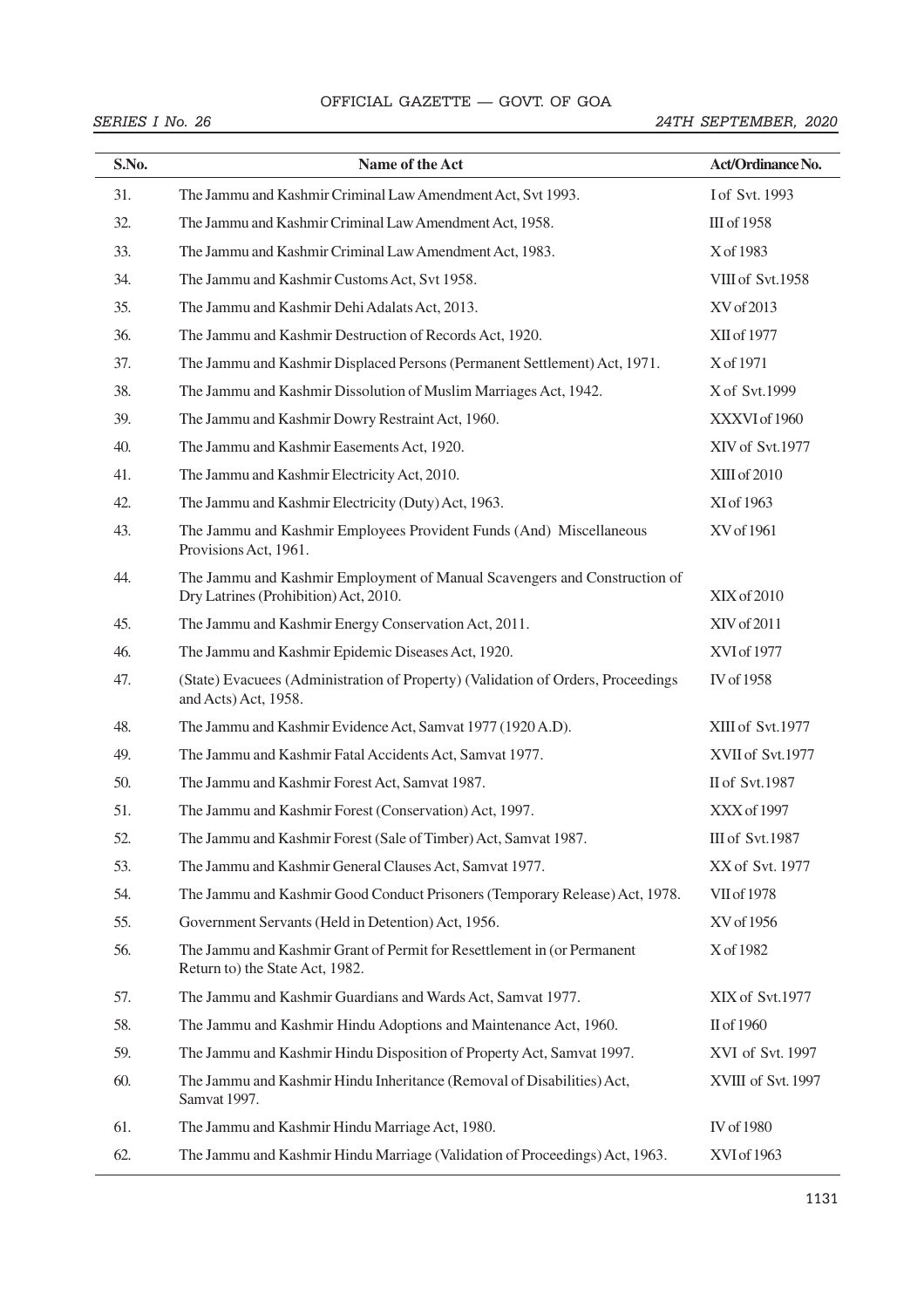| S.No. | Name of the Act | Act/Ordinance No. |
|---|---|---|
| 31. | The Jammu and Kashmir Criminal Law Amendment Act, Svt 1993. | I of Svt. 1993 |
| 32. | The Jammu and Kashmir Criminal Law Amendment Act, 1958. | III of 1958 |
| 33. | The Jammu and Kashmir Criminal Law Amendment Act, 1983. | X of 1983 |
| 34. | The Jammu and Kashmir Customs Act, Svt 1958. | VIII of Svt.1958 |
| 35. | The Jammu and Kashmir Dehi Adalats Act, 2013. | XV of 2013 |
| 36. | The Jammu and Kashmir Destruction of Records Act, 1920. | XII of 1977 |
| 37. | The Jammu and Kashmir Displaced Persons (Permanent Settlement) Act, 1971. | X of 1971 |
| 38. | The Jammu and Kashmir Dissolution of Muslim Marriages Act, 1942. | X of Svt.1999 |
| 39. | The Jammu and Kashmir Dowry Restraint Act, 1960. | XXXVI of 1960 |
| 40. | The Jammu and Kashmir Easements Act, 1920. | XIV of Svt.1977 |
| 41. | The Jammu and Kashmir Electricity Act, 2010. | XIII of 2010 |
| 42. | The Jammu and Kashmir Electricity (Duty) Act, 1963. | XI of 1963 |
| 43. | The Jammu and Kashmir Employees Provident Funds (And) Miscellaneous Provisions Act, 1961. | XV of 1961 |
| 44. | The Jammu and Kashmir Employment of Manual Scavengers and Construction of Dry Latrines (Prohibition) Act, 2010. | XIX of 2010 |
| 45. | The Jammu and Kashmir Energy Conservation Act, 2011. | XIV of 2011 |
| 46. | The Jammu and Kashmir Epidemic Diseases Act, 1920. | XVI of 1977 |
| 47. | (State) Evacuees (Administration of Property) (Validation of Orders, Proceedings and Acts) Act, 1958. | IV of 1958 |
| 48. | The Jammu and Kashmir Evidence Act, Samvat 1977 (1920 A.D). | XIII of Svt.1977 |
| 49. | The Jammu and Kashmir Fatal Accidents Act, Samvat 1977. | XVII of Svt.1977 |
| 50. | The Jammu and Kashmir Forest Act, Samvat 1987. | II of Svt.1987 |
| 51. | The Jammu and Kashmir Forest (Conservation) Act, 1997. | XXX of 1997 |
| 52. | The Jammu and Kashmir Forest (Sale of Timber) Act, Samvat 1987. | III of Svt.1987 |
| 53. | The Jammu and Kashmir General Clauses Act, Samvat 1977. | XX of Svt. 1977 |
| 54. | The Jammu and Kashmir Good Conduct Prisoners (Temporary Release) Act, 1978. | VII of 1978 |
| 55. | Government Servants (Held in Detention) Act, 1956. | XV of 1956 |
| 56. | The Jammu and Kashmir Grant of Permit for Resettlement in (or Permanent Return to) the State Act, 1982. | X of 1982 |
| 57. | The Jammu and Kashmir Guardians and Wards Act, Samvat 1977. | XIX of Svt.1977 |
| 58. | The Jammu and Kashmir Hindu Adoptions and Maintenance Act, 1960. | II of 1960 |
| 59. | The Jammu and Kashmir Hindu Disposition of Property Act, Samvat 1997. | XVI of Svt. 1997 |
| 60. | The Jammu and Kashmir Hindu Inheritance (Removal of Disabilities) Act, Samvat 1997. | XVIII of Svt. 1997 |
| 61. | The Jammu and Kashmir Hindu Marriage Act, 1980. | IV of 1980 |
| 62. | The Jammu and Kashmir Hindu Marriage (Validation of Proceedings) Act, 1963. | XVI of 1963 |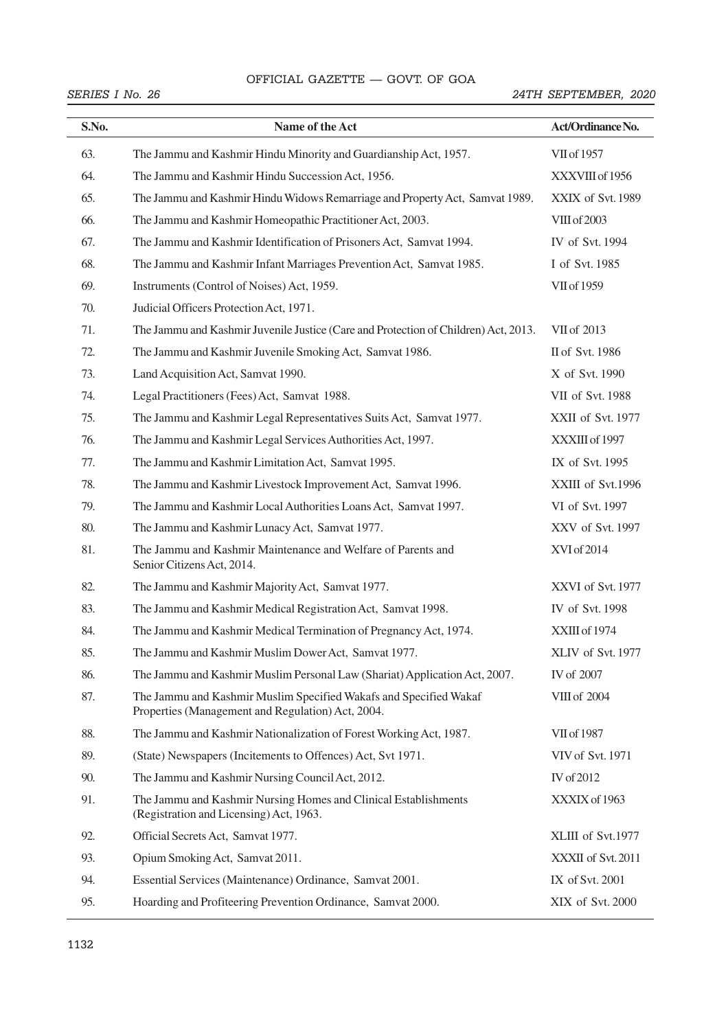| S.No. | Name of the Act | Act/Ordinance No. |
|---|---|---|
| 63. | The Jammu and Kashmir Hindu Minority and Guardianship Act, 1957. | VII of 1957 |
| 64. | The Jammu and Kashmir Hindu Succession Act, 1956. | XXXVIII of 1956 |
| 65. | The Jammu and Kashmir Hindu Widows Remarriage and Property Act, Samvat 1989. | XXIX of Svt. 1989 |
| 66. | The Jammu and Kashmir Homeopathic Practitioner Act, 2003. | VIII of 2003 |
| 67. | The Jammu and Kashmir Identification of Prisoners Act, Samvat 1994. | IV of Svt. 1994 |
| 68. | The Jammu and Kashmir Infant Marriages Prevention Act, Samvat 1985. | I of Svt. 1985 |
| 69. | Instruments (Control of Noises) Act, 1959. | VII of 1959 |
| 70. | Judicial Officers Protection Act, 1971. | |
| 71. | The Jammu and Kashmir Juvenile Justice (Care and Protection of Children) Act, 2013. | VII of 2013 |
| 72. | The Jammu and Kashmir Juvenile Smoking Act, Samvat 1986. | II of Svt. 1986 |
| 73. | Land Acquisition Act, Samvat 1990. | X of Svt. 1990 |
| 74. | Legal Practitioners (Fees) Act, Samvat 1988. | VII of Svt. 1988 |
| 75. | The Jammu and Kashmir Legal Representatives Suits Act, Samvat 1977. | XXII of Svt. 1977 |
| 76. | The Jammu and Kashmir Legal Services Authorities Act, 1997. | XXXIII of 1997 |
| 77. | The Jammu and Kashmir Limitation Act, Samvat 1995. | IX of Svt. 1995 |
| 78. | The Jammu and Kashmir Livestock Improvement Act, Samvat 1996. | XXIII of Svt.1996 |
| 79. | The Jammu and Kashmir Local Authorities Loans Act, Samvat 1997. | VI of Svt. 1997 |
| 80. | The Jammu and Kashmir Lunacy Act, Samvat 1977. | XXV of Svt. 1997 |
| 81. | The Jammu and Kashmir Maintenance and Welfare of Parents and Senior Citizens Act, 2014. | XVI of 2014 |
| 82. | The Jammu and Kashmir Majority Act, Samvat 1977. | XXVI of Svt. 1977 |
| 83. | The Jammu and Kashmir Medical Registration Act, Samvat 1998. | IV of Svt. 1998 |
| 84. | The Jammu and Kashmir Medical Termination of Pregnancy Act, 1974. | XXIII of 1974 |
| 85. | The Jammu and Kashmir Muslim Dower Act, Samvat 1977. | XLIV of Svt. 1977 |
| 86. | The Jammu and Kashmir Muslim Personal Law (Shariat) Application Act, 2007. | IV of 2007 |
| 87. | The Jammu and Kashmir Muslim Specified Wakafs and Specified Wakaf Properties (Management and Regulation) Act, 2004. | VIII of 2004 |
| 88. | The Jammu and Kashmir Nationalization of Forest Working Act, 1987. | VII of 1987 |
| 89. | (State) Newspapers (Incitements to Offences) Act, Svt 1971. | VIV of Svt. 1971 |
| 90. | The Jammu and Kashmir Nursing Council Act, 2012. | IV of 2012 |
| 91. | The Jammu and Kashmir Nursing Homes and Clinical Establishments (Registration and Licensing) Act, 1963. | XXXIX of 1963 |
| 92. | Official Secrets Act, Samvat 1977. | XLIII of Svt.1977 |
| 93. | Opium Smoking Act, Samvat 2011. | XXXII of Svt. 2011 |
| 94. | Essential Services (Maintenance) Ordinance, Samvat 2001. | IX of Svt. 2001 |
| 95. | Hoarding and Profiteering Prevention Ordinance, Samvat 2000. | XIX of Svt. 2000 |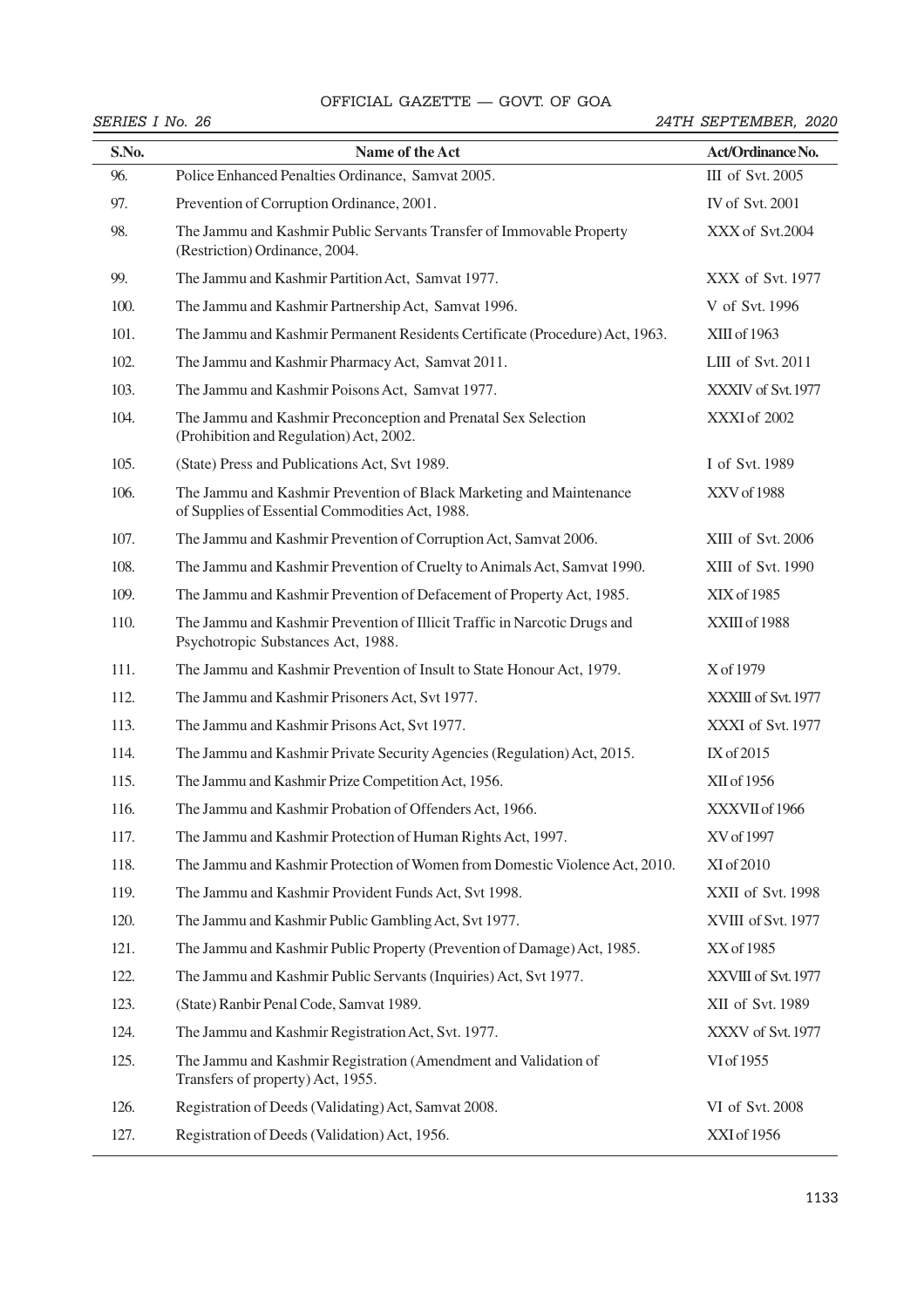| S.No. | Name of the Act | Act/Ordinance No. |
|---|---|---|
| 96. | Police Enhanced Penalties Ordinance, Samvat 2005. | III of Svt. 2005 |
| 97. | Prevention of Corruption Ordinance, 2001. | IV of Svt. 2001 |
| 98. | The Jammu and Kashmir Public Servants Transfer of Immovable Property (Restriction) Ordinance, 2004. | XXX of Svt.2004 |
| 99. | The Jammu and Kashmir Partition Act, Samvat 1977. | XXX of Svt. 1977 |
| 100. | The Jammu and Kashmir Partnership Act, Samvat 1996. | V of Svt. 1996 |
| 101. | The Jammu and Kashmir Permanent Residents Certificate (Procedure) Act, 1963. | XIII of 1963 |
| 102. | The Jammu and Kashmir Pharmacy Act, Samvat 2011. | LIII of Svt. 2011 |
| 103. | The Jammu and Kashmir Poisons Act, Samvat 1977. | XXXIV of Svt. 1977 |
| 104. | The Jammu and Kashmir Preconception and Prenatal Sex Selection (Prohibition and Regulation) Act, 2002. | XXXI of 2002 |
| 105. | (State) Press and Publications Act, Svt 1989. | I of Svt. 1989 |
| 106. | The Jammu and Kashmir Prevention of Black Marketing and Maintenance of Supplies of Essential Commodities Act, 1988. | XXV of 1988 |
| 107. | The Jammu and Kashmir Prevention of Corruption Act, Samvat 2006. | XIII of Svt. 2006 |
| 108. | The Jammu and Kashmir Prevention of Cruelty to Animals Act, Samvat 1990. | XIII of Svt. 1990 |
| 109. | The Jammu and Kashmir Prevention of Defacement of Property Act, 1985. | XIX of 1985 |
| 110. | The Jammu and Kashmir Prevention of Illicit Traffic in Narcotic Drugs and Psychotropic Substances Act, 1988. | XXIII of 1988 |
| 111. | The Jammu and Kashmir Prevention of Insult to State Honour Act, 1979. | X of 1979 |
| 112. | The Jammu and Kashmir Prisoners Act, Svt 1977. | XXXIII of Svt. 1977 |
| 113. | The Jammu and Kashmir Prisons Act, Svt 1977. | XXXI of Svt. 1977 |
| 114. | The Jammu and Kashmir Private Security Agencies (Regulation) Act, 2015. | IX of 2015 |
| 115. | The Jammu and Kashmir Prize Competition Act, 1956. | XII of 1956 |
| 116. | The Jammu and Kashmir Probation of Offenders Act, 1966. | XXXVII of 1966 |
| 117. | The Jammu and Kashmir Protection of Human Rights Act, 1997. | XV of 1997 |
| 118. | The Jammu and Kashmir Protection of Women from Domestic Violence Act, 2010. | XI of 2010 |
| 119. | The Jammu and Kashmir Provident Funds Act, Svt 1998. | XXII of Svt. 1998 |
| 120. | The Jammu and Kashmir Public Gambling Act, Svt 1977. | XVIII of Svt. 1977 |
| 121. | The Jammu and Kashmir Public Property (Prevention of Damage) Act, 1985. | XX of 1985 |
| 122. | The Jammu and Kashmir Public Servants (Inquiries) Act, Svt 1977. | XXVIII of Svt. 1977 |
| 123. | (State) Ranbir Penal Code, Samvat 1989. | XII of Svt. 1989 |
| 124. | The Jammu and Kashmir Registration Act, Svt. 1977. | XXXV of Svt. 1977 |
| 125. | The Jammu and Kashmir Registration (Amendment and Validation of Transfers of property) Act, 1955. | VI of 1955 |
| 126. | Registration of Deeds (Validating) Act, Samvat 2008. | VI of Svt. 2008 |
| 127. | Registration of Deeds (Validation) Act, 1956. | XXI of 1956 |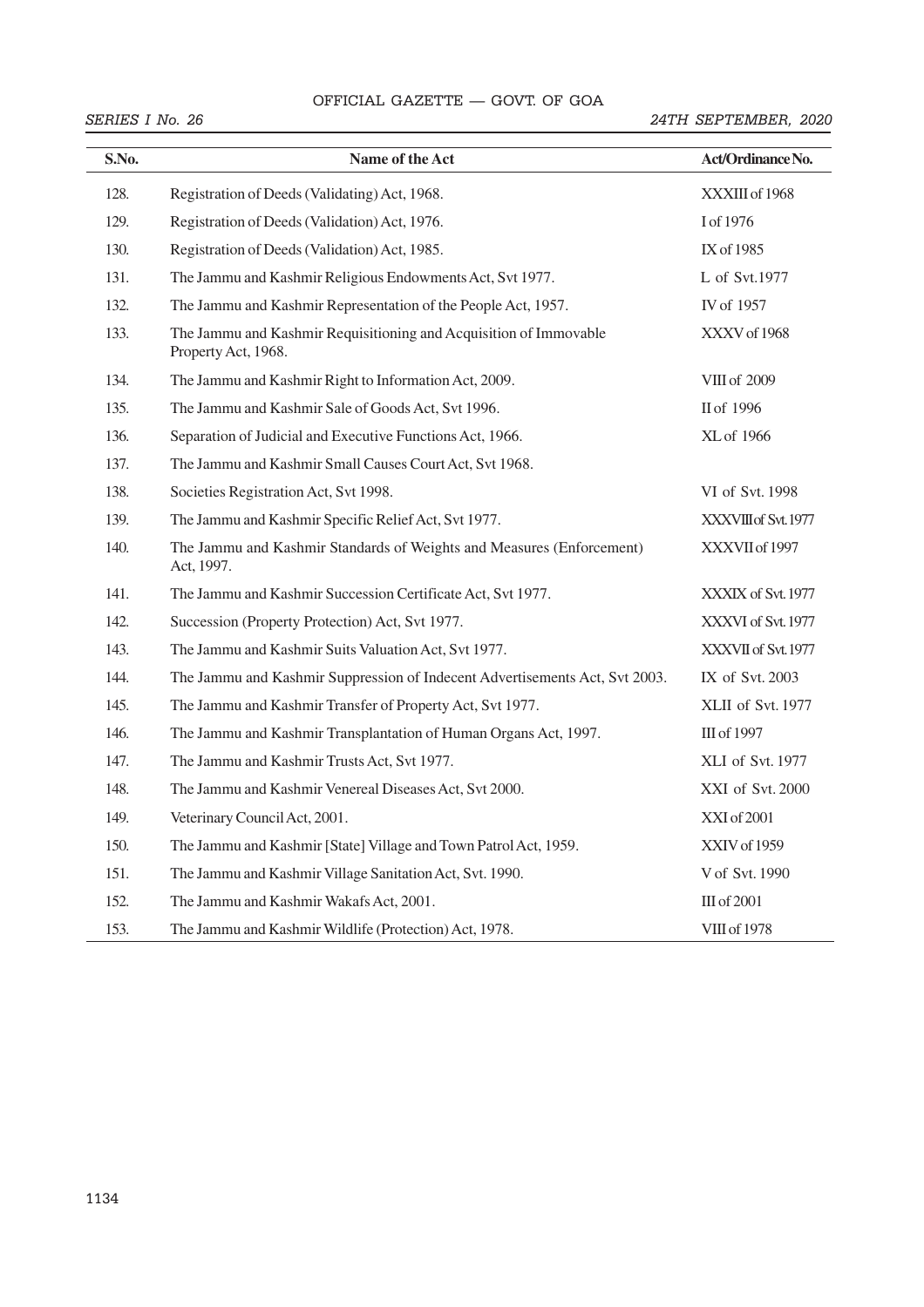| S.No. | Name of the Act | Act/Ordinance No. |
|---|---|---|
| 128. | Registration of Deeds (Validating) Act, 1968. | XXXIII of 1968 |
| 129. | Registration of Deeds (Validation) Act, 1976. | I of 1976 |
| 130. | Registration of Deeds (Validation) Act, 1985. | IX of 1985 |
| 131. | The Jammu and Kashmir Religious Endowments Act, Svt 1977. | L of Svt.1977 |
| 132. | The Jammu and Kashmir Representation of the People Act, 1957. | IV of 1957 |
| 133. | The Jammu and Kashmir Requisitioning and Acquisition of Immovable Property Act, 1968. | XXXV of 1968 |
| 134. | The Jammu and Kashmir Right to Information Act, 2009. | VIII of 2009 |
| 135. | The Jammu and Kashmir Sale of Goods Act, Svt 1996. | II of 1996 |
| 136. | Separation of Judicial and Executive Functions Act, 1966. | XL of 1966 |
| 137. | The Jammu and Kashmir Small Causes Court Act, Svt 1968. | |
| 138. | Societies Registration Act, Svt 1998. | VI of Svt. 1998 |
| 139. | The Jammu and Kashmir Specific Relief Act, Svt 1977. | XXXVIII of Svt. 1977 |
| 140. | The Jammu and Kashmir Standards of Weights and Measures (Enforcement) Act, 1997. | XXXVII of 1997 |
| 141. | The Jammu and Kashmir Succession Certificate Act, Svt 1977. | XXXIX of Svt. 1977 |
| 142. | Succession (Property Protection) Act, Svt 1977. | XXXVI of Svt. 1977 |
| 143. | The Jammu and Kashmir Suits Valuation Act, Svt 1977. | XXXVII of Svt. 1977 |
| 144. | The Jammu and Kashmir Suppression of Indecent Advertisements Act, Svt 2003. | IX of Svt. 2003 |
| 145. | The Jammu and Kashmir Transfer of Property Act, Svt 1977. | XLII of Svt. 1977 |
| 146. | The Jammu and Kashmir Transplantation of Human Organs Act, 1997. | III of 1997 |
| 147. | The Jammu and Kashmir Trusts Act, Svt 1977. | XLI of Svt. 1977 |
| 148. | The Jammu and Kashmir Venereal Diseases Act, Svt 2000. | XXI of Svt. 2000 |
| 149. | Veterinary Council Act, 2001. | XXI of 2001 |
| 150. | The Jammu and Kashmir [State] Village and Town Patrol Act, 1959. | XXIV of 1959 |
| 151. | The Jammu and Kashmir Village Sanitation Act, Svt. 1990. | V of Svt. 1990 |
| 152. | The Jammu and Kashmir Wakafs Act, 2001. | III of 2001 |
| 153. | The Jammu and Kashmir Wildlife (Protection) Act, 1978. | VIII of 1978 |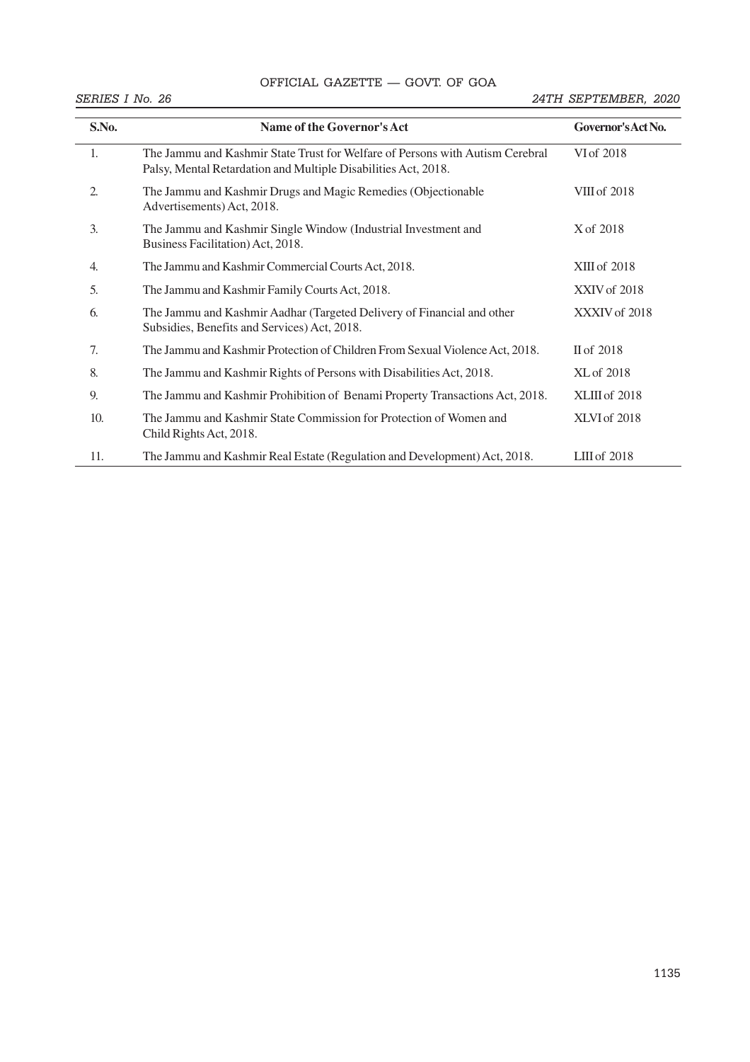| S.No. | Name of the Governor's Act | Governor's Act No. |
|---|---|---|
| 1. | The Jammu and Kashmir State Trust for Welfare of Persons with Autism Cerebral Palsy, Mental Retardation and Multiple Disabilities Act, 2018. | VI of 2018 |
| 2. | The Jammu and Kashmir Drugs and Magic Remedies (Objectionable Advertisements) Act, 2018. | VIII of 2018 |
| 3. | The Jammu and Kashmir Single Window (Industrial Investment and Business Facilitation) Act, 2018. | X of 2018 |
| 4. | The Jammu and Kashmir Commercial Courts Act, 2018. | XIII of 2018 |
| 5. | The Jammu and Kashmir Family Courts Act, 2018. | XXIV of 2018 |
| 6. | The Jammu and Kashmir Aadhar (Targeted Delivery of Financial and other Subsidies, Benefits and Services) Act, 2018. | XXXIV of 2018 |
| 7. | The Jammu and Kashmir Protection of Children From Sexual Violence Act, 2018. | II of 2018 |
| 8. | The Jammu and Kashmir Rights of Persons with Disabilities Act, 2018. | XL of 2018 |
| 9. | The Jammu and Kashmir Prohibition of Benami Property Transactions Act, 2018. | XLIII of 2018 |
| 10. | The Jammu and Kashmir State Commission for Protection of Women and Child Rights Act, 2018. | XLVI of 2018 |
| 11. | The Jammu and Kashmir Real Estate (Regulation and Development) Act, 2018. | LIII of 2018 |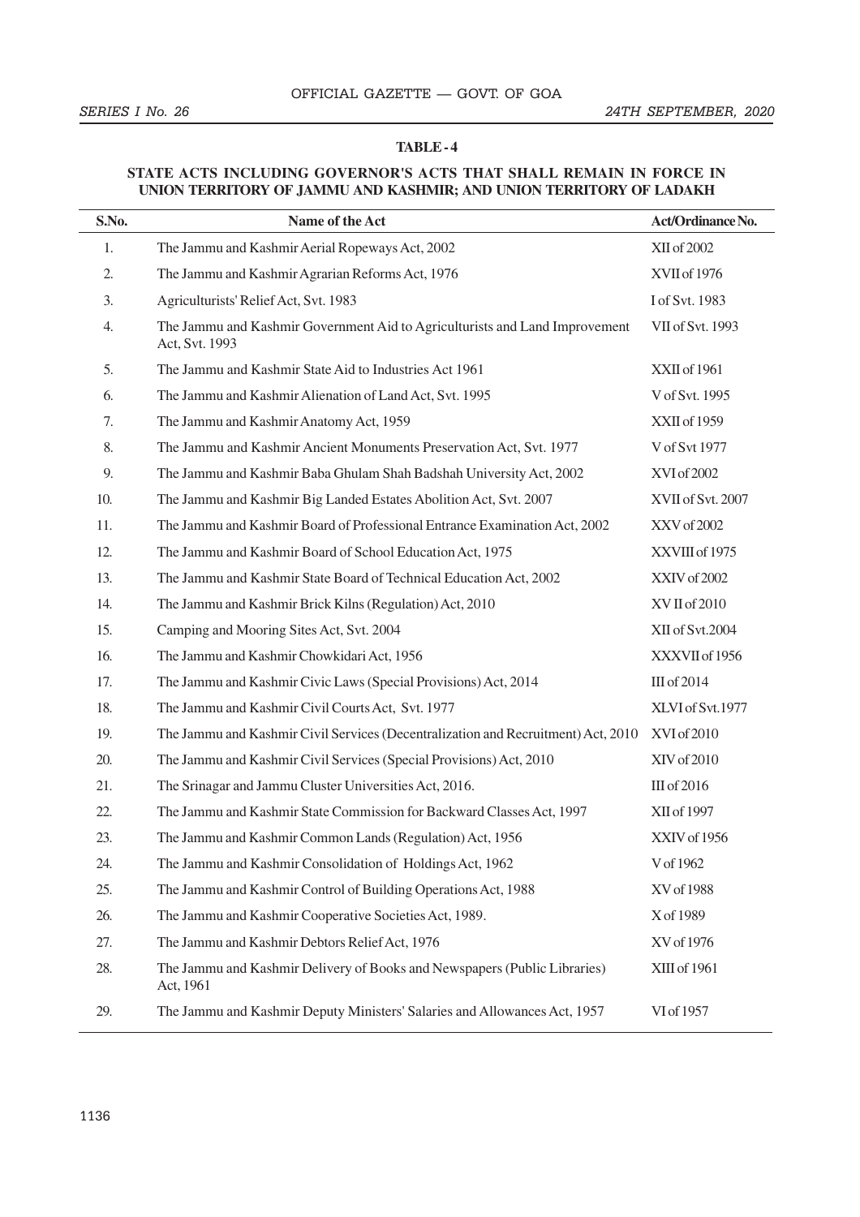**TABLE - 4**

**STATE ACTS INCLUDING GOVERNOR'S ACTS THAT SHALL REMAIN IN FORCE IN UNION TERRITORY OF JAMMU AND KASHMIR; AND UNION TERRITORY OF LADAKH**

| S.No. | Name of the Act | Act/Ordinance No. |
|---|---|---|
| 1. | The Jammu and Kashmir Aerial Ropeways Act, 2002 | XII of 2002 |
| 2. | The Jammu and Kashmir Agrarian Reforms Act, 1976 | XVII of 1976 |
| 3. | Agriculturists' Relief Act, Svt. 1983 | I of Svt. 1983 |
| 4. | The Jammu and Kashmir Government Aid to Agriculturists and Land Improvement Act, Svt. 1993 | VII of Svt. 1993 |
| 5. | The Jammu and Kashmir State Aid to Industries Act 1961 | XXII of 1961 |
| 6. | The Jammu and Kashmir Alienation of Land Act, Svt. 1995 | V of Svt. 1995 |
| 7. | The Jammu and Kashmir Anatomy Act, 1959 | XXII of 1959 |
| 8. | The Jammu and Kashmir Ancient Monuments Preservation Act, Svt. 1977 | V of Svt 1977 |
| 9. | The Jammu and Kashmir Baba Ghulam Shah Badshah University Act, 2002 | XVI of 2002 |
| 10. | The Jammu and Kashmir Big Landed Estates Abolition Act, Svt. 2007 | XVII of Svt. 2007 |
| 11. | The Jammu and Kashmir Board of Professional Entrance Examination Act, 2002 | XXV of 2002 |
| 12. | The Jammu and Kashmir Board of School Education Act, 1975 | XXVIII of 1975 |
| 13. | The Jammu and Kashmir State Board of Technical Education Act, 2002 | XXIV of 2002 |
| 14. | The Jammu and Kashmir Brick Kilns (Regulation) Act, 2010 | XV II of 2010 |
| 15. | Camping and Mooring Sites Act, Svt. 2004 | XII of Svt.2004 |
| 16. | The Jammu and Kashmir Chowkidari Act, 1956 | XXXVII of 1956 |
| 17. | The Jammu and Kashmir Civic Laws (Special Provisions) Act, 2014 | III of 2014 |
| 18. | The Jammu and Kashmir Civil Courts Act, Svt. 1977 | XLVI of Svt.1977 |
| 19. | The Jammu and Kashmir Civil Services (Decentralization and Recruitment) Act, 2010 | XVI of 2010 |
| 20. | The Jammu and Kashmir Civil Services (Special Provisions) Act, 2010 | XIV of 2010 |
| 21. | The Srinagar and Jammu Cluster Universities Act, 2016. | III of 2016 |
| 22. | The Jammu and Kashmir State Commission for Backward Classes Act, 1997 | XII of 1997 |
| 23. | The Jammu and Kashmir Common Lands (Regulation) Act, 1956 | XXIV of 1956 |
| 24. | The Jammu and Kashmir Consolidation of Holdings Act, 1962 | V of 1962 |
| 25. | The Jammu and Kashmir Control of Building Operations Act, 1988 | XV of 1988 |
| 26. | The Jammu and Kashmir Cooperative Societies Act, 1989. | X of 1989 |
| 27. | The Jammu and Kashmir Debtors Relief Act, 1976 | XV of 1976 |
| 28. | The Jammu and Kashmir Delivery of Books and Newspapers (Public Libraries) Act, 1961 | XIII of 1961 |
| 29. | The Jammu and Kashmir Deputy Ministers' Salaries and Allowances Act, 1957 | VI of 1957 |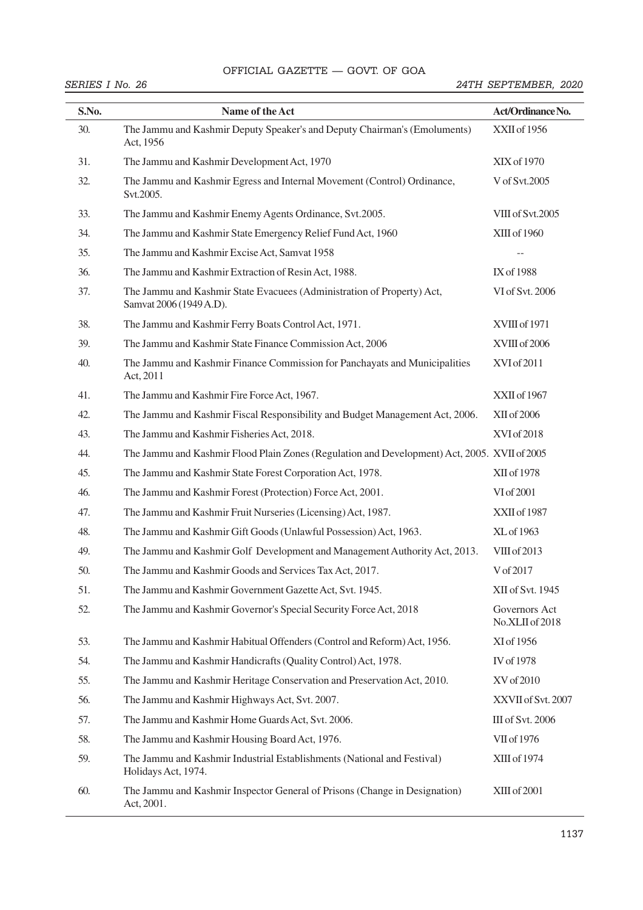| S.No. | Name of the Act | Act/Ordinance No. |
|---|---|---|
| 30. | The Jammu and Kashmir Deputy Speaker's and Deputy Chairman's (Emoluments) Act, 1956 | XXII of 1956 |
| 31. | The Jammu and Kashmir Development Act, 1970 | XIX of 1970 |
| 32. | The Jammu and Kashmir Egress and Internal Movement (Control) Ordinance, Svt.2005. | V of Svt.2005 |
| 33. | The Jammu and Kashmir Enemy Agents Ordinance, Svt.2005. | VIII of Svt.2005 |
| 34. | The Jammu and Kashmir State Emergency Relief Fund Act, 1960 | XIII of 1960 |
| 35. | The Jammu and Kashmir Excise Act, Samvat 1958 | -- |
| 36. | The Jammu and Kashmir Extraction of Resin Act, 1988. | IX of 1988 |
| 37. | The Jammu and Kashmir State Evacuees (Administration of Property) Act, Samvat 2006 (1949 A.D). | VI of Svt. 2006 |
| 38. | The Jammu and Kashmir Ferry Boats Control Act, 1971. | XVIII of 1971 |
| 39. | The Jammu and Kashmir State Finance Commission Act, 2006 | XVIII of 2006 |
| 40. | The Jammu and Kashmir Finance Commission for Panchayats and Municipalities Act, 2011 | XVI of 2011 |
| 41. | The Jammu and Kashmir Fire Force Act, 1967. | XXII of 1967 |
| 42. | The Jammu and Kashmir Fiscal Responsibility and Budget Management Act, 2006. | XII of 2006 |
| 43. | The Jammu and Kashmir Fisheries Act, 2018. | XVI of 2018 |
| 44. | The Jammu and Kashmir Flood Plain Zones (Regulation and Development) Act, 2005. | XVII of 2005 |
| 45. | The Jammu and Kashmir State Forest Corporation Act, 1978. | XII of 1978 |
| 46. | The Jammu and Kashmir Forest (Protection) Force Act, 2001. | VI of 2001 |
| 47. | The Jammu and Kashmir Fruit Nurseries (Licensing) Act, 1987. | XXII of 1987 |
| 48. | The Jammu and Kashmir Gift Goods (Unlawful Possession) Act, 1963. | XL of 1963 |
| 49. | The Jammu and Kashmir Golf Development and Management Authority Act, 2013. | VIII of 2013 |
| 50. | The Jammu and Kashmir Goods and Services Tax Act, 2017. | V of 2017 |
| 51. | The Jammu and Kashmir Government Gazette Act, Svt. 1945. | XII of Svt. 1945 |
| 52. | The Jammu and Kashmir Governor's Special Security Force Act, 2018 | Governors Act No.XLII of 2018 |
| 53. | The Jammu and Kashmir Habitual Offenders (Control and Reform) Act, 1956. | XI of 1956 |
| 54. | The Jammu and Kashmir Handicrafts (Quality Control) Act, 1978. | IV of 1978 |
| 55. | The Jammu and Kashmir Heritage Conservation and Preservation Act, 2010. | XV of 2010 |
| 56. | The Jammu and Kashmir Highways Act, Svt. 2007. | XXVII of Svt. 2007 |
| 57. | The Jammu and Kashmir Home Guards Act, Svt. 2006. | III of Svt. 2006 |
| 58. | The Jammu and Kashmir Housing Board Act, 1976. | VII of 1976 |
| 59. | The Jammu and Kashmir Industrial Establishments (National and Festival) Holidays Act, 1974. | XIII of 1974 |
| 60. | The Jammu and Kashmir Inspector General of Prisons (Change in Designation) Act, 2001. | XIII of 2001 |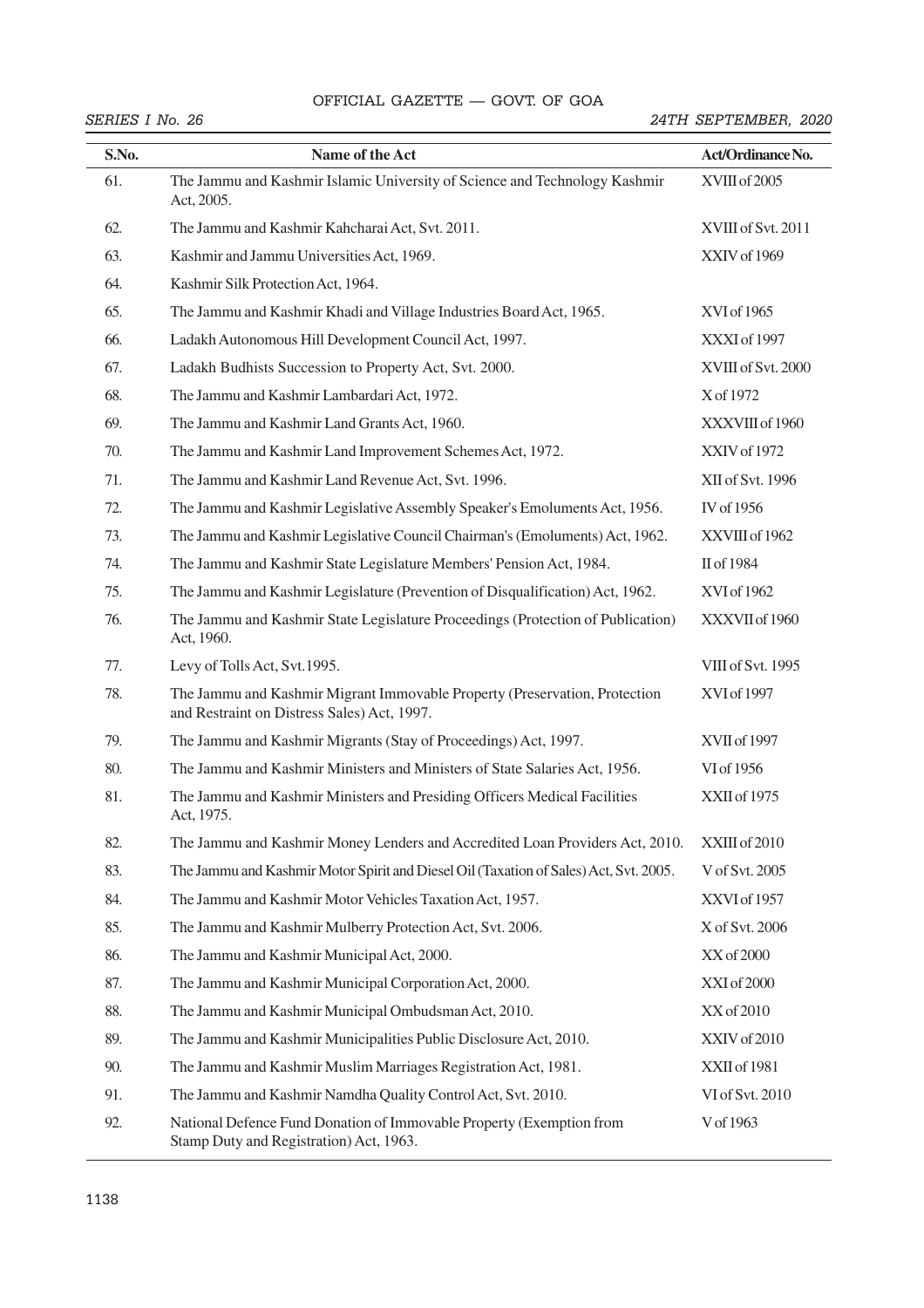| S.No. | Name of the Act | Act/Ordinance No. |
|---|---|---|
| 61. | The Jammu and Kashmir Islamic University of Science and Technology Kashmir Act, 2005. | XVIII of 2005 |
| 62. | The Jammu and Kashmir Kahcharai Act, Svt. 2011. | XVIII of Svt. 2011 |
| 63. | Kashmir and Jammu Universities Act, 1969. | XXIV of 1969 |
| 64. | Kashmir Silk Protection Act, 1964. | |
| 65. | The Jammu and Kashmir Khadi and Village Industries Board Act, 1965. | XVI of 1965 |
| 66. | Ladakh Autonomous Hill Development Council Act, 1997. | XXXI of 1997 |
| 67. | Ladakh Budhists Succession to Property Act, Svt. 2000. | XVIII of Svt. 2000 |
| 68. | The Jammu and Kashmir Lambardari Act, 1972. | X of 1972 |
| 69. | The Jammu and Kashmir Land Grants Act, 1960. | XXXVIII of 1960 |
| 70. | The Jammu and Kashmir Land Improvement Schemes Act, 1972. | XXIV of 1972 |
| 71. | The Jammu and Kashmir Land Revenue Act, Svt. 1996. | XII of Svt. 1996 |
| 72. | The Jammu and Kashmir Legislative Assembly Speaker's Emoluments Act, 1956. | IV of 1956 |
| 73. | The Jammu and Kashmir Legislative Council Chairman's (Emoluments) Act, 1962. | XXVIII of 1962 |
| 74. | The Jammu and Kashmir State Legislature Members' Pension Act, 1984. | II of 1984 |
| 75. | The Jammu and Kashmir Legislature (Prevention of Disqualification) Act, 1962. | XVI of 1962 |
| 76. | The Jammu and Kashmir State Legislature Proceedings (Protection of Publication) Act, 1960. | XXXVII of 1960 |
| 77. | Levy of Tolls Act, Svt.1995. | VIII of Svt. 1995 |
| 78. | The Jammu and Kashmir Migrant Immovable Property (Preservation, Protection and Restraint on Distress Sales) Act, 1997. | XVI of 1997 |
| 79. | The Jammu and Kashmir Migrants (Stay of Proceedings) Act, 1997. | XVII of 1997 |
| 80. | The Jammu and Kashmir Ministers and Ministers of State Salaries Act, 1956. | VI of 1956 |
| 81. | The Jammu and Kashmir Ministers and Presiding Officers Medical Facilities Act, 1975. | XXII of 1975 |
| 82. | The Jammu and Kashmir Money Lenders and Accredited Loan Providers Act, 2010. | XXIII of 2010 |
| 83. | The Jammu and Kashmir Motor Spirit and Diesel Oil (Taxation of Sales) Act, Svt. 2005. | V of Svt. 2005 |
| 84. | The Jammu and Kashmir Motor Vehicles Taxation Act, 1957. | XXVI of 1957 |
| 85. | The Jammu and Kashmir Mulberry Protection Act, Svt. 2006. | X of Svt. 2006 |
| 86. | The Jammu and Kashmir Municipal Act, 2000. | XX of 2000 |
| 87. | The Jammu and Kashmir Municipal Corporation Act, 2000. | XXI of 2000 |
| 88. | The Jammu and Kashmir Municipal Ombudsman Act, 2010. | XX of 2010 |
| 89. | The Jammu and Kashmir Municipalities Public Disclosure Act, 2010. | XXIV of 2010 |
| 90. | The Jammu and Kashmir Muslim Marriages Registration Act, 1981. | XXII of 1981 |
| 91. | The Jammu and Kashmir Namdha Quality Control Act, Svt. 2010. | VI of Svt. 2010 |
| 92. | National Defence Fund Donation of Immovable Property (Exemption from Stamp Duty and Registration) Act, 1963. | V of 1963 |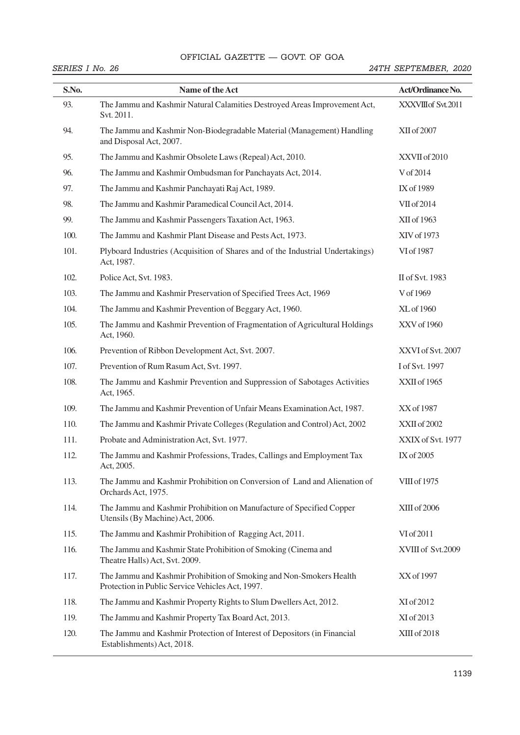| S.No. | Name of the Act | Act/Ordinance No. |
|---|---|---|
| 93. | The Jammu and Kashmir Natural Calamities Destroyed Areas Improvement Act, Svt. 2011. | XXXVIII of Svt. 2011 |
| 94. | The Jammu and Kashmir Non-Biodegradable Material (Management) Handling and Disposal Act, 2007. | XII of 2007 |
| 95. | The Jammu and Kashmir Obsolete Laws (Repeal) Act, 2010. | XXVII of 2010 |
| 96. | The Jammu and Kashmir Ombudsman for Panchayats Act, 2014. | V of 2014 |
| 97. | The Jammu and Kashmir Panchayati Raj Act, 1989. | IX of 1989 |
| 98. | The Jammu and Kashmir Paramedical Council Act, 2014. | VII of 2014 |
| 99. | The Jammu and Kashmir Passengers Taxation Act, 1963. | XII of 1963 |
| 100. | The Jammu and Kashmir Plant Disease and Pests Act, 1973. | XIV of 1973 |
| 101. | Plyboard Industries (Acquisition of Shares and of the Industrial Undertakings) Act, 1987. | VI of 1987 |
| 102. | Police Act, Svt. 1983. | II of Svt. 1983 |
| 103. | The Jammu and Kashmir Preservation of Specified Trees Act, 1969 | V of 1969 |
| 104. | The Jammu and Kashmir Prevention of Beggary Act, 1960. | XL of 1960 |
| 105. | The Jammu and Kashmir Prevention of Fragmentation of Agricultural Holdings Act, 1960. | XXV of 1960 |
| 106. | Prevention of Ribbon Development Act, Svt. 2007. | XXVI of Svt. 2007 |
| 107. | Prevention of Rum Rasum Act, Svt. 1997. | I of Svt. 1997 |
| 108. | The Jammu and Kashmir Prevention and Suppression of Sabotages Activities Act, 1965. | XXII of 1965 |
| 109. | The Jammu and Kashmir Prevention of Unfair Means Examination Act, 1987. | XX of 1987 |
| 110. | The Jammu and Kashmir Private Colleges (Regulation and Control) Act, 2002 | XXII of 2002 |
| 111. | Probate and Administration Act, Svt. 1977. | XXIX of Svt. 1977 |
| 112. | The Jammu and Kashmir Professions, Trades, Callings and Employment Tax Act, 2005. | IX of 2005 |
| 113. | The Jammu and Kashmir Prohibition on Conversion of Land and Alienation of Orchards Act, 1975. | VIII of 1975 |
| 114. | The Jammu and Kashmir Prohibition on Manufacture of Specified Copper Utensils (By Machine) Act, 2006. | XIII of 2006 |
| 115. | The Jammu and Kashmir Prohibition of Ragging Act, 2011. | VI of 2011 |
| 116. | The Jammu and Kashmir State Prohibition of Smoking (Cinema and Theatre Halls) Act, Svt. 2009. | XVIII of Svt.2009 |
| 117. | The Jammu and Kashmir Prohibition of Smoking and Non-Smokers Health Protection in Public Service Vehicles Act, 1997. | XX of 1997 |
| 118. | The Jammu and Kashmir Property Rights to Slum Dwellers Act, 2012. | XI of 2012 |
| 119. | The Jammu and Kashmir Property Tax Board Act, 2013. | XI of 2013 |
| 120. | The Jammu and Kashmir Protection of Interest of Depositors (in Financial Establishments) Act, 2018. | XIII of 2018 |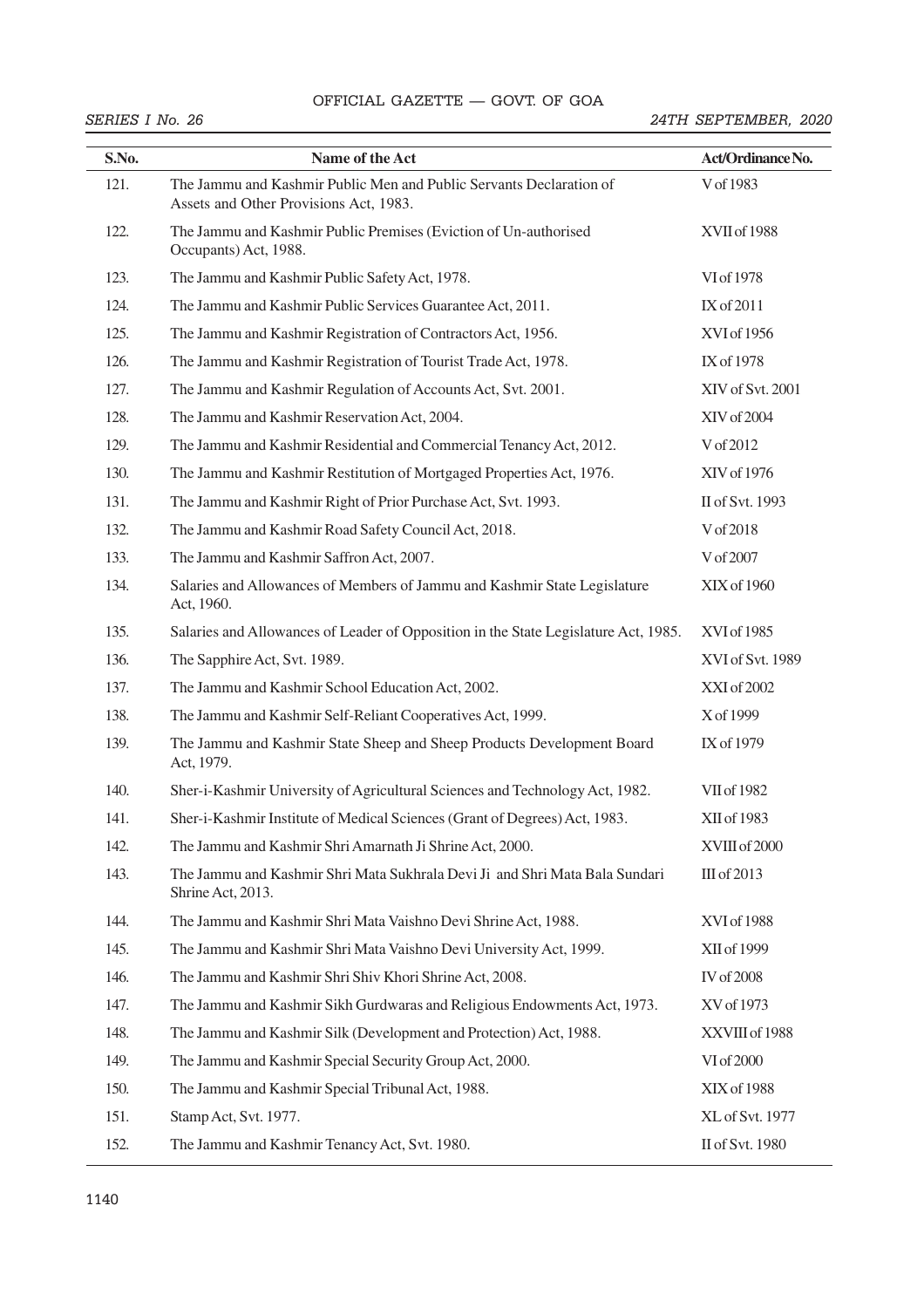| S.No. | Name of the Act | Act/Ordinance No. |
|---|---|---|
| 121. | The Jammu and Kashmir Public Men and Public Servants Declaration of Assets and Other Provisions Act, 1983. | V of 1983 |
| 122. | The Jammu and Kashmir Public Premises (Eviction of Un-authorised Occupants) Act, 1988. | XVII of 1988 |
| 123. | The Jammu and Kashmir Public Safety Act, 1978. | VI of 1978 |
| 124. | The Jammu and Kashmir Public Services Guarantee Act, 2011. | IX of 2011 |
| 125. | The Jammu and Kashmir Registration of Contractors Act, 1956. | XVI of 1956 |
| 126. | The Jammu and Kashmir Registration of Tourist Trade Act, 1978. | IX of 1978 |
| 127. | The Jammu and Kashmir Regulation of Accounts Act, Svt. 2001. | XIV of Svt. 2001 |
| 128. | The Jammu and Kashmir Reservation Act, 2004. | XIV of 2004 |
| 129. | The Jammu and Kashmir Residential and Commercial Tenancy Act, 2012. | V of 2012 |
| 130. | The Jammu and Kashmir Restitution of Mortgaged Properties Act, 1976. | XIV of 1976 |
| 131. | The Jammu and Kashmir Right of Prior Purchase Act, Svt. 1993. | II of Svt. 1993 |
| 132. | The Jammu and Kashmir Road Safety Council Act, 2018. | V of 2018 |
| 133. | The Jammu and Kashmir Saffron Act, 2007. | V of 2007 |
| 134. | Salaries and Allowances of Members of Jammu and Kashmir State Legislature Act, 1960. | XIX of 1960 |
| 135. | Salaries and Allowances of Leader of Opposition in the State Legislature Act, 1985. | XVI of 1985 |
| 136. | The Sapphire Act, Svt. 1989. | XVI of Svt. 1989 |
| 137. | The Jammu and Kashmir School Education Act, 2002. | XXI of 2002 |
| 138. | The Jammu and Kashmir Self-Reliant Cooperatives Act, 1999. | X of 1999 |
| 139. | The Jammu and Kashmir State Sheep and Sheep Products Development Board Act, 1979. | IX of 1979 |
| 140. | Sher-i-Kashmir University of Agricultural Sciences and Technology Act, 1982. | VII of 1982 |
| 141. | Sher-i-Kashmir Institute of Medical Sciences (Grant of Degrees) Act, 1983. | XII of 1983 |
| 142. | The Jammu and Kashmir Shri Amarnath Ji Shrine Act, 2000. | XVIII of 2000 |
| 143. | The Jammu and Kashmir Shri Mata Sukhrala Devi Ji and Shri Mata Bala Sundari Shrine Act, 2013. | III of 2013 |
| 144. | The Jammu and Kashmir Shri Mata Vaishno Devi Shrine Act, 1988. | XVI of 1988 |
| 145. | The Jammu and Kashmir Shri Mata Vaishno Devi University Act, 1999. | XII of 1999 |
| 146. | The Jammu and Kashmir Shri Shiv Khori Shrine Act, 2008. | IV of 2008 |
| 147. | The Jammu and Kashmir Sikh Gurdwaras and Religious Endowments Act, 1973. | XV of 1973 |
| 148. | The Jammu and Kashmir Silk (Development and Protection) Act, 1988. | XXVIII of 1988 |
| 149. | The Jammu and Kashmir Special Security Group Act, 2000. | VI of 2000 |
| 150. | The Jammu and Kashmir Special Tribunal Act, 1988. | XIX of 1988 |
| 151. | Stamp Act, Svt. 1977. | XL of Svt. 1977 |
| 152. | The Jammu and Kashmir Tenancy Act, Svt. 1980. | II of Svt. 1980 |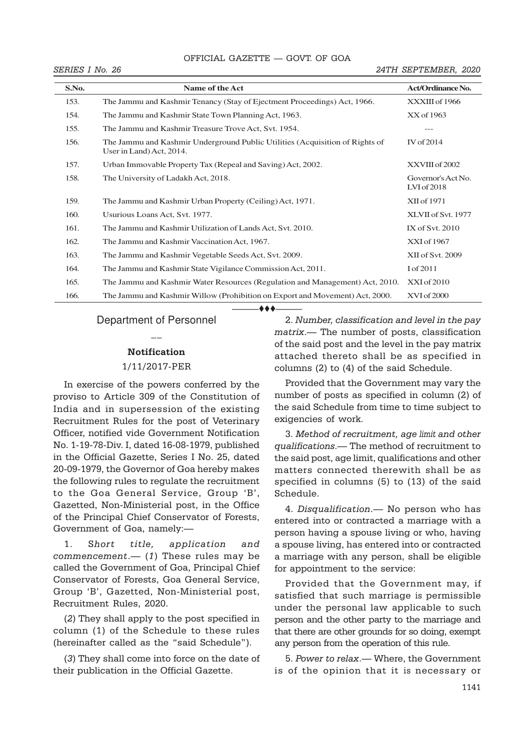| S.No. | Name of the Act | Act/Ordinance No. |
|---|---|---|
| 153. | The Jammu and Kashmir Tenancy (Stay of Ejectment Proceedings) Act, 1966. | XXXIII of 1966 |
| 154. | The Jammu and Kashmir State Town Planning Act, 1963. | XX of 1963 |
| 155. | The Jammu and Kashmir Treasure Trove Act, Svt. 1954. | --- |
| 156. | The Jammu and Kashmir Underground Public Utilities (Acquisition of Rights of User in Land) Act, 2014. | IV of 2014 |
| 157. | Urban Immovable Property Tax (Repeal and Saving) Act, 2002. | XXVIII of 2002 |
| 158. | The University of Ladakh Act, 2018. | Governor's Act No. LVI of 2018 |
| 159. | The Jammu and Kashmir Urban Property (Ceiling) Act, 1971. | XII of 1971 |
| 160. | Usurious Loans Act, Svt. 1977. | XLVII of Svt. 1977 |
| 161. | The Jammu and Kashmir Utilization of Lands Act, Svt. 2010. | IX of Svt. 2010 |
| 162. | The Jammu and Kashmir Vaccination Act, 1967. | XXI of 1967 |
| 163. | The Jammu and Kashmir Vegetable Seeds Act, Svt. 2009. | XII of Svt. 2009 |
| 164. | The Jammu and Kashmir State Vigilance Commission Act, 2011. | I of 2011 |
| 165. | The Jammu and Kashmir Water Resources (Regulation and Management) Act, 2010. | XXI of 2010 |
| 166. | The Jammu and Kashmir Willow (Prohibition on Export and Movement) Act, 2000. | XVI of 2000 |

♦♦♦

## Department of Personnel

### Notification

1/11/2017-PER

In exercise of the powers conferred by the proviso to Article 309 of the Constitution of India and in supersession of the existing Recruitment Rules for the post of Veterinary Officer, notified vide Government Notification No. 1-19-78-Div. I, dated 16-08-1979, published in the Official Gazette, Series I No. 25, dated 20-09-1979, the Governor of Goa hereby makes the following rules to regulate the recruitment to the Goa General Service, Group 'B', Gazetted, Non-Ministerial post, in the Office of the Principal Chief Conservator of Forests, Government of Goa, namely:—

1. *Short title, application and commencement*.— (*1*) These rules may be called the Government of Goa, Principal Chief Conservator of Forests, Goa General Service, Group 'B', Gazetted, Non-Ministerial post, Recruitment Rules, 2020.

(*2*) They shall apply to the post specified in column (1) of the Schedule to these rules (hereinafter called as the "said Schedule").

(*3*) They shall come into force on the date of their publication in the Official Gazette.

2. *Number, classification and level in the pay matrix*.— The number of posts, classification of the said post and the level in the pay matrix attached thereto shall be as specified in columns (2) to (4) of the said Schedule.

Provided that the Government may vary the number of posts as specified in column (2) of the said Schedule from time to time subject to exigencies of work.

3. *Method of recruitment, age limit and other qualifications*.— The method of recruitment to the said post, age limit, qualifications and other matters connected therewith shall be as specified in columns (5) to (13) of the said Schedule.

4. *Disqualification*.— No person who has entered into or contracted a marriage with a person having a spouse living or who, having a spouse living, has entered into or contracted a marriage with any person, shall be eligible for appointment to the service:

Provided that the Government may, if satisfied that such marriage is permissible under the personal law applicable to such person and the other party to the marriage and that there are other grounds for so doing, exempt any person from the operation of this rule.

5. *Power to relax*.— Where, the Government is of the opinion that it is necessary or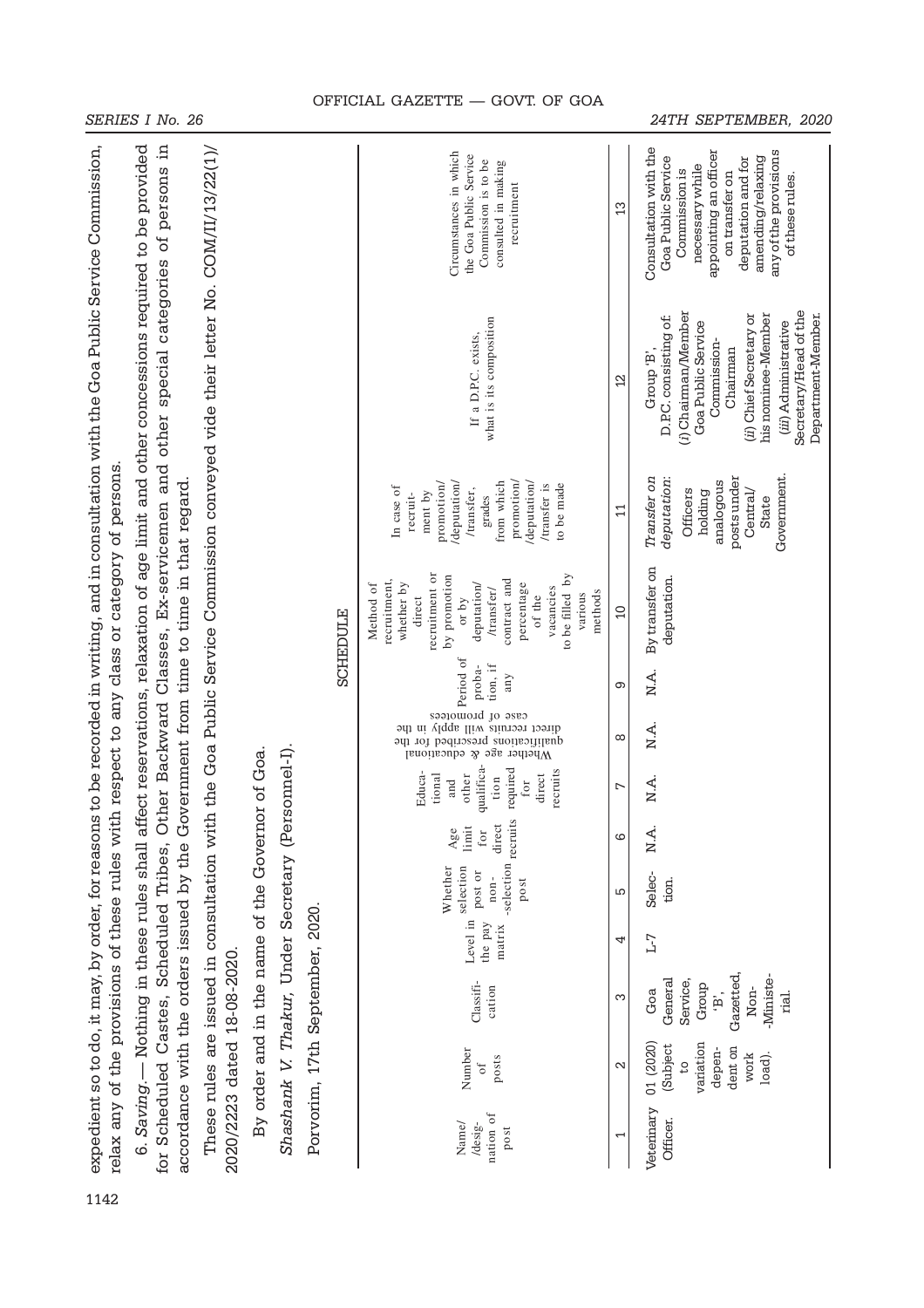expedient so to do, it may, by order, for reasons to be recorded in writing, and in consultation with the Goa Public Service Commission, relax any of the provisions of these rules with respect to any class or category of persons.

6. *Saving*.— Nothing in these rules shall affect reservations, relaxation of age limit and other concessions required to be provided for Scheduled Castes, Scheduled Tribes, Other Backward Classes, Ex-servicemen and other special categories of persons in accordance with the orders issued by the Government from time to time in that regard.

These rules are issued in consultation with the Goa Public Service Commission conveyed vide their letter No. COM/II/13/22(1)/2020/2223 dated 18-08-2020.

By order and in the name of the Governor of Goa.

*Shashank V. Thakur*, Under Secretary (Personnel-I).

Porvorim, 17th September, 2020.

## SCHEDULE

| Name/ /designation of post | Number of posts | Classification | Level in the pay matrix | Whether selection post or non-selection post | Age limit for direct recruits | Educational and other qualification required for direct recruits | Whether age & educational qualifications prescribed for the direct recruits will apply in the case of promotees | Period of probation, if any | Method of recruitment, whether by direct recruitment or by promotion or by deputation/ /transfer/ contract and percentage of the vacancies to be filled by various methods | In case of recruitment by promotion/ /deputation/ /transfer, grades from which promotion/ /deputation/ /transfer is to be made | If a D.P.C. exists, what is its composition | Circumstances in which the Goa Public Service Commission is to be consulted in making recruitment |
|---|---|---|---|---|---|---|---|---|---|---|---|---|
| 1 | 2 | 3 | 4 | 5 | 6 | 7 | 8 | 9 | 10 | 11 | 12 | 13 |
| Veterinary Officer. | 01 (2020) (Subject to variation dependent on work load). | Goa General Service, Group 'B', Gazetted, Non-Ministerial. | L-7 | Selection. | N.A. | N.A. | N.A. | N.A. | By transfer on deputation. | *Transfer on deputation*: Officers holding analogous posts under Central/ State Government. | Group 'B', D.P.C. consisting of: (*i*) Chairman/Member Goa Public Service Commission- Chairman (*ii*) Chief Secretary or his nominee-Member (*iii*) Administrative Secretary/Head of the Department-Member. | Consultation with the Goa Public Service Commission is necessary while appointing an officer on transfer on deputation and for amending/relaxing any of the provisions of these rules. |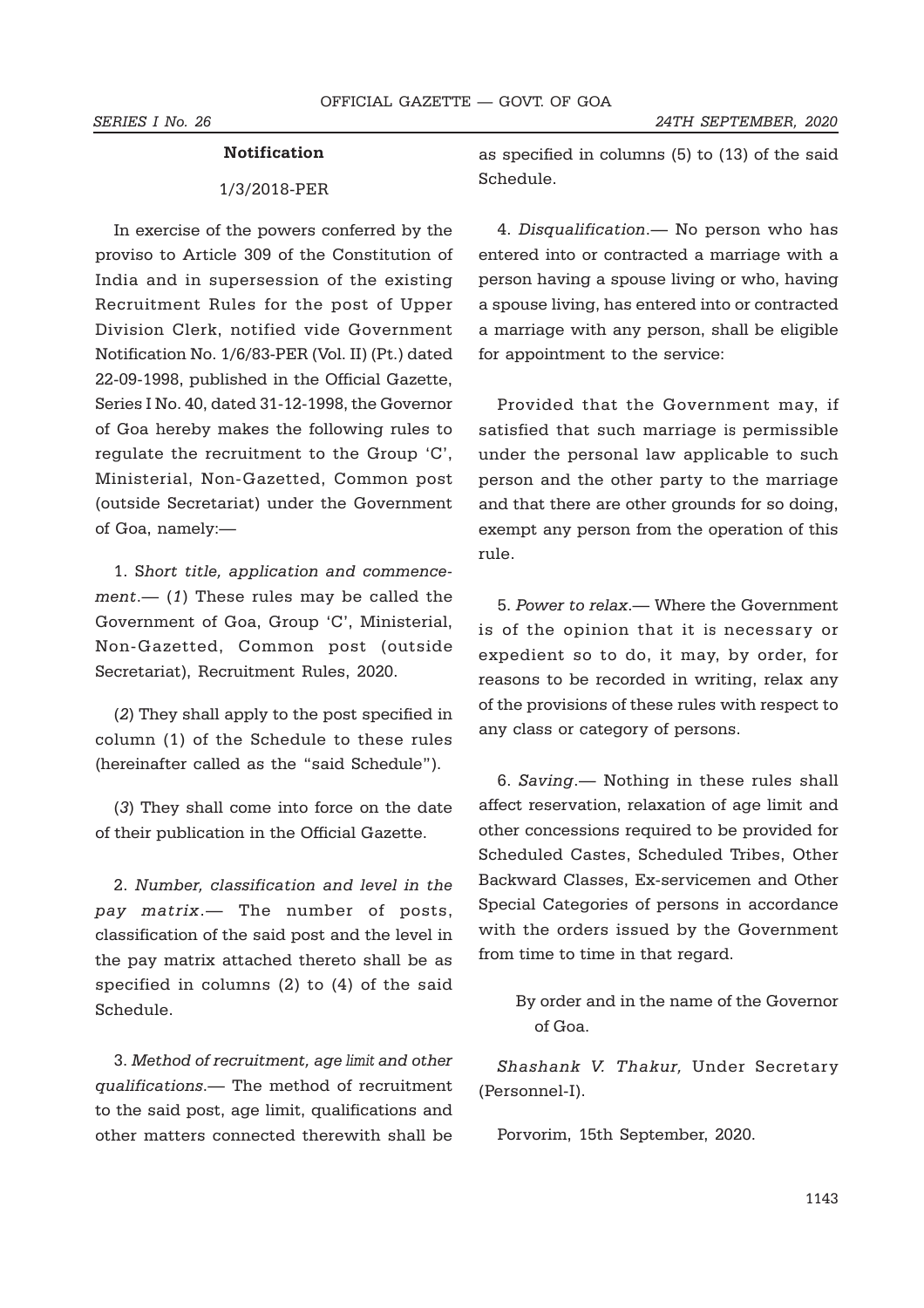## Notification

1/3/2018-PER

In exercise of the powers conferred by the proviso to Article 309 of the Constitution of India and in supersession of the existing Recruitment Rules for the post of Upper Division Clerk, notified vide Government Notification No. 1/6/83-PER (Vol. II) (Pt.) dated 22-09-1998, published in the Official Gazette, Series I No. 40, dated 31-12-1998, the Governor of Goa hereby makes the following rules to regulate the recruitment to the Group 'C', Ministerial, Non-Gazetted, Common post (outside Secretariat) under the Government of Goa, namely:—

1. S*hort title, application and commencement*.— (*1*) These rules may be called the Government of Goa, Group 'C', Ministerial, Non-Gazetted, Common post (outside Secretariat), Recruitment Rules, 2020.

(*2*) They shall apply to the post specified in column (1) of the Schedule to these rules (hereinafter called as the "said Schedule").

(*3*) They shall come into force on the date of their publication in the Official Gazette.

2. *Number, classification and level in the pay matrix*.— The number of posts, classification of the said post and the level in the pay matrix attached thereto shall be as specified in columns (2) to (4) of the said Schedule.

3. *Method of recruitment, age limit and other qualifications*.— The method of recruitment to the said post, age limit, qualifications and other matters connected therewith shall be as specified in columns (5) to (13) of the said Schedule.

4. *Disqualification*.— No person who has entered into or contracted a marriage with a person having a spouse living or who, having a spouse living, has entered into or contracted a marriage with any person, shall be eligible for appointment to the service:

Provided that the Government may, if satisfied that such marriage is permissible under the personal law applicable to such person and the other party to the marriage and that there are other grounds for so doing, exempt any person from the operation of this rule.

5. *Power to relax*.— Where the Government is of the opinion that it is necessary or expedient so to do, it may, by order, for reasons to be recorded in writing, relax any of the provisions of these rules with respect to any class or category of persons.

6. *Saving*.— Nothing in these rules shall affect reservation, relaxation of age limit and other concessions required to be provided for Scheduled Castes, Scheduled Tribes, Other Backward Classes, Ex-servicemen and Other Special Categories of persons in accordance with the orders issued by the Government from time to time in that regard.

By order and in the name of the Governor of Goa.

*Shashank V. Thakur,* Under Secretary (Personnel-I).

Porvorim, 15th September, 2020.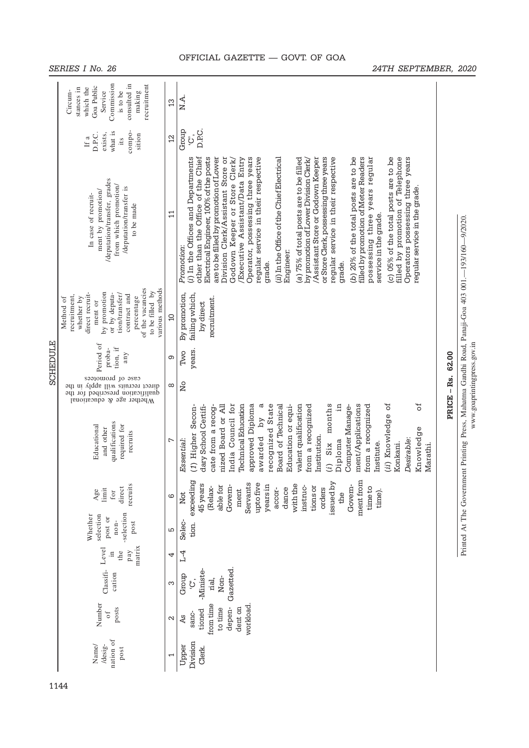# SCHEDULE

| Name/ /designation of post | Number of posts | Classification | Level in the pay matrix | Whether selection post or non-selection post | Age limit for direct recruits | Educational and other qualifications required for recruits | Whether age & educational qualification prescribed for the direct recruits will apply in the case of promotees | Period of probation, if any | Method of recruitment, whether by direct recruitment or by promotion or by deputation/transfer/ contract and percentage of the vacancies to be filled by various methods | In case of recruitment by promotion/ /deputation/transfer, grades from which promotion/ /deputation/transfer is to be made | If a D.P.C. exists, what is its composition | Circumstances in which the Goa Public Service Commission is to be consulted in making recruitment |
|---|---|---|---|---|---|---|---|---|---|---|---|---|
| 1 | 2 | 3 | 4 | 5 | 6 | 7 | 8 | 9 | 10 | 11 | 12 | 13 |
| Upper Division Clerk. | As sanctioned from time to time depending on workload. | Group 'C', -Ministerial, Non-Gazetted. | L-4 | Selection. | Not exceeding 45 years (Relaxable for Government Servants upto five years in accordance with the instructions or orders issued by the Government from time to time). | *Essential*: (*1*) Higher Secondary School Certificate from a recognized Board or All India Council for Technical Education approved Diploma awarded by a recognized State Board of Technical Education or equivalent qualification from a recognized Institution. (*i*) Six months Diploma in Computer Management/Applications from a recognized Institute. (*ii*) Knowledge of Konkani. *Desirable*: Knowledge of Marathi. | No | Two years. | By promotion, failing which, by direct recruitment. | *Promotion*: (*i*) In the Offices and Departments other than the Office of the Chief Electrical Engineer, 100% of the posts are to be filled by promotion of Lower Division Clerk/Assistant Store or Godown Keeper or Store Clerk/ /Executive Assistant/Data Entry Operator, possessing three years regular service in their respective grade. (*ii*) In the Office of the Chief Electrical Engineer: (*a*) 75% of total posts are to be filled by promotion of Lower Division Clerk/ /Assistant Store or Godown Keeper or Store Clerk, possessing three years regular service in their respective grade. (*b*) 20% of the total posts are to be filled by promotion of Meter Readers possessing three years regular service in the grade. (*c*) 05% of the total posts are to be filled by promotion of Telephone Operators possessing three years regular service in the grade. | Group 'C', D.P.C. | N.A. |

**PRICE – Rs. 62.00**

Printed At The Government Printing Press, Mahatma Gandhi Road, Panaji-Goa 403 001.—193/160—9/2020.

www.goaprintingpress.gov.in